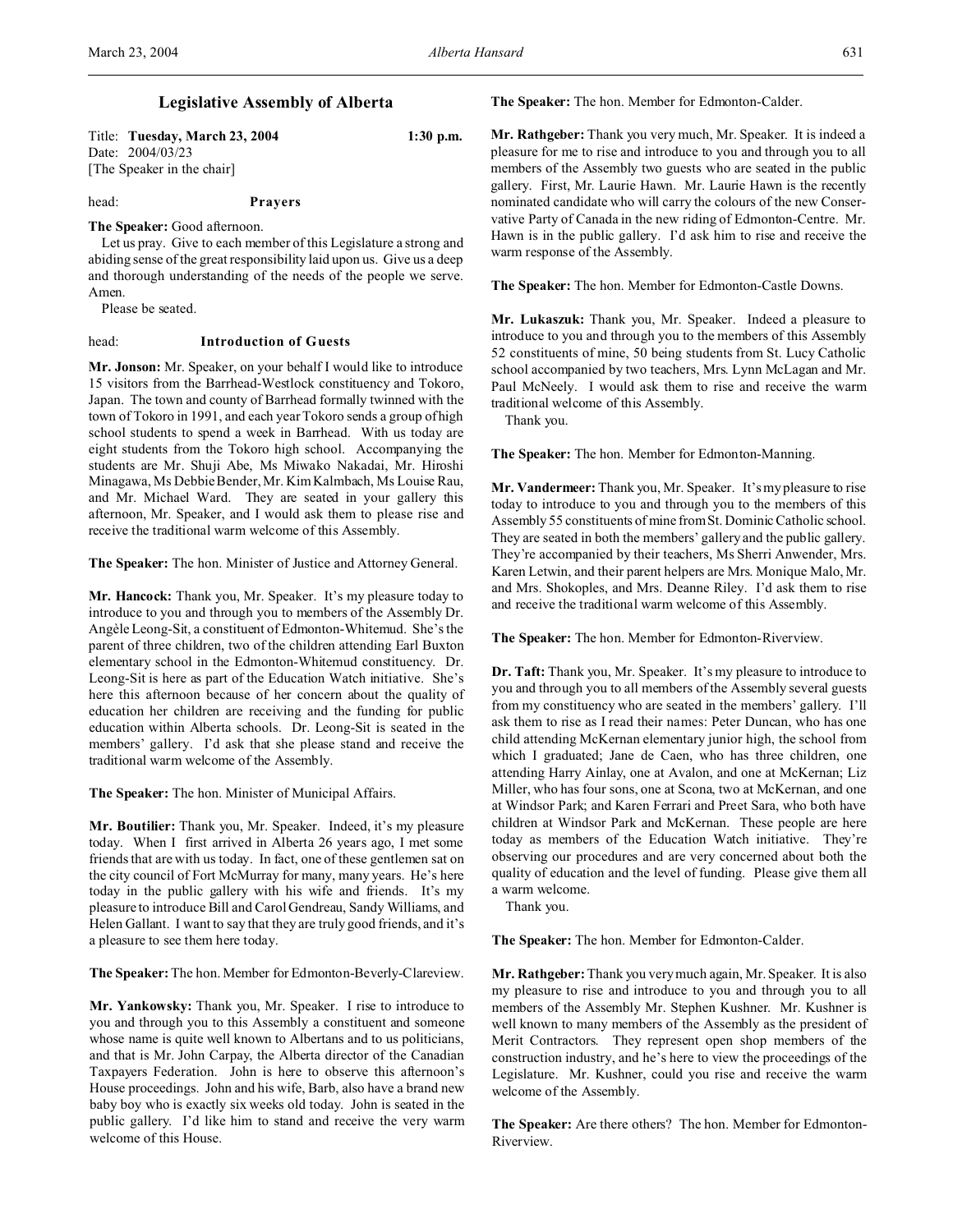# Legislative Assembly of Alberta

Title: **Tuesday, March 23, 2004** **1:30 p.m.**
Date: 2004/03/23
[The Speaker in the chair]

head: **Prayers**

**The Speaker:** Good afternoon.

Let us pray. Give to each member of this Legislature a strong and abiding sense of the great responsibility laid upon us. Give us a deep and thorough understanding of the needs of the people we serve. Amen.

Please be seated.

head: **Introduction of Guests**

**Mr. Jonson:** Mr. Speaker, on your behalf I would like to introduce 15 visitors from the Barrhead-Westlock constituency and Tokoro, Japan. The town and county of Barrhead formally twinned with the town of Tokoro in 1991, and each year Tokoro sends a group of high school students to spend a week in Barrhead. With us today are eight students from the Tokoro high school. Accompanying the students are Mr. Shuji Abe, Ms Miwako Nakadai, Mr. Hiroshi Minagawa, Ms Debbie Bender, Mr. Kim Kalmbach, Ms Louise Rau, and Mr. Michael Ward. They are seated in your gallery this afternoon, Mr. Speaker, and I would ask them to please rise and receive the traditional warm welcome of this Assembly.

**The Speaker:** The hon. Minister of Justice and Attorney General.

**Mr. Hancock:** Thank you, Mr. Speaker. It's my pleasure today to introduce to you and through you to members of the Assembly Dr. Angèle Leong-Sit, a constituent of Edmonton-Whitemud. She's the parent of three children, two of the children attending Earl Buxton elementary school in the Edmonton-Whitemud constituency. Dr. Leong-Sit is here as part of the Education Watch initiative. She's here this afternoon because of her concern about the quality of education her children are receiving and the funding for public education within Alberta schools. Dr. Leong-Sit is seated in the members' gallery. I'd ask that she please stand and receive the traditional warm welcome of the Assembly.

**The Speaker:** The hon. Minister of Municipal Affairs.

**Mr. Boutilier:** Thank you, Mr. Speaker. Indeed, it's my pleasure today. When I first arrived in Alberta 26 years ago, I met some friends that are with us today. In fact, one of these gentlemen sat on the city council of Fort McMurray for many, many years. He's here today in the public gallery with his wife and friends. It's my pleasure to introduce Bill and Carol Gendreau, Sandy Williams, and Helen Gallant. I want to say that they are truly good friends, and it's a pleasure to see them here today.

**The Speaker:** The hon. Member for Edmonton-Beverly-Clareview.

**Mr. Yankowsky:** Thank you, Mr. Speaker. I rise to introduce to you and through you to this Assembly a constituent and someone whose name is quite well known to Albertans and to us politicians, and that is Mr. John Carpay, the Alberta director of the Canadian Taxpayers Federation. John is here to observe this afternoon's House proceedings. John and his wife, Barb, also have a brand new baby boy who is exactly six weeks old today. John is seated in the public gallery. I'd like him to stand and receive the very warm welcome of this House.

**The Speaker:** The hon. Member for Edmonton-Calder.

**Mr. Rathgeber:** Thank you very much, Mr. Speaker. It is indeed a pleasure for me to rise and introduce to you and through you to all members of the Assembly two guests who are seated in the public gallery. First, Mr. Laurie Hawn. Mr. Laurie Hawn is the recently nominated candidate who will carry the colours of the new Conservative Party of Canada in the new riding of Edmonton-Centre. Mr. Hawn is in the public gallery. I'd ask him to rise and receive the warm response of the Assembly.

**The Speaker:** The hon. Member for Edmonton-Castle Downs.

**Mr. Lukaszuk:** Thank you, Mr. Speaker. Indeed a pleasure to introduce to you and through you to the members of this Assembly 52 constituents of mine, 50 being students from St. Lucy Catholic school accompanied by two teachers, Mrs. Lynn McLagan and Mr. Paul McNeely. I would ask them to rise and receive the warm traditional welcome of this Assembly.

Thank you.

**The Speaker:** The hon. Member for Edmonton-Manning.

**Mr. Vandermeer:** Thank you, Mr. Speaker. It's my pleasure to rise today to introduce to you and through you to the members of this Assembly 55 constituents of mine from St. Dominic Catholic school. They are seated in both the members' gallery and the public gallery. They're accompanied by their teachers, Ms Sherri Anwender, Mrs. Karen Letwin, and their parent helpers are Mrs. Monique Malo, Mr. and Mrs. Shokoples, and Mrs. Deanne Riley. I'd ask them to rise and receive the traditional warm welcome of this Assembly.

**The Speaker:** The hon. Member for Edmonton-Riverview.

**Dr. Taft:** Thank you, Mr. Speaker. It's my pleasure to introduce to you and through you to all members of the Assembly several guests from my constituency who are seated in the members' gallery. I'll ask them to rise as I read their names: Peter Duncan, who has one child attending McKernan elementary junior high, the school from which I graduated; Jane de Caen, who has three children, one attending Harry Ainlay, one at Avalon, and one at McKernan; Liz Miller, who has four sons, one at Scona, two at McKernan, and one at Windsor Park; and Karen Ferrari and Preet Sara, who both have children at Windsor Park and McKernan. These people are here today as members of the Education Watch initiative. They're observing our procedures and are very concerned about both the quality of education and the level of funding. Please give them all a warm welcome.

Thank you.

**The Speaker:** The hon. Member for Edmonton-Calder.

**Mr. Rathgeber:** Thank you very much again, Mr. Speaker. It is also my pleasure to rise and introduce to you and through you to all members of the Assembly Mr. Stephen Kushner. Mr. Kushner is well known to many members of the Assembly as the president of Merit Contractors. They represent open shop members of the construction industry, and he's here to view the proceedings of the Legislature. Mr. Kushner, could you rise and receive the warm welcome of the Assembly.

**The Speaker:** Are there others? The hon. Member for Edmonton-Riverview.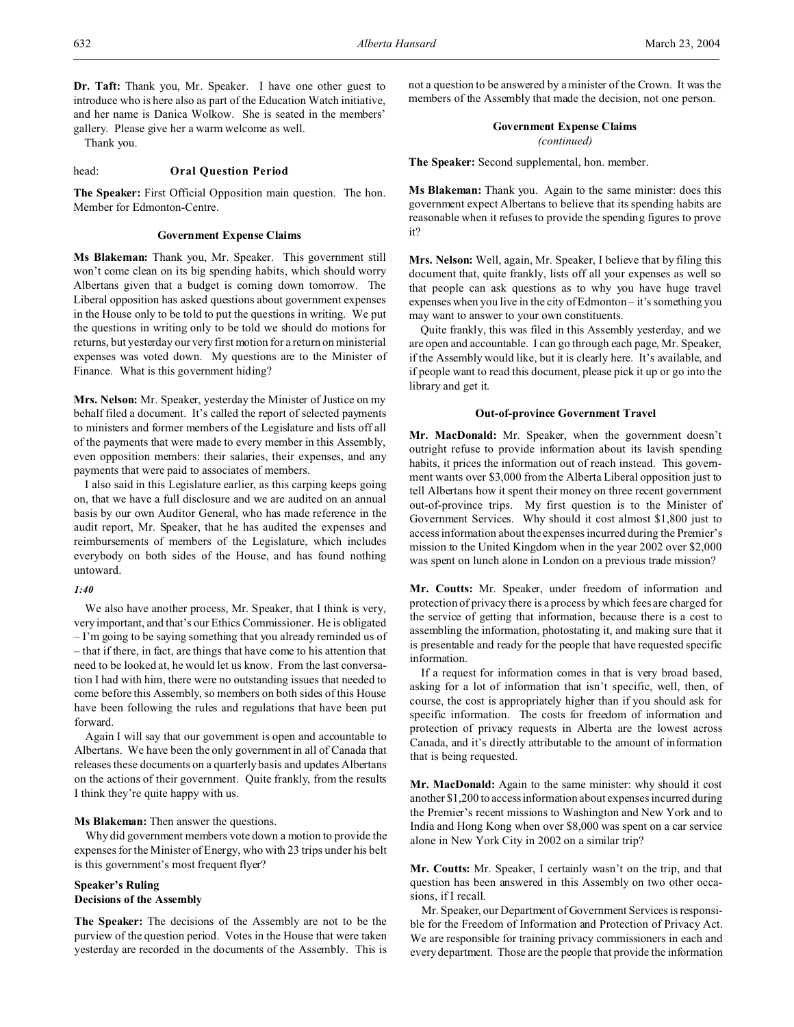**Dr. Taft:** Thank you, Mr. Speaker. I have one other guest to introduce who is here also as part of the Education Watch initiative, and her name is Danica Wolkow. She is seated in the members' gallery. Please give her a warm welcome as well.

Thank you.

head: **Oral Question Period**

**The Speaker:** First Official Opposition main question. The hon. Member for Edmonton-Centre.

### Government Expense Claims

**Ms Blakeman:** Thank you, Mr. Speaker. This government still won't come clean on its big spending habits, which should worry Albertans given that a budget is coming down tomorrow. The Liberal opposition has asked questions about government expenses in the House only to be told to put the questions in writing. We put the questions in writing only to be told we should do motions for returns, but yesterday our very first motion for a return on ministerial expenses was voted down. My questions are to the Minister of Finance. What is this government hiding?

**Mrs. Nelson:** Mr. Speaker, yesterday the Minister of Justice on my behalf filed a document. It's called the report of selected payments to ministers and former members of the Legislature and lists off all of the payments that were made to every member in this Assembly, even opposition members: their salaries, their expenses, and any payments that were paid to associates of members.

I also said in this Legislature earlier, as this carping keeps going on, that we have a full disclosure and we are audited on an annual basis by our own Auditor General, who has made reference in the audit report, Mr. Speaker, that he has audited the expenses and reimbursements of members of the Legislature, which includes everybody on both sides of the House, and has found nothing untoward.

*1:40*

We also have another process, Mr. Speaker, that I think is very, very important, and that's our Ethics Commissioner. He is obligated – I'm going to be saying something that you already reminded us of – that if there, in fact, are things that have come to his attention that need to be looked at, he would let us know. From the last conversation I had with him, there were no outstanding issues that needed to come before this Assembly, so members on both sides of this House have been following the rules and regulations that have been put forward.

Again I will say that our government is open and accountable to Albertans. We have been the only government in all of Canada that releases these documents on a quarterly basis and updates Albertans on the actions of their government. Quite frankly, from the results I think they're quite happy with us.

**Ms Blakeman:** Then answer the questions.

Why did government members vote down a motion to provide the expenses for the Minister of Energy, who with 23 trips under his belt is this government's most frequent flyer?

### Speaker's Ruling
### Decisions of the Assembly

**The Speaker:** The decisions of the Assembly are not to be the purview of the question period. Votes in the House that were taken yesterday are recorded in the documents of the Assembly. This is not a question to be answered by a minister of the Crown. It was the members of the Assembly that made the decision, not one person.

### Government Expense Claims
*(continued)*

**The Speaker:** Second supplemental, hon. member.

**Ms Blakeman:** Thank you. Again to the same minister: does this government expect Albertans to believe that its spending habits are reasonable when it refuses to provide the spending figures to prove it?

**Mrs. Nelson:** Well, again, Mr. Speaker, I believe that by filing this document that, quite frankly, lists off all your expenses as well so that people can ask questions as to why you have huge travel expenses when you live in the city of Edmonton – it's something you may want to answer to your own constituents.

Quite frankly, this was filed in this Assembly yesterday, and we are open and accountable. I can go through each page, Mr. Speaker, if the Assembly would like, but it is clearly here. It's available, and if people want to read this document, please pick it up or go into the library and get it.

### Out-of-province Government Travel

**Mr. MacDonald:** Mr. Speaker, when the government doesn't outright refuse to provide information about its lavish spending habits, it prices the information out of reach instead. This government wants over $3,000 from the Alberta Liberal opposition just to tell Albertans how it spent their money on three recent government out-of-province trips. My first question is to the Minister of Government Services. Why should it cost almost $1,800 just to access information about the expenses incurred during the Premier's mission to the United Kingdom when in the year 2002 over $2,000 was spent on lunch alone in London on a previous trade mission?

**Mr. Coutts:** Mr. Speaker, under freedom of information and protection of privacy there is a process by which fees are charged for the service of getting that information, because there is a cost to assembling the information, photostating it, and making sure that it is presentable and ready for the people that have requested specific information.

If a request for information comes in that is very broad based, asking for a lot of information that isn't specific, well, then, of course, the cost is appropriately higher than if you should ask for specific information. The costs for freedom of information and protection of privacy requests in Alberta are the lowest across Canada, and it's directly attributable to the amount of information that is being requested.

**Mr. MacDonald:** Again to the same minister: why should it cost another $1,200 to access information about expenses incurred during the Premier's recent missions to Washington and New York and to India and Hong Kong when over $8,000 was spent on a car service alone in New York City in 2002 on a similar trip?

**Mr. Coutts:** Mr. Speaker, I certainly wasn't on the trip, and that question has been answered in this Assembly on two other occasions, if I recall.

Mr. Speaker, our Department of Government Services is responsible for the Freedom of Information and Protection of Privacy Act. We are responsible for training privacy commissioners in each and every department. Those are the people that provide the information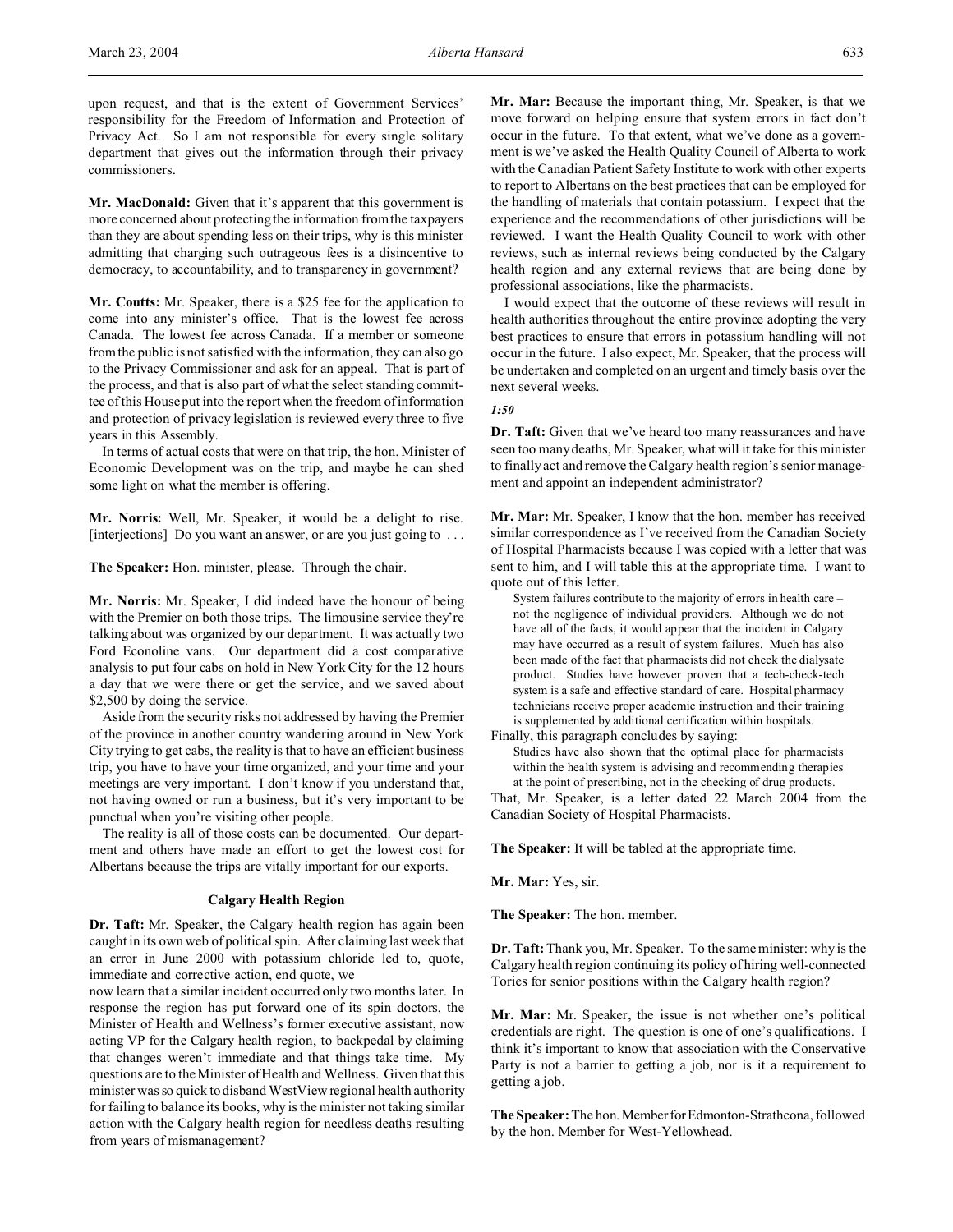upon request, and that is the extent of Government Services' responsibility for the Freedom of Information and Protection of Privacy Act. So I am not responsible for every single solitary department that gives out the information through their privacy commissioners.

**Mr. MacDonald:** Given that it's apparent that this government is more concerned about protecting the information from the taxpayers than they are about spending less on their trips, why is this minister admitting that charging such outrageous fees is a disincentive to democracy, to accountability, and to transparency in government?

**Mr. Coutts:** Mr. Speaker, there is a $25 fee for the application to come into any minister's office. That is the lowest fee across Canada. The lowest fee across Canada. If a member or someone from the public is not satisfied with the information, they can also go to the Privacy Commissioner and ask for an appeal. That is part of the process, and that is also part of what the select standing committee of this House put into the report when the freedom of information and protection of privacy legislation is reviewed every three to five years in this Assembly.

In terms of actual costs that were on that trip, the hon. Minister of Economic Development was on the trip, and maybe he can shed some light on what the member is offering.

**Mr. Norris:** Well, Mr. Speaker, it would be a delight to rise. [interjections] Do you want an answer, or are you just going to . . .

**The Speaker:** Hon. minister, please. Through the chair.

**Mr. Norris:** Mr. Speaker, I did indeed have the honour of being with the Premier on both those trips. The limousine service they're talking about was organized by our department. It was actually two Ford Econoline vans. Our department did a cost comparative analysis to put four cabs on hold in New York City for the 12 hours a day that we were there or get the service, and we saved about $2,500 by doing the service.

Aside from the security risks not addressed by having the Premier of the province in another country wandering around in New York City trying to get cabs, the reality is that to have an efficient business trip, you have to have your time organized, and your time and your meetings are very important. I don't know if you understand that, not having owned or run a business, but it's very important to be punctual when you're visiting other people.

The reality is all of those costs can be documented. Our department and others have made an effort to get the lowest cost for Albertans because the trips are vitally important for our exports.

### Calgary Health Region

**Dr. Taft:** Mr. Speaker, the Calgary health region has again been caught in its own web of political spin. After claiming last week that an error in June 2000 with potassium chloride led to, quote, immediate and corrective action, end quote, we now learn that a similar incident occurred only two months later. In response the region has put forward one of its spin doctors, the Minister of Health and Wellness's former executive assistant, now acting VP for the Calgary health region, to backpedal by claiming that changes weren't immediate and that things take time. My questions are to the Minister of Health and Wellness. Given that this minister was so quick to disband WestView regional health authority for failing to balance its books, why is the minister not taking similar action with the Calgary health region for needless deaths resulting from years of mismanagement?

**Mr. Mar:** Because the important thing, Mr. Speaker, is that we move forward on helping ensure that system errors in fact don't occur in the future. To that extent, what we've done as a government is we've asked the Health Quality Council of Alberta to work with the Canadian Patient Safety Institute to work with other experts to report to Albertans on the best practices that can be employed for the handling of materials that contain potassium. I expect that the experience and the recommendations of other jurisdictions will be reviewed. I want the Health Quality Council to work with other reviews, such as internal reviews being conducted by the Calgary health region and any external reviews that are being done by professional associations, like the pharmacists.

I would expect that the outcome of these reviews will result in health authorities throughout the entire province adopting the very best practices to ensure that errors in potassium handling will not occur in the future. I also expect, Mr. Speaker, that the process will be undertaken and completed on an urgent and timely basis over the next several weeks.

*1:50*

**Dr. Taft:** Given that we've heard too many reassurances and have seen too many deaths, Mr. Speaker, what will it take for this minister to finally act and remove the Calgary health region's senior management and appoint an independent administrator?

**Mr. Mar:** Mr. Speaker, I know that the hon. member has received similar correspondence as I've received from the Canadian Society of Hospital Pharmacists because I was copied with a letter that was sent to him, and I will table this at the appropriate time. I want to quote out of this letter.

> System failures contribute to the majority of errors in health care – not the negligence of individual providers. Although we do not have all of the facts, it would appear that the incident in Calgary may have occurred as a result of system failures. Much has also been made of the fact that pharmacists did not check the dialysate product. Studies have however proven that a tech-check-tech system is a safe and effective standard of care. Hospital pharmacy technicians receive proper academic instruction and their training is supplemented by additional certification within hospitals.

Finally, this paragraph concludes by saying:

> Studies have also shown that the optimal place for pharmacists within the health system is advising and recommending therapies at the point of prescribing, not in the checking of drug products.

That, Mr. Speaker, is a letter dated 22 March 2004 from the Canadian Society of Hospital Pharmacists.

**The Speaker:** It will be tabled at the appropriate time.

**Mr. Mar:** Yes, sir.

**The Speaker:** The hon. member.

**Dr. Taft:** Thank you, Mr. Speaker. To the same minister: why is the Calgary health region continuing its policy of hiring well-connected Tories for senior positions within the Calgary health region?

**Mr. Mar:** Mr. Speaker, the issue is not whether one's political credentials are right. The question is one of one's qualifications. I think it's important to know that association with the Conservative Party is not a barrier to getting a job, nor is it a requirement to getting a job.

**The Speaker:** The hon. Member for Edmonton-Strathcona, followed by the hon. Member for West-Yellowhead.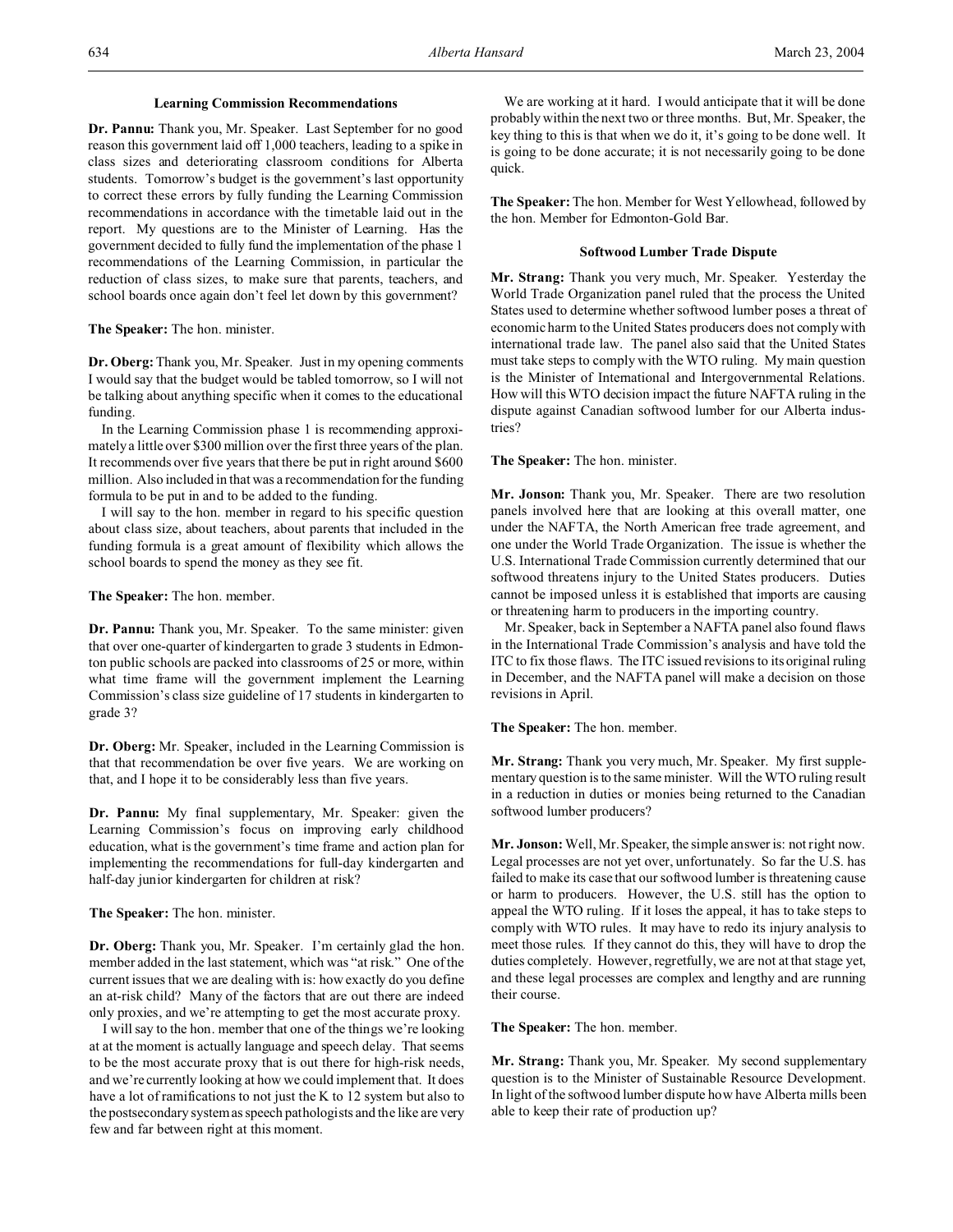### Learning Commission Recommendations

**Dr. Pannu:** Thank you, Mr. Speaker. Last September for no good reason this government laid off 1,000 teachers, leading to a spike in class sizes and deteriorating classroom conditions for Alberta students. Tomorrow's budget is the government's last opportunity to correct these errors by fully funding the Learning Commission recommendations in accordance with the timetable laid out in the report. My questions are to the Minister of Learning. Has the government decided to fully fund the implementation of the phase 1 recommendations of the Learning Commission, in particular the reduction of class sizes, to make sure that parents, teachers, and school boards once again don't feel let down by this government?

**The Speaker:** The hon. minister.

**Dr. Oberg:** Thank you, Mr. Speaker. Just in my opening comments I would say that the budget would be tabled tomorrow, so I will not be talking about anything specific when it comes to the educational funding.

In the Learning Commission phase 1 is recommending approximately a little over $300 million over the first three years of the plan. It recommends over five years that there be put in right around $600 million. Also included in that was a recommendation for the funding formula to be put in and to be added to the funding.

I will say to the hon. member in regard to his specific question about class size, about teachers, about parents that included in the funding formula is a great amount of flexibility which allows the school boards to spend the money as they see fit.

**The Speaker:** The hon. member.

**Dr. Pannu:** Thank you, Mr. Speaker. To the same minister: given that over one-quarter of kindergarten to grade 3 students in Edmonton public schools are packed into classrooms of 25 or more, within what time frame will the government implement the Learning Commission's class size guideline of 17 students in kindergarten to grade 3?

**Dr. Oberg:** Mr. Speaker, included in the Learning Commission is that that recommendation be over five years. We are working on that, and I hope it to be considerably less than five years.

**Dr. Pannu:** My final supplementary, Mr. Speaker: given the Learning Commission's focus on improving early childhood education, what is the government's time frame and action plan for implementing the recommendations for full-day kindergarten and half-day junior kindergarten for children at risk?

**The Speaker:** The hon. minister.

**Dr. Oberg:** Thank you, Mr. Speaker. I'm certainly glad the hon. member added in the last statement, which was "at risk." One of the current issues that we are dealing with is: how exactly do you define an at-risk child? Many of the factors that are out there are indeed only proxies, and we're attempting to get the most accurate proxy.

I will say to the hon. member that one of the things we're looking at at the moment is actually language and speech delay. That seems to be the most accurate proxy that is out there for high-risk needs, and we're currently looking at how we could implement that. It does have a lot of ramifications to not just the K to 12 system but also to the postsecondary system as speech pathologists and the like are very few and far between right at this moment.

We are working at it hard. I would anticipate that it will be done probably within the next two or three months. But, Mr. Speaker, the key thing to this is that when we do it, it's going to be done well. It is going to be done accurate; it is not necessarily going to be done quick.

**The Speaker:** The hon. Member for West Yellowhead, followed by the hon. Member for Edmonton-Gold Bar.

### Softwood Lumber Trade Dispute

**Mr. Strang:** Thank you very much, Mr. Speaker. Yesterday the World Trade Organization panel ruled that the process the United States used to determine whether softwood lumber poses a threat of economic harm to the United States producers does not comply with international trade law. The panel also said that the United States must take steps to comply with the WTO ruling. My main question is the Minister of International and Intergovernmental Relations. How will this WTO decision impact the future NAFTA ruling in the dispute against Canadian softwood lumber for our Alberta industries?

**The Speaker:** The hon. minister.

**Mr. Jonson:** Thank you, Mr. Speaker. There are two resolution panels involved here that are looking at this overall matter, one under the NAFTA, the North American free trade agreement, and one under the World Trade Organization. The issue is whether the U.S. International Trade Commission currently determined that our softwood threatens injury to the United States producers. Duties cannot be imposed unless it is established that imports are causing or threatening harm to producers in the importing country.

Mr. Speaker, back in September a NAFTA panel also found flaws in the International Trade Commission's analysis and have told the ITC to fix those flaws. The ITC issued revisions to its original ruling in December, and the NAFTA panel will make a decision on those revisions in April.

**The Speaker:** The hon. member.

**Mr. Strang:** Thank you very much, Mr. Speaker. My first supplementary question is to the same minister. Will the WTO ruling result in a reduction in duties or monies being returned to the Canadian softwood lumber producers?

**Mr. Jonson:** Well, Mr. Speaker, the simple answer is: not right now. Legal processes are not yet over, unfortunately. So far the U.S. has failed to make its case that our softwood lumber is threatening cause or harm to producers. However, the U.S. still has the option to appeal the WTO ruling. If it loses the appeal, it has to take steps to comply with WTO rules. It may have to redo its injury analysis to meet those rules. If they cannot do this, they will have to drop the duties completely. However, regretfully, we are not at that stage yet, and these legal processes are complex and lengthy and are running their course.

**The Speaker:** The hon. member.

**Mr. Strang:** Thank you, Mr. Speaker. My second supplementary question is to the Minister of Sustainable Resource Development. In light of the softwood lumber dispute how have Alberta mills been able to keep their rate of production up?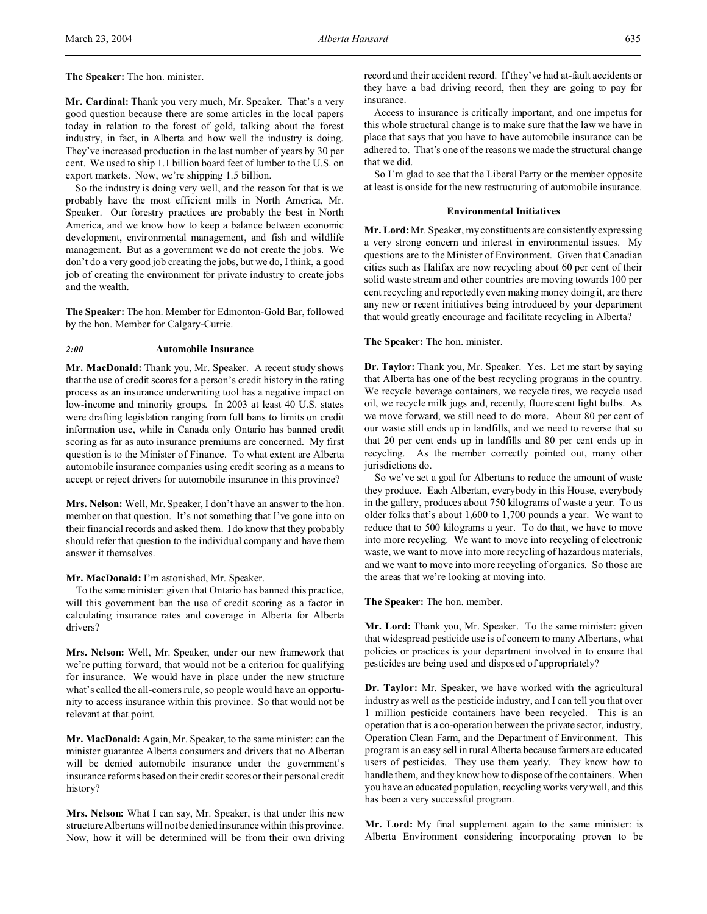**The Speaker:** The hon. minister.

**Mr. Cardinal:** Thank you very much, Mr. Speaker. That's a very good question because there are some articles in the local papers today in relation to the forest of gold, talking about the forest industry, in fact, in Alberta and how well the industry is doing. They've increased production in the last number of years by 30 per cent. We used to ship 1.1 billion board feet of lumber to the U.S. on export markets. Now, we're shipping 1.5 billion.

So the industry is doing very well, and the reason for that is we probably have the most efficient mills in North America, Mr. Speaker. Our forestry practices are probably the best in North America, and we know how to keep a balance between economic development, environmental management, and fish and wildlife management. But as a government we do not create the jobs. We don't do a very good job creating the jobs, but we do, I think, a good job of creating the environment for private industry to create jobs and the wealth.

**The Speaker:** The hon. Member for Edmonton-Gold Bar, followed by the hon. Member for Calgary-Currie.

### *2:00* Automobile Insurance

**Mr. MacDonald:** Thank you, Mr. Speaker. A recent study shows that the use of credit scores for a person's credit history in the rating process as an insurance underwriting tool has a negative impact on low-income and minority groups. In 2003 at least 40 U.S. states were drafting legislation ranging from full bans to limits on credit information use, while in Canada only Ontario has banned credit scoring as far as auto insurance premiums are concerned. My first question is to the Minister of Finance. To what extent are Alberta automobile insurance companies using credit scoring as a means to accept or reject drivers for automobile insurance in this province?

**Mrs. Nelson:** Well, Mr. Speaker, I don't have an answer to the hon. member on that question. It's not something that I've gone into on their financial records and asked them. I do know that they probably should refer that question to the individual company and have them answer it themselves.

**Mr. MacDonald:** I'm astonished, Mr. Speaker.

To the same minister: given that Ontario has banned this practice, will this government ban the use of credit scoring as a factor in calculating insurance rates and coverage in Alberta for Alberta drivers?

**Mrs. Nelson:** Well, Mr. Speaker, under our new framework that we're putting forward, that would not be a criterion for qualifying for insurance. We would have in place under the new structure what's called the all-comers rule, so people would have an opportunity to access insurance within this province. So that would not be relevant at that point.

**Mr. MacDonald:** Again, Mr. Speaker, to the same minister: can the minister guarantee Alberta consumers and drivers that no Albertan will be denied automobile insurance under the government's insurance reforms based on their credit scores or their personal credit history?

**Mrs. Nelson:** What I can say, Mr. Speaker, is that under this new structure Albertans will not be denied insurance within this province. Now, how it will be determined will be from their own driving record and their accident record. If they've had at-fault accidents or they have a bad driving record, then they are going to pay for insurance.

Access to insurance is critically important, and one impetus for this whole structural change is to make sure that the law we have in place that says that you have to have automobile insurance can be adhered to. That's one of the reasons we made the structural change that we did.

So I'm glad to see that the Liberal Party or the member opposite at least is onside for the new restructuring of automobile insurance.

### Environmental Initiatives

**Mr. Lord:** Mr. Speaker, my constituents are consistently expressing a very strong concern and interest in environmental issues. My questions are to the Minister of Environment. Given that Canadian cities such as Halifax are now recycling about 60 per cent of their solid waste stream and other countries are moving towards 100 per cent recycling and reportedly even making money doing it, are there any new or recent initiatives being introduced by your department that would greatly encourage and facilitate recycling in Alberta?

**The Speaker:** The hon. minister.

**Dr. Taylor:** Thank you, Mr. Speaker. Yes. Let me start by saying that Alberta has one of the best recycling programs in the country. We recycle beverage containers, we recycle tires, we recycle used oil, we recycle milk jugs and, recently, fluorescent light bulbs. As we move forward, we still need to do more. About 80 per cent of our waste still ends up in landfills, and we need to reverse that so that 20 per cent ends up in landfills and 80 per cent ends up in recycling. As the member correctly pointed out, many other jurisdictions do.

So we've set a goal for Albertans to reduce the amount of waste they produce. Each Albertan, everybody in this House, everybody in the gallery, produces about 750 kilograms of waste a year. To us older folks that's about 1,600 to 1,700 pounds a year. We want to reduce that to 500 kilograms a year. To do that, we have to move into more recycling. We want to move into recycling of electronic waste, we want to move into more recycling of hazardous materials, and we want to move into more recycling of organics. So those are the areas that we're looking at moving into.

**The Speaker:** The hon. member.

**Mr. Lord:** Thank you, Mr. Speaker. To the same minister: given that widespread pesticide use is of concern to many Albertans, what policies or practices is your department involved in to ensure that pesticides are being used and disposed of appropriately?

**Dr. Taylor:** Mr. Speaker, we have worked with the agricultural industry as well as the pesticide industry, and I can tell you that over 1 million pesticide containers have been recycled. This is an operation that is a co-operation between the private sector, industry, Operation Clean Farm, and the Department of Environment. This program is an easy sell in rural Alberta because farmers are educated users of pesticides. They use them yearly. They know how to handle them, and they know how to dispose of the containers. When you have an educated population, recycling works very well, and this has been a very successful program.

**Mr. Lord:** My final supplement again to the same minister: is Alberta Environment considering incorporating proven to be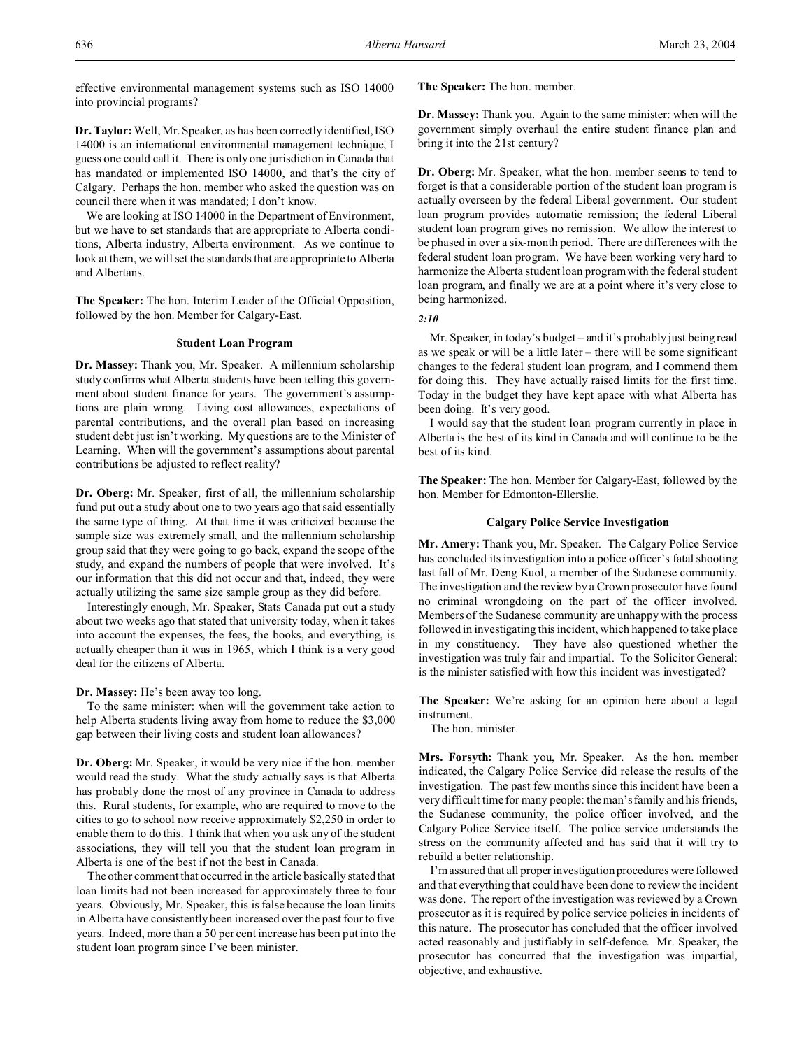effective environmental management systems such as ISO 14000 into provincial programs?

**Dr. Taylor:** Well, Mr. Speaker, as has been correctly identified, ISO 14000 is an international environmental management technique, I guess one could call it. There is only one jurisdiction in Canada that has mandated or implemented ISO 14000, and that's the city of Calgary. Perhaps the hon. member who asked the question was on council there when it was mandated; I don't know.

We are looking at ISO 14000 in the Department of Environment, but we have to set standards that are appropriate to Alberta conditions, Alberta industry, Alberta environment. As we continue to look at them, we will set the standards that are appropriate to Alberta and Albertans.

**The Speaker:** The hon. Interim Leader of the Official Opposition, followed by the hon. Member for Calgary-East.

### Student Loan Program

**Dr. Massey:** Thank you, Mr. Speaker. A millennium scholarship study confirms what Alberta students have been telling this government about student finance for years. The government's assumptions are plain wrong. Living cost allowances, expectations of parental contributions, and the overall plan based on increasing student debt just isn't working. My questions are to the Minister of Learning. When will the government's assumptions about parental contributions be adjusted to reflect reality?

**Dr. Oberg:** Mr. Speaker, first of all, the millennium scholarship fund put out a study about one to two years ago that said essentially the same type of thing. At that time it was criticized because the sample size was extremely small, and the millennium scholarship group said that they were going to go back, expand the scope of the study, and expand the numbers of people that were involved. It's our information that this did not occur and that, indeed, they were actually utilizing the same size sample group as they did before.

Interestingly enough, Mr. Speaker, Stats Canada put out a study about two weeks ago that stated that university today, when it takes into account the expenses, the fees, the books, and everything, is actually cheaper than it was in 1965, which I think is a very good deal for the citizens of Alberta.

**Dr. Massey:** He's been away too long.

To the same minister: when will the government take action to help Alberta students living away from home to reduce the $3,000 gap between their living costs and student loan allowances?

**Dr. Oberg:** Mr. Speaker, it would be very nice if the hon. member would read the study. What the study actually says is that Alberta has probably done the most of any province in Canada to address this. Rural students, for example, who are required to move to the cities to go to school now receive approximately $2,250 in order to enable them to do this. I think that when you ask any of the student associations, they will tell you that the student loan program in Alberta is one of the best if not the best in Canada.

The other comment that occurred in the article basically stated that loan limits had not been increased for approximately three to four years. Obviously, Mr. Speaker, this is false because the loan limits in Alberta have consistently been increased over the past four to five years. Indeed, more than a 50 per cent increase has been put into the student loan program since I've been minister.

**The Speaker:** The hon. member.

**Dr. Massey:** Thank you. Again to the same minister: when will the government simply overhaul the entire student finance plan and bring it into the 21st century?

**Dr. Oberg:** Mr. Speaker, what the hon. member seems to tend to forget is that a considerable portion of the student loan program is actually overseen by the federal Liberal government. Our student loan program provides automatic remission; the federal Liberal student loan program gives no remission. We allow the interest to be phased in over a six-month period. There are differences with the federal student loan program. We have been working very hard to harmonize the Alberta student loan program with the federal student loan program, and finally we are at a point where it's very close to being harmonized.

*2:10*

Mr. Speaker, in today's budget – and it's probably just being read as we speak or will be a little later – there will be some significant changes to the federal student loan program, and I commend them for doing this. They have actually raised limits for the first time. Today in the budget they have kept apace with what Alberta has been doing. It's very good.

I would say that the student loan program currently in place in Alberta is the best of its kind in Canada and will continue to be the best of its kind.

**The Speaker:** The hon. Member for Calgary-East, followed by the hon. Member for Edmonton-Ellerslie.

### Calgary Police Service Investigation

**Mr. Amery:** Thank you, Mr. Speaker. The Calgary Police Service has concluded its investigation into a police officer's fatal shooting last fall of Mr. Deng Kuol, a member of the Sudanese community. The investigation and the review by a Crown prosecutor have found no criminal wrongdoing on the part of the officer involved. Members of the Sudanese community are unhappy with the process followed in investigating this incident, which happened to take place in my constituency. They have also questioned whether the investigation was truly fair and impartial. To the Solicitor General: is the minister satisfied with how this incident was investigated?

**The Speaker:** We're asking for an opinion here about a legal instrument.

The hon. minister.

**Mrs. Forsyth:** Thank you, Mr. Speaker. As the hon. member indicated, the Calgary Police Service did release the results of the investigation. The past few months since this incident have been a very difficult time for many people: the man's family and his friends, the Sudanese community, the police officer involved, and the Calgary Police Service itself. The police service understands the stress on the community affected and has said that it will try to rebuild a better relationship.

I'm assured that all proper investigation procedures were followed and that everything that could have been done to review the incident was done. The report of the investigation was reviewed by a Crown prosecutor as it is required by police service policies in incidents of this nature. The prosecutor has concluded that the officer involved acted reasonably and justifiably in self-defence. Mr. Speaker, the prosecutor has concurred that the investigation was impartial, objective, and exhaustive.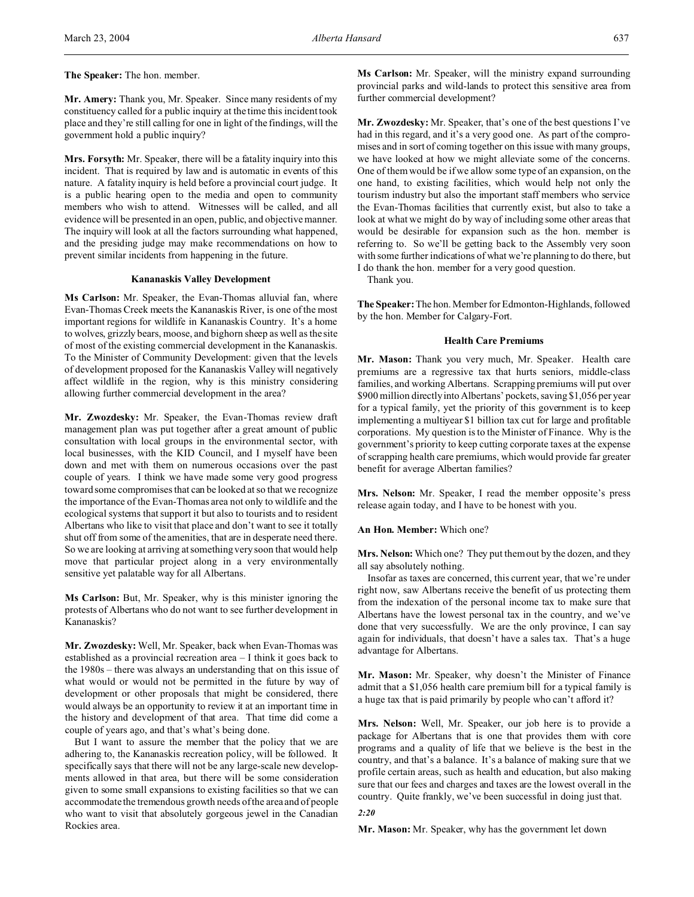**The Speaker:** The hon. member.

**Mr. Amery:** Thank you, Mr. Speaker. Since many residents of my constituency called for a public inquiry at the time this incident took place and they're still calling for one in light of the findings, will the government hold a public inquiry?

**Mrs. Forsyth:** Mr. Speaker, there will be a fatality inquiry into this incident. That is required by law and is automatic in events of this nature. A fatality inquiry is held before a provincial court judge. It is a public hearing open to the media and open to community members who wish to attend. Witnesses will be called, and all evidence will be presented in an open, public, and objective manner. The inquiry will look at all the factors surrounding what happened, and the presiding judge may make recommendations on how to prevent similar incidents from happening in the future.

### Kananaskis Valley Development

**Ms Carlson:** Mr. Speaker, the Evan-Thomas alluvial fan, where Evan-Thomas Creek meets the Kananaskis River, is one of the most important regions for wildlife in Kananaskis Country. It's a home to wolves, grizzly bears, moose, and bighorn sheep as well as the site of most of the existing commercial development in the Kananaskis. To the Minister of Community Development: given that the levels of development proposed for the Kananaskis Valley will negatively affect wildlife in the region, why is this ministry considering allowing further commercial development in the area?

**Mr. Zwozdesky:** Mr. Speaker, the Evan-Thomas review draft management plan was put together after a great amount of public consultation with local groups in the environmental sector, with local businesses, with the KID Council, and I myself have been down and met with them on numerous occasions over the past couple of years. I think we have made some very good progress toward some compromises that can be looked at so that we recognize the importance of the Evan-Thomas area not only to wildlife and the ecological systems that support it but also to tourists and to resident Albertans who like to visit that place and don't want to see it totally shut off from some of the amenities, that are in desperate need there. So we are looking at arriving at something very soon that would help move that particular project along in a very environmentally sensitive yet palatable way for all Albertans.

**Ms Carlson:** But, Mr. Speaker, why is this minister ignoring the protests of Albertans who do not want to see further development in Kananaskis?

**Mr. Zwozdesky:** Well, Mr. Speaker, back when Evan-Thomas was established as a provincial recreation area – I think it goes back to the 1980s – there was always an understanding that on this issue of what would or would not be permitted in the future by way of development or other proposals that might be considered, there would always be an opportunity to review it at an important time in the history and development of that area. That time did come a couple of years ago, and that's what's being done.

But I want to assure the member that the policy that we are adhering to, the Kananaskis recreation policy, will be followed. It specifically says that there will not be any large-scale new developments allowed in that area, but there will be some consideration given to some small expansions to existing facilities so that we can accommodate the tremendous growth needs of the area and of people who want to visit that absolutely gorgeous jewel in the Canadian Rockies area.

**Ms Carlson:** Mr. Speaker, will the ministry expand surrounding provincial parks and wild-lands to protect this sensitive area from further commercial development?

**Mr. Zwozdesky:** Mr. Speaker, that's one of the best questions I've had in this regard, and it's a very good one. As part of the compromises and in sort of coming together on this issue with many groups, we have looked at how we might alleviate some of the concerns. One of them would be if we allow some type of an expansion, on the one hand, to existing facilities, which would help not only the tourism industry but also the important staff members who service the Evan-Thomas facilities that currently exist, but also to take a look at what we might do by way of including some other areas that would be desirable for expansion such as the hon. member is referring to. So we'll be getting back to the Assembly very soon with some further indications of what we're planning to do there, but I do thank the hon. member for a very good question.

Thank you.

**The Speaker:** The hon. Member for Edmonton-Highlands, followed by the hon. Member for Calgary-Fort.

### Health Care Premiums

**Mr. Mason:** Thank you very much, Mr. Speaker. Health care premiums are a regressive tax that hurts seniors, middle-class families, and working Albertans. Scrapping premiums will put over $900 million directly into Albertans' pockets, saving $1,056 per year for a typical family, yet the priority of this government is to keep implementing a multiyear $1 billion tax cut for large and profitable corporations. My question is to the Minister of Finance. Why is the government's priority to keep cutting corporate taxes at the expense of scrapping health care premiums, which would provide far greater benefit for average Albertan families?

**Mrs. Nelson:** Mr. Speaker, I read the member opposite's press release again today, and I have to be honest with you.

**An Hon. Member:** Which one?

**Mrs. Nelson:** Which one? They put them out by the dozen, and they all say absolutely nothing.

Insofar as taxes are concerned, this current year, that we're under right now, saw Albertans receive the benefit of us protecting them from the indexation of the personal income tax to make sure that Albertans have the lowest personal tax in the country, and we've done that very successfully. We are the only province, I can say again for individuals, that doesn't have a sales tax. That's a huge advantage for Albertans.

**Mr. Mason:** Mr. Speaker, why doesn't the Minister of Finance admit that a $1,056 health care premium bill for a typical family is a huge tax that is paid primarily by people who can't afford it?

**Mrs. Nelson:** Well, Mr. Speaker, our job here is to provide a package for Albertans that is one that provides them with core programs and a quality of life that we believe is the best in the country, and that's a balance. It's a balance of making sure that we profile certain areas, such as health and education, but also making sure that our fees and charges and taxes are the lowest overall in the country. Quite frankly, we've been successful in doing just that.

*2:20*

**Mr. Mason:** Mr. Speaker, why has the government let down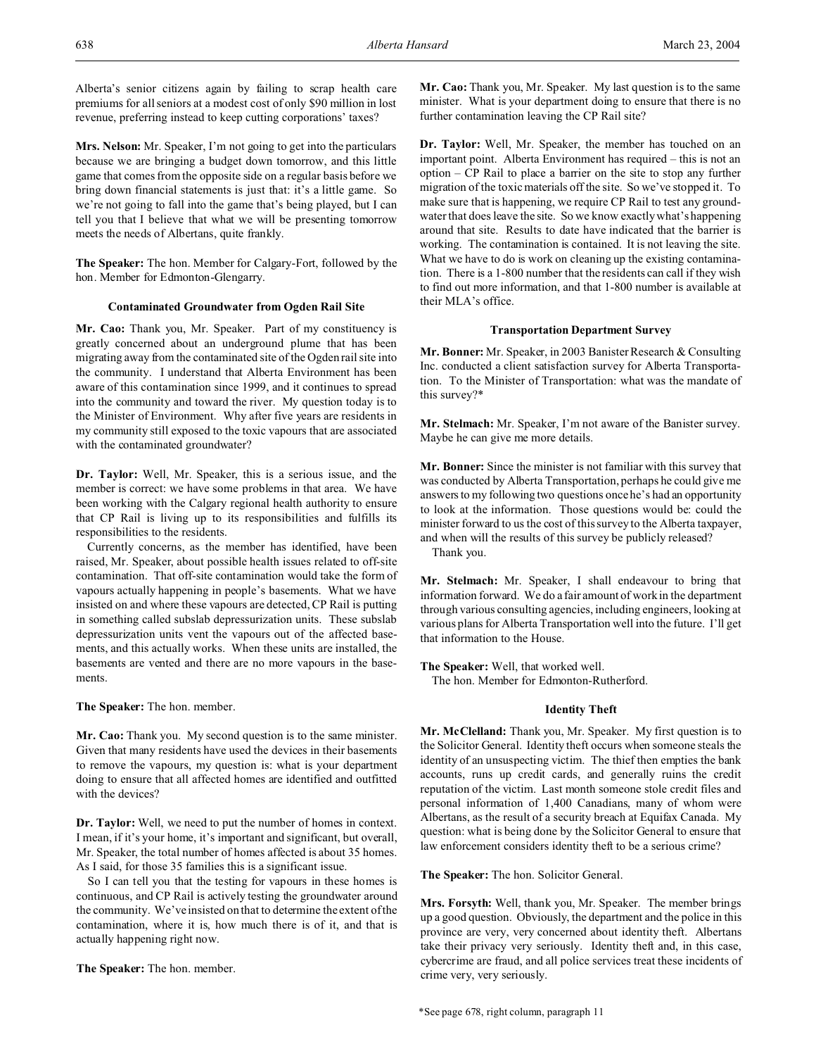Alberta's senior citizens again by failing to scrap health care premiums for all seniors at a modest cost of only $90 million in lost revenue, preferring instead to keep cutting corporations' taxes?

**Mrs. Nelson:** Mr. Speaker, I'm not going to get into the particulars because we are bringing a budget down tomorrow, and this little game that comes from the opposite side on a regular basis before we bring down financial statements is just that: it's a little game. So we're not going to fall into the game that's being played, but I can tell you that I believe that what we will be presenting tomorrow meets the needs of Albertans, quite frankly.

**The Speaker:** The hon. Member for Calgary-Fort, followed by the hon. Member for Edmonton-Glengarry.

### Contaminated Groundwater from Ogden Rail Site

**Mr. Cao:** Thank you, Mr. Speaker. Part of my constituency is greatly concerned about an underground plume that has been migrating away from the contaminated site of the Ogden rail site into the community. I understand that Alberta Environment has been aware of this contamination since 1999, and it continues to spread into the community and toward the river. My question today is to the Minister of Environment. Why after five years are residents in my community still exposed to the toxic vapours that are associated with the contaminated groundwater?

**Dr. Taylor:** Well, Mr. Speaker, this is a serious issue, and the member is correct: we have some problems in that area. We have been working with the Calgary regional health authority to ensure that CP Rail is living up to its responsibilities and fulfills its responsibilities to the residents.

Currently concerns, as the member has identified, have been raised, Mr. Speaker, about possible health issues related to off-site contamination. That off-site contamination would take the form of vapours actually happening in people's basements. What we have insisted on and where these vapours are detected, CP Rail is putting in something called subslab depressurization units. These subslab depressurization units vent the vapours out of the affected basements, and this actually works. When these units are installed, the basements are vented and there are no more vapours in the basements.

**The Speaker:** The hon. member.

**Mr. Cao:** Thank you. My second question is to the same minister. Given that many residents have used the devices in their basements to remove the vapours, my question is: what is your department doing to ensure that all affected homes are identified and outfitted with the devices?

**Dr. Taylor:** Well, we need to put the number of homes in context. I mean, if it's your home, it's important and significant, but overall, Mr. Speaker, the total number of homes affected is about 35 homes. As I said, for those 35 families this is a significant issue.

So I can tell you that the testing for vapours in these homes is continuous, and CP Rail is actively testing the groundwater around the community. We've insisted on that to determine the extent of the contamination, where it is, how much there is of it, and that is actually happening right now.

**The Speaker:** The hon. member.

**Mr. Cao:** Thank you, Mr. Speaker. My last question is to the same minister. What is your department doing to ensure that there is no further contamination leaving the CP Rail site?

**Dr. Taylor:** Well, Mr. Speaker, the member has touched on an important point. Alberta Environment has required – this is not an option – CP Rail to place a barrier on the site to stop any further migration of the toxic materials off the site. So we've stopped it. To make sure that is happening, we require CP Rail to test any groundwater that does leave the site. So we know exactly what's happening around that site. Results to date have indicated that the barrier is working. The contamination is contained. It is not leaving the site. What we have to do is work on cleaning up the existing contamination. There is a 1-800 number that the residents can call if they wish to find out more information, and that 1-800 number is available at their MLA's office.

### Transportation Department Survey

**Mr. Bonner:** Mr. Speaker, in 2003 Banister Research & Consulting Inc. conducted a client satisfaction survey for Alberta Transportation. To the Minister of Transportation: what was the mandate of this survey?*

**Mr. Stelmach:** Mr. Speaker, I'm not aware of the Banister survey. Maybe he can give me more details.

**Mr. Bonner:** Since the minister is not familiar with this survey that was conducted by Alberta Transportation, perhaps he could give me answers to my following two questions once he's had an opportunity to look at the information. Those questions would be: could the minister forward to us the cost of this survey to the Alberta taxpayer, and when will the results of this survey be publicly released?

Thank you.

**Mr. Stelmach:** Mr. Speaker, I shall endeavour to bring that information forward. We do a fair amount of work in the department through various consulting agencies, including engineers, looking at various plans for Alberta Transportation well into the future. I'll get that information to the House.

**The Speaker:** Well, that worked well.

The hon. Member for Edmonton-Rutherford.

### Identity Theft

**Mr. McClelland:** Thank you, Mr. Speaker. My first question is to the Solicitor General. Identity theft occurs when someone steals the identity of an unsuspecting victim. The thief then empties the bank accounts, runs up credit cards, and generally ruins the credit reputation of the victim. Last month someone stole credit files and personal information of 1,400 Canadians, many of whom were Albertans, as the result of a security breach at Equifax Canada. My question: what is being done by the Solicitor General to ensure that law enforcement considers identity theft to be a serious crime?

**The Speaker:** The hon. Solicitor General.

**Mrs. Forsyth:** Well, thank you, Mr. Speaker. The member brings up a good question. Obviously, the department and the police in this province are very, very concerned about identity theft. Albertans take their privacy very seriously. Identity theft and, in this case, cybercrime are fraud, and all police services treat these incidents of crime very, very seriously.

*See page 678, right column, paragraph 11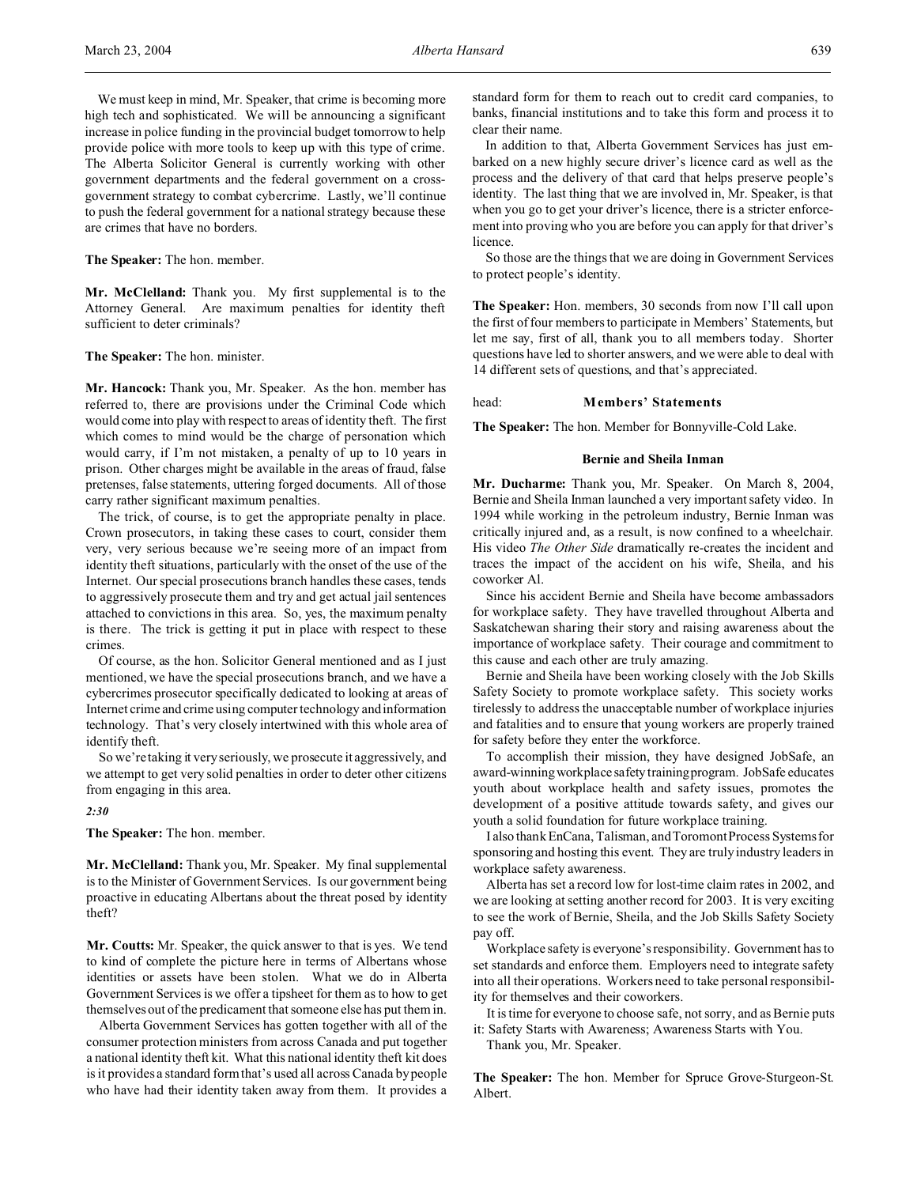We must keep in mind, Mr. Speaker, that crime is becoming more high tech and sophisticated. We will be announcing a significant increase in police funding in the provincial budget tomorrow to help provide police with more tools to keep up with this type of crime. The Alberta Solicitor General is currently working with other government departments and the federal government on a cross-government strategy to combat cybercrime. Lastly, we'll continue to push the federal government for a national strategy because these are crimes that have no borders.

**The Speaker:** The hon. member.

**Mr. McClelland:** Thank you. My first supplemental is to the Attorney General. Are maximum penalties for identity theft sufficient to deter criminals?

**The Speaker:** The hon. minister.

**Mr. Hancock:** Thank you, Mr. Speaker. As the hon. member has referred to, there are provisions under the Criminal Code which would come into play with respect to areas of identity theft. The first which comes to mind would be the charge of personation which would carry, if I'm not mistaken, a penalty of up to 10 years in prison. Other charges might be available in the areas of fraud, false pretenses, false statements, uttering forged documents. All of those carry rather significant maximum penalties.

The trick, of course, is to get the appropriate penalty in place. Crown prosecutors, in taking these cases to court, consider them very, very serious because we're seeing more of an impact from identity theft situations, particularly with the onset of the use of the Internet. Our special prosecutions branch handles these cases, tends to aggressively prosecute them and try and get actual jail sentences attached to convictions in this area. So, yes, the maximum penalty is there. The trick is getting it put in place with respect to these crimes.

Of course, as the hon. Solicitor General mentioned and as I just mentioned, we have the special prosecutions branch, and we have a cybercrimes prosecutor specifically dedicated to looking at areas of Internet crime and crime using computer technology and information technology. That's very closely intertwined with this whole area of identify theft.

So we're taking it very seriously, we prosecute it aggressively, and we attempt to get very solid penalties in order to deter other citizens from engaging in this area.

*2:30*

**The Speaker:** The hon. member.

**Mr. McClelland:** Thank you, Mr. Speaker. My final supplemental is to the Minister of Government Services. Is our government being proactive in educating Albertans about the threat posed by identity theft?

**Mr. Coutts:** Mr. Speaker, the quick answer to that is yes. We tend to kind of complete the picture here in terms of Albertans whose identities or assets have been stolen. What we do in Alberta Government Services is we offer a tipsheet for them as to how to get themselves out of the predicament that someone else has put them in.

Alberta Government Services has gotten together with all of the consumer protection ministers from across Canada and put together a national identity theft kit. What this national identity theft kit does is it provides a standard form that's used all across Canada by people who have had their identity taken away from them. It provides a standard form for them to reach out to credit card companies, to banks, financial institutions and to take this form and process it to clear their name.

In addition to that, Alberta Government Services has just embarked on a new highly secure driver's licence card as well as the process and the delivery of that card that helps preserve people's identity. The last thing that we are involved in, Mr. Speaker, is that when you go to get your driver's licence, there is a stricter enforcement into proving who you are before you can apply for that driver's licence.

So those are the things that we are doing in Government Services to protect people's identity.

**The Speaker:** Hon. members, 30 seconds from now I'll call upon the first of four members to participate in Members' Statements, but let me say, first of all, thank you to all members today. Shorter questions have led to shorter answers, and we were able to deal with 14 different sets of questions, and that's appreciated.

## Members' Statements

**The Speaker:** The hon. Member for Bonnyville-Cold Lake.

### Bernie and Sheila Inman

**Mr. Ducharme:** Thank you, Mr. Speaker. On March 8, 2004, Bernie and Sheila Inman launched a very important safety video. In 1994 while working in the petroleum industry, Bernie Inman was critically injured and, as a result, is now confined to a wheelchair. His video *The Other Side* dramatically re-creates the incident and traces the impact of the accident on his wife, Sheila, and his coworker Al.

Since his accident Bernie and Sheila have become ambassadors for workplace safety. They have travelled throughout Alberta and Saskatchewan sharing their story and raising awareness about the importance of workplace safety. Their courage and commitment to this cause and each other are truly amazing.

Bernie and Sheila have been working closely with the Job Skills Safety Society to promote workplace safety. This society works tirelessly to address the unacceptable number of workplace injuries and fatalities and to ensure that young workers are properly trained for safety before they enter the workforce.

To accomplish their mission, they have designed JobSafe, an award-winning workplace safety training program. JobSafe educates youth about workplace health and safety issues, promotes the development of a positive attitude towards safety, and gives our youth a solid foundation for future workplace training.

I also thank EnCana, Talisman, and Toromont Process Systems for sponsoring and hosting this event. They are truly industry leaders in workplace safety awareness.

Alberta has set a record low for lost-time claim rates in 2002, and we are looking at setting another record for 2003. It is very exciting to see the work of Bernie, Sheila, and the Job Skills Safety Society pay off.

Workplace safety is everyone's responsibility. Government has to set standards and enforce them. Employers need to integrate safety into all their operations. Workers need to take personal responsibility for themselves and their coworkers.

It is time for everyone to choose safe, not sorry, and as Bernie puts it: Safety Starts with Awareness; Awareness Starts with You.

Thank you, Mr. Speaker.

**The Speaker:** The hon. Member for Spruce Grove-Sturgeon-St. Albert.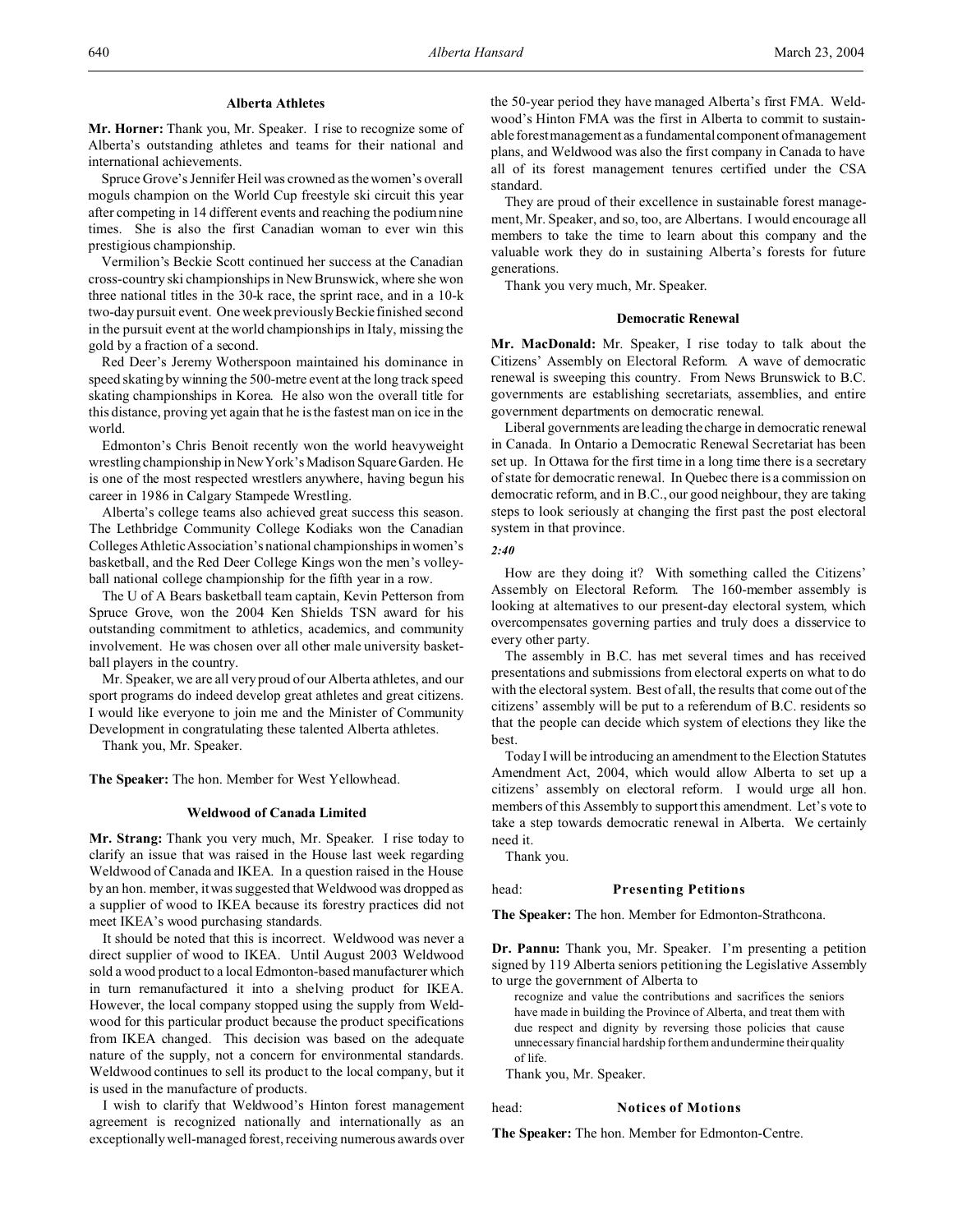### Alberta Athletes

**Mr. Horner:** Thank you, Mr. Speaker. I rise to recognize some of Alberta's outstanding athletes and teams for their national and international achievements.

Spruce Grove's Jennifer Heil was crowned as the women's overall moguls champion on the World Cup freestyle ski circuit this year after competing in 14 different events and reaching the podium nine times. She is also the first Canadian woman to ever win this prestigious championship.

Vermilion's Beckie Scott continued her success at the Canadian cross-country ski championships in New Brunswick, where she won three national titles in the 30-k race, the sprint race, and in a 10-k two-day pursuit event. One week previously Beckie finished second in the pursuit event at the world championships in Italy, missing the gold by a fraction of a second.

Red Deer's Jeremy Wotherspoon maintained his dominance in speed skating by winning the 500-metre event at the long track speed skating championships in Korea. He also won the overall title for this distance, proving yet again that he is the fastest man on ice in the world.

Edmonton's Chris Benoit recently won the world heavyweight wrestling championship in New York's Madison Square Garden. He is one of the most respected wrestlers anywhere, having begun his career in 1986 in Calgary Stampede Wrestling.

Alberta's college teams also achieved great success this season. The Lethbridge Community College Kodiaks won the Canadian Colleges Athletic Association's national championships in women's basketball, and the Red Deer College Kings won the men's volleyball national college championship for the fifth year in a row.

The U of A Bears basketball team captain, Kevin Petterson from Spruce Grove, won the 2004 Ken Shields TSN award for his outstanding commitment to athletics, academics, and community involvement. He was chosen over all other male university basketball players in the country.

Mr. Speaker, we are all very proud of our Alberta athletes, and our sport programs do indeed develop great athletes and great citizens. I would like everyone to join me and the Minister of Community Development in congratulating these talented Alberta athletes.

Thank you, Mr. Speaker.

**The Speaker:** The hon. Member for West Yellowhead.

### Weldwood of Canada Limited

**Mr. Strang:** Thank you very much, Mr. Speaker. I rise today to clarify an issue that was raised in the House last week regarding Weldwood of Canada and IKEA. In a question raised in the House by an hon. member, it was suggested that Weldwood was dropped as a supplier of wood to IKEA because its forestry practices did not meet IKEA's wood purchasing standards.

It should be noted that this is incorrect. Weldwood was never a direct supplier of wood to IKEA. Until August 2003 Weldwood sold a wood product to a local Edmonton-based manufacturer which in turn remanufactured it into a shelving product for IKEA. However, the local company stopped using the supply from Weldwood for this particular product because the product specifications from IKEA changed. This decision was based on the adequate nature of the supply, not a concern for environmental standards. Weldwood continues to sell its product to the local company, but it is used in the manufacture of products.

I wish to clarify that Weldwood's Hinton forest management agreement is recognized nationally and internationally as an exceptionally well-managed forest, receiving numerous awards over the 50-year period they have managed Alberta's first FMA. Weldwood's Hinton FMA was the first in Alberta to commit to sustainable forest management as a fundamental component of management plans, and Weldwood was also the first company in Canada to have all of its forest management tenures certified under the CSA standard.

They are proud of their excellence in sustainable forest management, Mr. Speaker, and so, too, are Albertans. I would encourage all members to take the time to learn about this company and the valuable work they do in sustaining Alberta's forests for future generations.

Thank you very much, Mr. Speaker.

### Democratic Renewal

**Mr. MacDonald:** Mr. Speaker, I rise today to talk about the Citizens' Assembly on Electoral Reform. A wave of democratic renewal is sweeping this country. From News Brunswick to B.C. governments are establishing secretariats, assemblies, and entire government departments on democratic renewal.

Liberal governments are leading the charge in democratic renewal in Canada. In Ontario a Democratic Renewal Secretariat has been set up. In Ottawa for the first time in a long time there is a secretary of state for democratic renewal. In Quebec there is a commission on democratic reform, and in B.C., our good neighbour, they are taking steps to look seriously at changing the first past the post electoral system in that province.

*2:40*

How are they doing it? With something called the Citizens' Assembly on Electoral Reform. The 160-member assembly is looking at alternatives to our present-day electoral system, which overcompensates governing parties and truly does a disservice to every other party.

The assembly in B.C. has met several times and has received presentations and submissions from electoral experts on what to do with the electoral system. Best of all, the results that come out of the citizens' assembly will be put to a referendum of B.C. residents so that the people can decide which system of elections they like the best.

Today I will be introducing an amendment to the Election Statutes Amendment Act, 2004, which would allow Alberta to set up a citizens' assembly on electoral reform. I would urge all hon. members of this Assembly to support this amendment. Let's vote to take a step towards democratic renewal in Alberta. We certainly need it.

Thank you.

head: **Presenting Petitions**

**The Speaker:** The hon. Member for Edmonton-Strathcona.

**Dr. Pannu:** Thank you, Mr. Speaker. I'm presenting a petition signed by 119 Alberta seniors petitioning the Legislative Assembly to urge the government of Alberta to

> recognize and value the contributions and sacrifices the seniors have made in building the Province of Alberta, and treat them with due respect and dignity by reversing those policies that cause unnecessary financial hardship for them and undermine their quality of life.

Thank you, Mr. Speaker.

head: **Notices of Motions**

**The Speaker:** The hon. Member for Edmonton-Centre.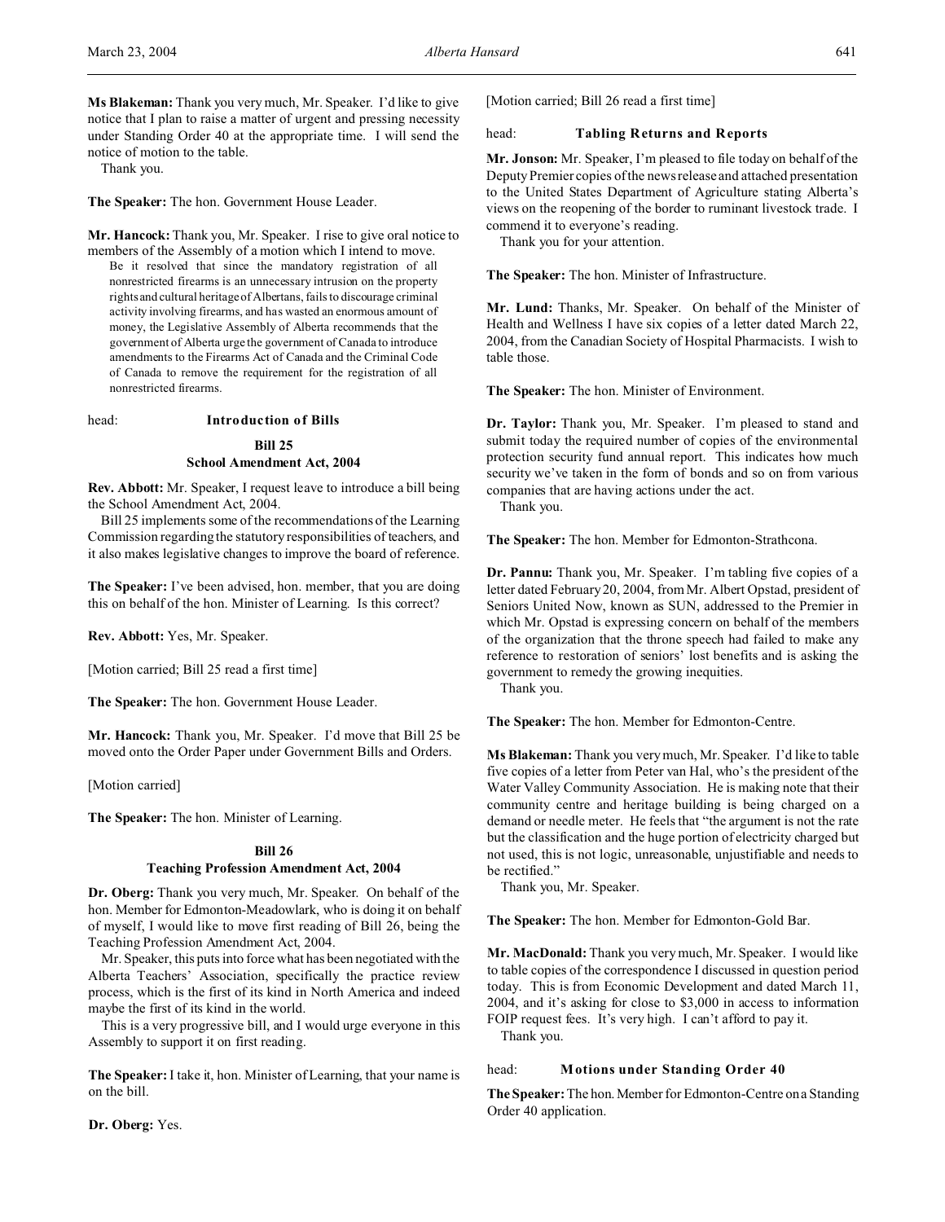**Ms Blakeman:** Thank you very much, Mr. Speaker. I'd like to give notice that I plan to raise a matter of urgent and pressing necessity under Standing Order 40 at the appropriate time. I will send the notice of motion to the table.

Thank you.

**The Speaker:** The hon. Government House Leader.

**Mr. Hancock:** Thank you, Mr. Speaker. I rise to give oral notice to members of the Assembly of a motion which I intend to move.

> Be it resolved that since the mandatory registration of all nonrestricted firearms is an unnecessary intrusion on the property rights and cultural heritage of Albertans, fails to discourage criminal activity involving firearms, and has wasted an enormous amount of money, the Legislative Assembly of Alberta recommends that the government of Alberta urge the government of Canada to introduce amendments to the Firearms Act of Canada and the Criminal Code of Canada to remove the requirement for the registration of all nonrestricted firearms.

head: **Introduction of Bills**

### Bill 25
### School Amendment Act, 2004

**Rev. Abbott:** Mr. Speaker, I request leave to introduce a bill being the School Amendment Act, 2004.

Bill 25 implements some of the recommendations of the Learning Commission regarding the statutory responsibilities of teachers, and it also makes legislative changes to improve the board of reference.

**The Speaker:** I've been advised, hon. member, that you are doing this on behalf of the hon. Minister of Learning. Is this correct?

**Rev. Abbott:** Yes, Mr. Speaker.

[Motion carried; Bill 25 read a first time]

**The Speaker:** The hon. Government House Leader.

**Mr. Hancock:** Thank you, Mr. Speaker. I'd move that Bill 25 be moved onto the Order Paper under Government Bills and Orders.

[Motion carried]

**The Speaker:** The hon. Minister of Learning.

### Bill 26
### Teaching Profession Amendment Act, 2004

**Dr. Oberg:** Thank you very much, Mr. Speaker. On behalf of the hon. Member for Edmonton-Meadowlark, who is doing it on behalf of myself, I would like to move first reading of Bill 26, being the Teaching Profession Amendment Act, 2004.

Mr. Speaker, this puts into force what has been negotiated with the Alberta Teachers' Association, specifically the practice review process, which is the first of its kind in North America and indeed maybe the first of its kind in the world.

This is a very progressive bill, and I would urge everyone in this Assembly to support it on first reading.

**The Speaker:** I take it, hon. Minister of Learning, that your name is on the bill.

**Dr. Oberg:** Yes.

[Motion carried; Bill 26 read a first time]

head: **Tabling Returns and Reports**

**Mr. Jonson:** Mr. Speaker, I'm pleased to file today on behalf of the Deputy Premier copies of the news release and attached presentation to the United States Department of Agriculture stating Alberta's views on the reopening of the border to ruminant livestock trade. I commend it to everyone's reading.

Thank you for your attention.

**The Speaker:** The hon. Minister of Infrastructure.

**Mr. Lund:** Thanks, Mr. Speaker. On behalf of the Minister of Health and Wellness I have six copies of a letter dated March 22, 2004, from the Canadian Society of Hospital Pharmacists. I wish to table those.

**The Speaker:** The hon. Minister of Environment.

**Dr. Taylor:** Thank you, Mr. Speaker. I'm pleased to stand and submit today the required number of copies of the environmental protection security fund annual report. This indicates how much security we've taken in the form of bonds and so on from various companies that are having actions under the act.

Thank you.

**The Speaker:** The hon. Member for Edmonton-Strathcona.

**Dr. Pannu:** Thank you, Mr. Speaker. I'm tabling five copies of a letter dated February 20, 2004, from Mr. Albert Opstad, president of Seniors United Now, known as SUN, addressed to the Premier in which Mr. Opstad is expressing concern on behalf of the members of the organization that the throne speech had failed to make any reference to restoration of seniors' lost benefits and is asking the government to remedy the growing inequities.

Thank you.

**The Speaker:** The hon. Member for Edmonton-Centre.

**Ms Blakeman:** Thank you very much, Mr. Speaker. I'd like to table five copies of a letter from Peter van Hal, who's the president of the Water Valley Community Association. He is making note that their community centre and heritage building is being charged on a demand or needle meter. He feels that "the argument is not the rate but the classification and the huge portion of electricity charged but not used, this is not logic, unreasonable, unjustifiable and needs to be rectified."

Thank you, Mr. Speaker.

**The Speaker:** The hon. Member for Edmonton-Gold Bar.

**Mr. MacDonald:** Thank you very much, Mr. Speaker. I would like to table copies of the correspondence I discussed in question period today. This is from Economic Development and dated March 11, 2004, and it's asking for close to $3,000 in access to information FOIP request fees. It's very high. I can't afford to pay it.

Thank you.

head: **Motions under Standing Order 40**

**The Speaker:** The hon. Member for Edmonton-Centre on a Standing Order 40 application.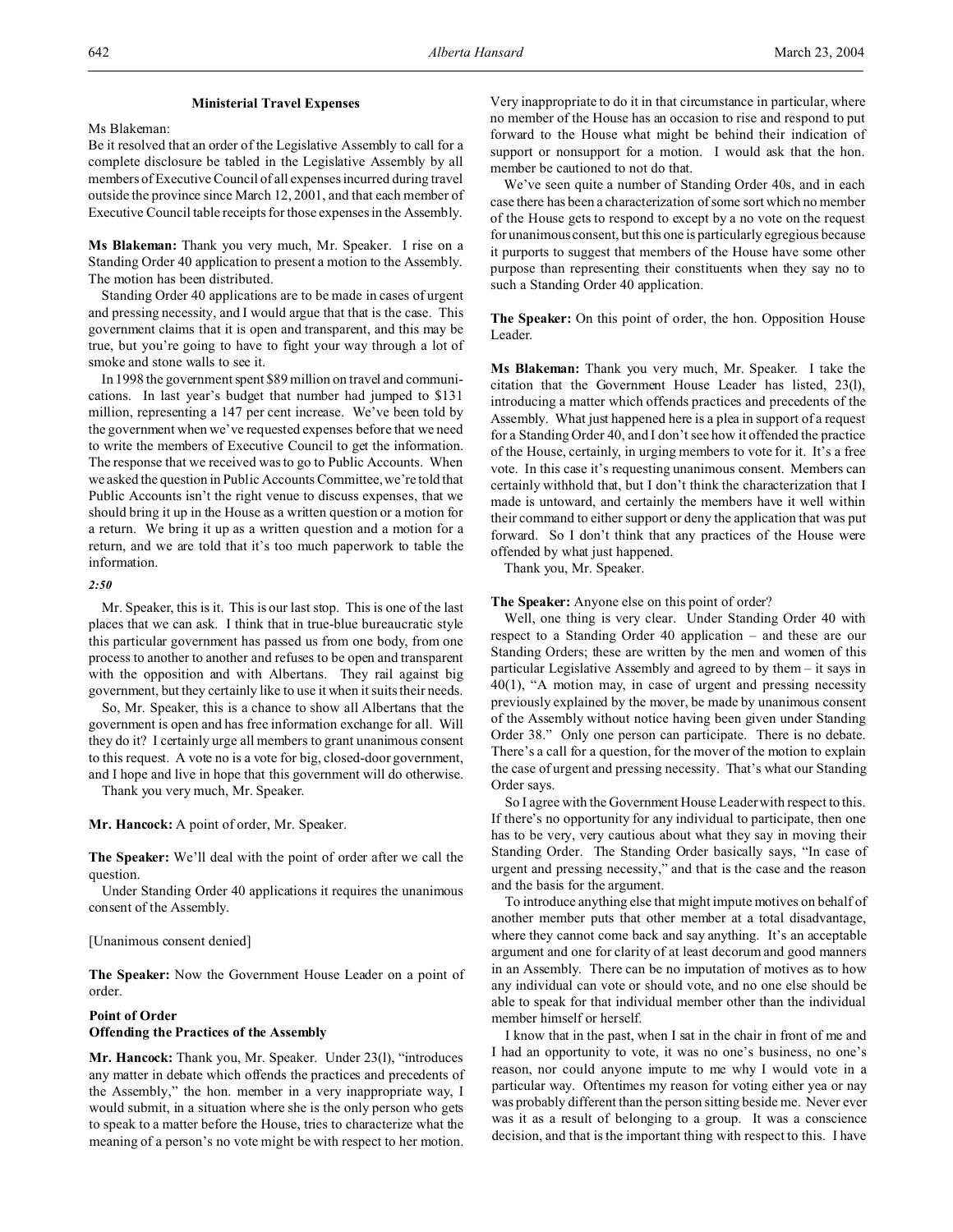### Ministerial Travel Expenses

Ms Blakeman:

Be it resolved that an order of the Legislative Assembly to call for a complete disclosure be tabled in the Legislative Assembly by all members of Executive Council of all expenses incurred during travel outside the province since March 12, 2001, and that each member of Executive Council table receipts for those expenses in the Assembly.

**Ms Blakeman:** Thank you very much, Mr. Speaker. I rise on a Standing Order 40 application to present a motion to the Assembly. The motion has been distributed.

Standing Order 40 applications are to be made in cases of urgent and pressing necessity, and I would argue that that is the case. This government claims that it is open and transparent, and this may be true, but you're going to have to fight your way through a lot of smoke and stone walls to see it.

In 1998 the government spent $89 million on travel and communications. In last year's budget that number had jumped to $131 million, representing a 147 per cent increase. We've been told by the government when we've requested expenses before that we need to write the members of Executive Council to get the information. The response that we received was to go to Public Accounts. When we asked the question in Public Accounts Committee, we're told that Public Accounts isn't the right venue to discuss expenses, that we should bring it up in the House as a written question or a motion for a return. We bring it up as a written question and a motion for a return, and we are told that it's too much paperwork to table the information.

*2:50*

Mr. Speaker, this is it. This is our last stop. This is one of the last places that we can ask. I think that in true-blue bureaucratic style this particular government has passed us from one body, from one process to another to another and refuses to be open and transparent with the opposition and with Albertans. They rail against big government, but they certainly like to use it when it suits their needs.

So, Mr. Speaker, this is a chance to show all Albertans that the government is open and has free information exchange for all. Will they do it? I certainly urge all members to grant unanimous consent to this request. A vote no is a vote for big, closed-door government, and I hope and live in hope that this government will do otherwise.

Thank you very much, Mr. Speaker.

**Mr. Hancock:** A point of order, Mr. Speaker.

**The Speaker:** We'll deal with the point of order after we call the question.

Under Standing Order 40 applications it requires the unanimous consent of the Assembly.

[Unanimous consent denied]

**The Speaker:** Now the Government House Leader on a point of order.

### Point of Order
### Offending the Practices of the Assembly

**Mr. Hancock:** Thank you, Mr. Speaker. Under 23(l), "introduces any matter in debate which offends the practices and precedents of the Assembly," the hon. member in a very inappropriate way, I would submit, in a situation where she is the only person who gets to speak to a matter before the House, tries to characterize what the meaning of a person's no vote might be with respect to her motion. Very inappropriate to do it in that circumstance in particular, where no member of the House has an occasion to rise and respond to put forward to the House what might be behind their indication of support or nonsupport for a motion. I would ask that the hon. member be cautioned to not do that.

We've seen quite a number of Standing Order 40s, and in each case there has been a characterization of some sort which no member of the House gets to respond to except by a no vote on the request for unanimous consent, but this one is particularly egregious because it purports to suggest that members of the House have some other purpose than representing their constituents when they say no to such a Standing Order 40 application.

**The Speaker:** On this point of order, the hon. Opposition House Leader.

**Ms Blakeman:** Thank you very much, Mr. Speaker. I take the citation that the Government House Leader has listed, 23(l), introducing a matter which offends practices and precedents of the Assembly. What just happened here is a plea in support of a request for a Standing Order 40, and I don't see how it offended the practice of the House, certainly, in urging members to vote for it. It's a free vote. In this case it's requesting unanimous consent. Members can certainly withhold that, but I don't think the characterization that I made is untoward, and certainly the members have it well within their command to either support or deny the application that was put forward. So I don't think that any practices of the House were offended by what just happened.

Thank you, Mr. Speaker.

**The Speaker:** Anyone else on this point of order?

Well, one thing is very clear. Under Standing Order 40 with respect to a Standing Order 40 application – and these are our Standing Orders; these are written by the men and women of this particular Legislative Assembly and agreed to by them – it says in 40(1), "A motion may, in case of urgent and pressing necessity previously explained by the mover, be made by unanimous consent of the Assembly without notice having been given under Standing Order 38." Only one person can participate. There is no debate. There's a call for a question, for the mover of the motion to explain the case of urgent and pressing necessity. That's what our Standing Order says.

So I agree with the Government House Leader with respect to this. If there's no opportunity for any individual to participate, then one has to be very, very cautious about what they say in moving their Standing Order. The Standing Order basically says, "In case of urgent and pressing necessity," and that is the case and the reason and the basis for the argument.

To introduce anything else that might impute motives on behalf of another member puts that other member at a total disadvantage, where they cannot come back and say anything. It's an acceptable argument and one for clarity of at least decorum and good manners in an Assembly. There can be no imputation of motives as to how any individual can vote or should vote, and no one else should be able to speak for that individual member other than the individual member himself or herself.

I know that in the past, when I sat in the chair in front of me and I had an opportunity to vote, it was no one's business, no one's reason, nor could anyone impute to me why I would vote in a particular way. Oftentimes my reason for voting either yea or nay was probably different than the person sitting beside me. Never ever was it as a result of belonging to a group. It was a conscience decision, and that is the important thing with respect to this. I have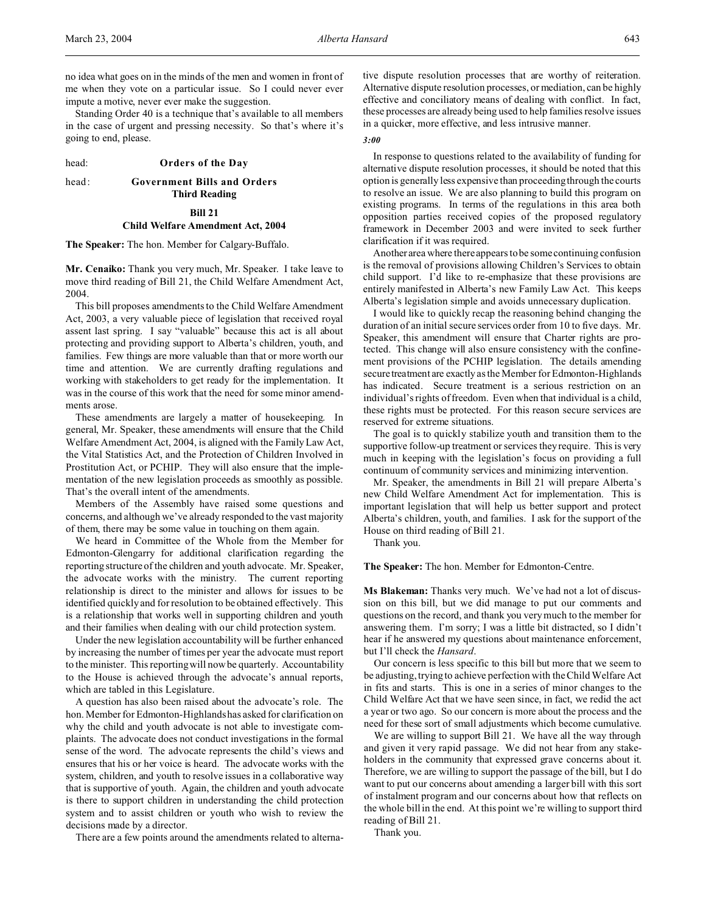no idea what goes on in the minds of the men and women in front of me when they vote on a particular issue. So I could never ever impute a motive, never ever make the suggestion.

Standing Order 40 is a technique that's available to all members in the case of urgent and pressing necessity. So that's where it's going to end, please.

head: **Orders of the Day**

head: **Government Bills and Orders**
**Third Reading**

**Bill 21**
**Child Welfare Amendment Act, 2004**

**The Speaker:** The hon. Member for Calgary-Buffalo.

**Mr. Cenaiko:** Thank you very much, Mr. Speaker. I take leave to move third reading of Bill 21, the Child Welfare Amendment Act, 2004.

This bill proposes amendments to the Child Welfare Amendment Act, 2003, a very valuable piece of legislation that received royal assent last spring. I say "valuable" because this act is all about protecting and providing support to Alberta's children, youth, and families. Few things are more valuable than that or more worth our time and attention. We are currently drafting regulations and working with stakeholders to get ready for the implementation. It was in the course of this work that the need for some minor amendments arose.

These amendments are largely a matter of housekeeping. In general, Mr. Speaker, these amendments will ensure that the Child Welfare Amendment Act, 2004, is aligned with the Family Law Act, the Vital Statistics Act, and the Protection of Children Involved in Prostitution Act, or PCHIP. They will also ensure that the implementation of the new legislation proceeds as smoothly as possible. That's the overall intent of the amendments.

Members of the Assembly have raised some questions and concerns, and although we've already responded to the vast majority of them, there may be some value in touching on them again.

We heard in Committee of the Whole from the Member for Edmonton-Glengarry for additional clarification regarding the reporting structure of the children and youth advocate. Mr. Speaker, the advocate works with the ministry. The current reporting relationship is direct to the minister and allows for issues to be identified quickly and for resolution to be obtained effectively. This is a relationship that works well in supporting children and youth and their families when dealing with our child protection system.

Under the new legislation accountability will be further enhanced by increasing the number of times per year the advocate must report to the minister. This reporting will now be quarterly. Accountability to the House is achieved through the advocate's annual reports, which are tabled in this Legislature.

A question has also been raised about the advocate's role. The hon. Member for Edmonton-Highlands has asked for clarification on why the child and youth advocate is not able to investigate complaints. The advocate does not conduct investigations in the formal sense of the word. The advocate represents the child's views and ensures that his or her voice is heard. The advocate works with the system, children, and youth to resolve issues in a collaborative way that is supportive of youth. Again, the children and youth advocate is there to support children in understanding the child protection system and to assist children or youth who wish to review the decisions made by a director.

There are a few points around the amendments related to alternative dispute resolution processes that are worthy of reiteration. Alternative dispute resolution processes, or mediation, can be highly effective and conciliatory means of dealing with conflict. In fact, these processes are already being used to help families resolve issues in a quicker, more effective, and less intrusive manner.

*3:00*

In response to questions related to the availability of funding for alternative dispute resolution processes, it should be noted that this option is generally less expensive than proceeding through the courts to resolve an issue. We are also planning to build this program on existing programs. In terms of the regulations in this area both opposition parties received copies of the proposed regulatory framework in December 2003 and were invited to seek further clarification if it was required.

Another area where there appears to be some continuing confusion is the removal of provisions allowing Children's Services to obtain child support. I'd like to re-emphasize that these provisions are entirely manifested in Alberta's new Family Law Act. This keeps Alberta's legislation simple and avoids unnecessary duplication.

I would like to quickly recap the reasoning behind changing the duration of an initial secure services order from 10 to five days. Mr. Speaker, this amendment will ensure that Charter rights are protected. This change will also ensure consistency with the confinement provisions of the PCHIP legislation. The details amending secure treatment are exactly as the Member for Edmonton-Highlands has indicated. Secure treatment is a serious restriction on an individual's rights of freedom. Even when that individual is a child, these rights must be protected. For this reason secure services are reserved for extreme situations.

The goal is to quickly stabilize youth and transition them to the supportive follow-up treatment or services they require. This is very much in keeping with the legislation's focus on providing a full continuum of community services and minimizing intervention.

Mr. Speaker, the amendments in Bill 21 will prepare Alberta's new Child Welfare Amendment Act for implementation. This is important legislation that will help us better support and protect Alberta's children, youth, and families. I ask for the support of the House on third reading of Bill 21.

Thank you.

**The Speaker:** The hon. Member for Edmonton-Centre.

**Ms Blakeman:** Thanks very much. We've had not a lot of discussion on this bill, but we did manage to put our comments and questions on the record, and thank you very much to the member for answering them. I'm sorry; I was a little bit distracted, so I didn't hear if he answered my questions about maintenance enforcement, but I'll check the *Hansard*.

Our concern is less specific to this bill but more that we seem to be adjusting, trying to achieve perfection with the Child Welfare Act in fits and starts. This is one in a series of minor changes to the Child Welfare Act that we have seen since, in fact, we redid the act a year or two ago. So our concern is more about the process and the need for these sort of small adjustments which become cumulative.

We are willing to support Bill 21. We have all the way through and given it very rapid passage. We did not hear from any stakeholders in the community that expressed grave concerns about it. Therefore, we are willing to support the passage of the bill, but I do want to put our concerns about amending a larger bill with this sort of instalment program and our concerns about how that reflects on the whole bill in the end. At this point we're willing to support third reading of Bill 21.

Thank you.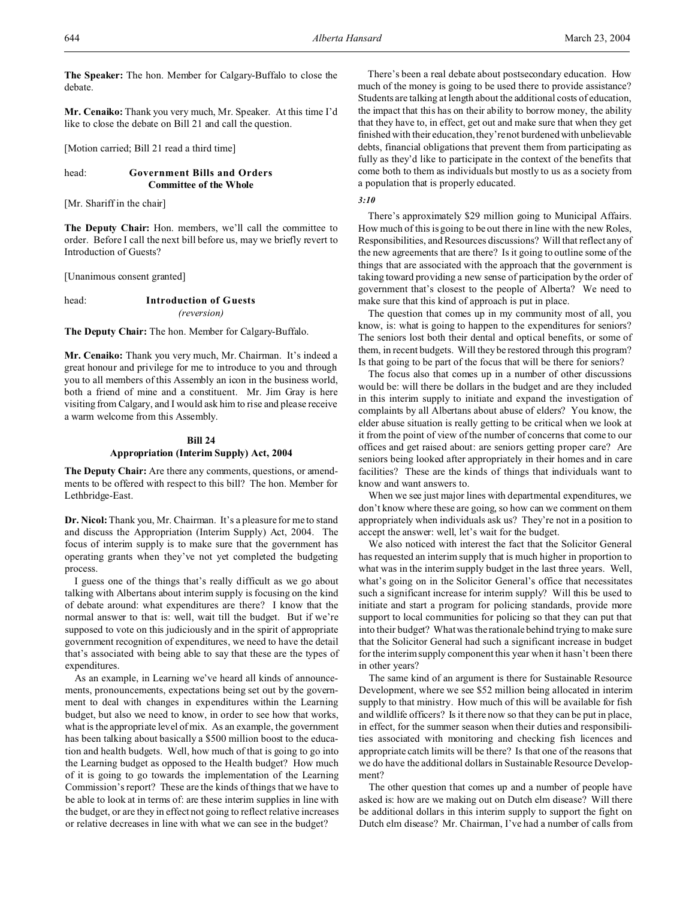**The Speaker:** The hon. Member for Calgary-Buffalo to close the debate.

**Mr. Cenaiko:** Thank you very much, Mr. Speaker. At this time I'd like to close the debate on Bill 21 and call the question.

[Motion carried; Bill 21 read a third time]

head: **Government Bills and Orders**
**Committee of the Whole**

[Mr. Shariff in the chair]

**The Deputy Chair:** Hon. members, we'll call the committee to order. Before I call the next bill before us, may we briefly revert to Introduction of Guests?

[Unanimous consent granted]

head: **Introduction of Guests**
*(reversion)*

**The Deputy Chair:** The hon. Member for Calgary-Buffalo.

**Mr. Cenaiko:** Thank you very much, Mr. Chairman. It's indeed a great honour and privilege for me to introduce to you and through you to all members of this Assembly an icon in the business world, both a friend of mine and a constituent. Mr. Jim Gray is here visiting from Calgary, and I would ask him to rise and please receive a warm welcome from this Assembly.

## Bill 24
## Appropriation (Interim Supply) Act, 2004

**The Deputy Chair:** Are there any comments, questions, or amendments to be offered with respect to this bill? The hon. Member for Lethbridge-East.

**Dr. Nicol:** Thank you, Mr. Chairman. It's a pleasure for me to stand and discuss the Appropriation (Interim Supply) Act, 2004. The focus of interim supply is to make sure that the government has operating grants when they've not yet completed the budgeting process.

I guess one of the things that's really difficult as we go about talking with Albertans about interim supply is focusing on the kind of debate around: what expenditures are there? I know that the normal answer to that is: well, wait till the budget. But if we're supposed to vote on this judiciously and in the spirit of appropriate government recognition of expenditures, we need to have the detail that's associated with being able to say that these are the types of expenditures.

As an example, in Learning we've heard all kinds of announcements, pronouncements, expectations being set out by the government to deal with changes in expenditures within the Learning budget, but also we need to know, in order to see how that works, what is the appropriate level of mix. As an example, the government has been talking about basically a $500 million boost to the education and health budgets. Well, how much of that is going to go into the Learning budget as opposed to the Health budget? How much of it is going to go towards the implementation of the Learning Commission's report? These are the kinds of things that we have to be able to look at in terms of: are these interim supplies in line with the budget, or are they in effect not going to reflect relative increases or relative decreases in line with what we can see in the budget?

There's been a real debate about postsecondary education. How much of the money is going to be used there to provide assistance? Students are talking at length about the additional costs of education, the impact that this has on their ability to borrow money, the ability that they have to, in effect, get out and make sure that when they get finished with their education, they're not burdened with unbelievable debts, financial obligations that prevent them from participating as fully as they'd like to participate in the context of the benefits that come both to them as individuals but mostly to us as a society from a population that is properly educated.

*3:10*

There's approximately $29 million going to Municipal Affairs. How much of this is going to be out there in line with the new Roles, Responsibilities, and Resources discussions? Will that reflect any of the new agreements that are there? Is it going to outline some of the things that are associated with the approach that the government is taking toward providing a new sense of participation by the order of government that's closest to the people of Alberta? We need to make sure that this kind of approach is put in place.

The question that comes up in my community most of all, you know, is: what is going to happen to the expenditures for seniors? The seniors lost both their dental and optical benefits, or some of them, in recent budgets. Will they be restored through this program? Is that going to be part of the focus that will be there for seniors?

The focus also that comes up in a number of other discussions would be: will there be dollars in the budget and are they included in this interim supply to initiate and expand the investigation of complaints by all Albertans about abuse of elders? You know, the elder abuse situation is really getting to be critical when we look at it from the point of view of the number of concerns that come to our offices and get raised about: are seniors getting proper care? Are seniors being looked after appropriately in their homes and in care facilities? These are the kinds of things that individuals want to know and want answers to.

When we see just major lines with departmental expenditures, we don't know where these are going, so how can we comment on them appropriately when individuals ask us? They're not in a position to accept the answer: well, let's wait for the budget.

We also noticed with interest the fact that the Solicitor General has requested an interim supply that is much higher in proportion to what was in the interim supply budget in the last three years. Well, what's going on in the Solicitor General's office that necessitates such a significant increase for interim supply? Will this be used to initiate and start a program for policing standards, provide more support to local communities for policing so that they can put that into their budget? What was the rationale behind trying to make sure that the Solicitor General had such a significant increase in budget for the interim supply component this year when it hasn't been there in other years?

The same kind of an argument is there for Sustainable Resource Development, where we see $52 million being allocated in interim supply to that ministry. How much of this will be available for fish and wildlife officers? Is it there now so that they can be put in place, in effect, for the summer season when their duties and responsibilities associated with monitoring and checking fish licences and appropriate catch limits will be there? Is that one of the reasons that we do have the additional dollars in Sustainable Resource Development?

The other question that comes up and a number of people have asked is: how are we making out on Dutch elm disease? Will there be additional dollars in this interim supply to support the fight on Dutch elm disease? Mr. Chairman, I've had a number of calls from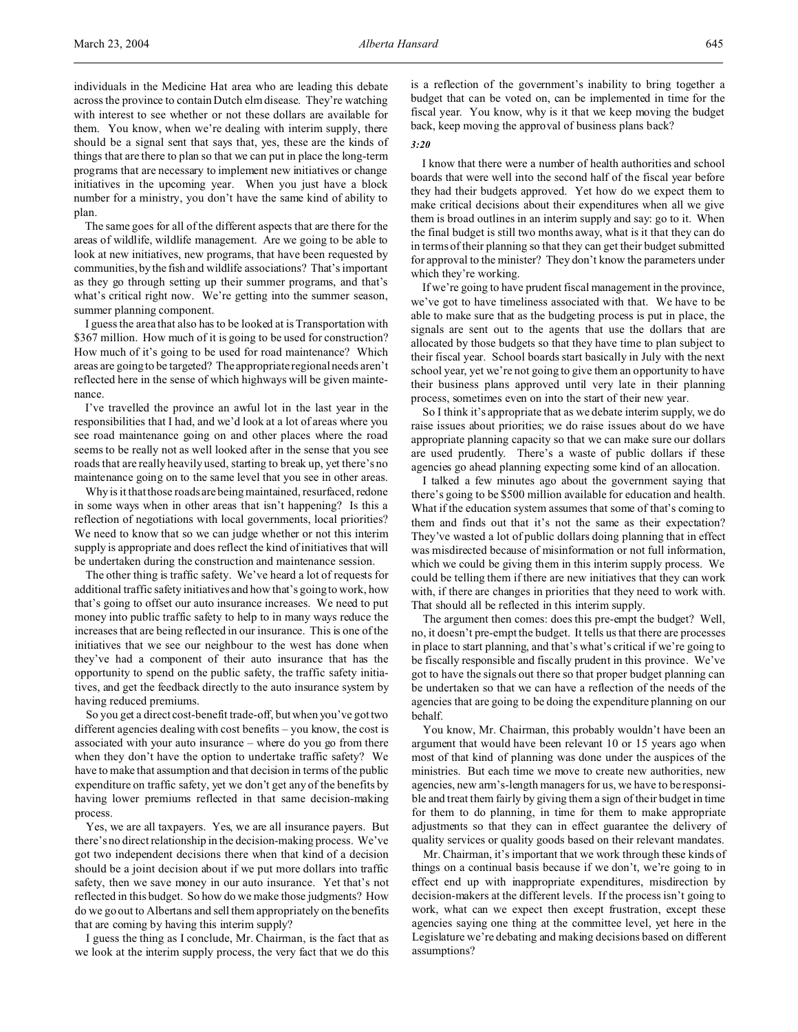individuals in the Medicine Hat area who are leading this debate across the province to contain Dutch elm disease. They're watching with interest to see whether or not these dollars are available for them. You know, when we're dealing with interim supply, there should be a signal sent that says that, yes, these are the kinds of things that are there to plan so that we can put in place the long-term programs that are necessary to implement new initiatives or change initiatives in the upcoming year. When you just have a block number for a ministry, you don't have the same kind of ability to plan.

The same goes for all of the different aspects that are there for the areas of wildlife, wildlife management. Are we going to be able to look at new initiatives, new programs, that have been requested by communities, by the fish and wildlife associations? That's important as they go through setting up their summer programs, and that's what's critical right now. We're getting into the summer season, summer planning component.

I guess the area that also has to be looked at is Transportation with $367 million. How much of it is going to be used for construction? How much of it's going to be used for road maintenance? Which areas are going to be targeted? The appropriate regional needs aren't reflected here in the sense of which highways will be given maintenance.

I've travelled the province an awful lot in the last year in the responsibilities that I had, and we'd look at a lot of areas where you see road maintenance going on and other places where the road seems to be really not as well looked after in the sense that you see roads that are really heavily used, starting to break up, yet there's no maintenance going on to the same level that you see in other areas.

Why is it that those roads are being maintained, resurfaced, redone in some ways when in other areas that isn't happening? Is this a reflection of negotiations with local governments, local priorities? We need to know that so we can judge whether or not this interim supply is appropriate and does reflect the kind of initiatives that will be undertaken during the construction and maintenance session.

The other thing is traffic safety. We've heard a lot of requests for additional traffic safety initiatives and how that's going to work, how that's going to offset our auto insurance increases. We need to put money into public traffic safety to help to in many ways reduce the increases that are being reflected in our insurance. This is one of the initiatives that we see our neighbour to the west has done when they've had a component of their auto insurance that has the opportunity to spend on the public safety, the traffic safety initiatives, and get the feedback directly to the auto insurance system by having reduced premiums.

So you get a direct cost-benefit trade-off, but when you've got two different agencies dealing with cost benefits – you know, the cost is associated with your auto insurance – where do you go from there when they don't have the option to undertake traffic safety? We have to make that assumption and that decision in terms of the public expenditure on traffic safety, yet we don't get any of the benefits by having lower premiums reflected in that same decision-making process.

Yes, we are all taxpayers. Yes, we are all insurance payers. But there's no direct relationship in the decision-making process. We've got two independent decisions there when that kind of a decision should be a joint decision about if we put more dollars into traffic safety, then we save money in our auto insurance. Yet that's not reflected in this budget. So how do we make those judgments? How do we go out to Albertans and sell them appropriately on the benefits that are coming by having this interim supply?

I guess the thing as I conclude, Mr. Chairman, is the fact that as we look at the interim supply process, the very fact that we do this is a reflection of the government's inability to bring together a budget that can be voted on, can be implemented in time for the fiscal year. You know, why is it that we keep moving the budget back, keep moving the approval of business plans back?

*3:20*

I know that there were a number of health authorities and school boards that were well into the second half of the fiscal year before they had their budgets approved. Yet how do we expect them to make critical decisions about their expenditures when all we give them is broad outlines in an interim supply and say: go to it. When the final budget is still two months away, what is it that they can do in terms of their planning so that they can get their budget submitted for approval to the minister? They don't know the parameters under which they're working.

If we're going to have prudent fiscal management in the province, we've got to have timeliness associated with that. We have to be able to make sure that as the budgeting process is put in place, the signals are sent out to the agents that use the dollars that are allocated by those budgets so that they have time to plan subject to their fiscal year. School boards start basically in July with the next school year, yet we're not going to give them an opportunity to have their business plans approved until very late in their planning process, sometimes even on into the start of their new year.

So I think it's appropriate that as we debate interim supply, we do raise issues about priorities; we do raise issues about do we have appropriate planning capacity so that we can make sure our dollars are used prudently. There's a waste of public dollars if these agencies go ahead planning expecting some kind of an allocation.

I talked a few minutes ago about the government saying that there's going to be $500 million available for education and health. What if the education system assumes that some of that's coming to them and finds out that it's not the same as their expectation? They've wasted a lot of public dollars doing planning that in effect was misdirected because of misinformation or not full information, which we could be giving them in this interim supply process. We could be telling them if there are new initiatives that they can work with, if there are changes in priorities that they need to work with. That should all be reflected in this interim supply.

The argument then comes: does this pre-empt the budget? Well, no, it doesn't pre-empt the budget. It tells us that there are processes in place to start planning, and that's what's critical if we're going to be fiscally responsible and fiscally prudent in this province. We've got to have the signals out there so that proper budget planning can be undertaken so that we can have a reflection of the needs of the agencies that are going to be doing the expenditure planning on our behalf.

You know, Mr. Chairman, this probably wouldn't have been an argument that would have been relevant 10 or 15 years ago when most of that kind of planning was done under the auspices of the ministries. But each time we move to create new authorities, new agencies, new arm's-length managers for us, we have to be responsible and treat them fairly by giving them a sign of their budget in time for them to do planning, in time for them to make appropriate adjustments so that they can in effect guarantee the delivery of quality services or quality goods based on their relevant mandates.

Mr. Chairman, it's important that we work through these kinds of things on a continual basis because if we don't, we're going to in effect end up with inappropriate expenditures, misdirection by decision-makers at the different levels. If the process isn't going to work, what can we expect then except frustration, except these agencies saying one thing at the committee level, yet here in the Legislature we're debating and making decisions based on different assumptions?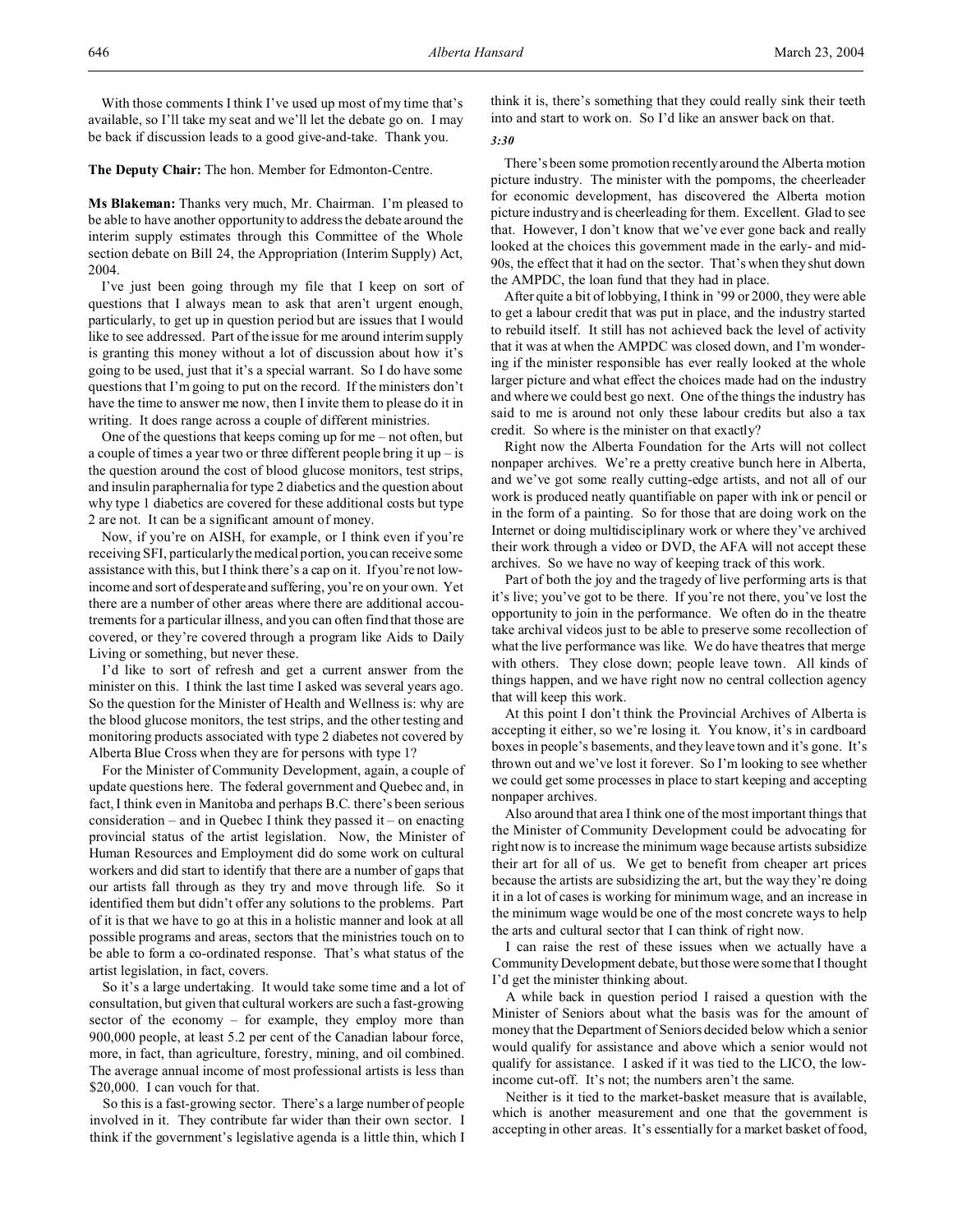With those comments I think I've used up most of my time that's available, so I'll take my seat and we'll let the debate go on. I may be back if discussion leads to a good give-and-take. Thank you.

**The Deputy Chair:** The hon. Member for Edmonton-Centre.

**Ms Blakeman:** Thanks very much, Mr. Chairman. I'm pleased to be able to have another opportunity to address the debate around the interim supply estimates through this Committee of the Whole section debate on Bill 24, the Appropriation (Interim Supply) Act, 2004.

I've just been going through my file that I keep on sort of questions that I always mean to ask that aren't urgent enough, particularly, to get up in question period but are issues that I would like to see addressed. Part of the issue for me around interim supply is granting this money without a lot of discussion about how it's going to be used, just that it's a special warrant. So I do have some questions that I'm going to put on the record. If the ministers don't have the time to answer me now, then I invite them to please do it in writing. It does range across a couple of different ministries.

One of the questions that keeps coming up for me – not often, but a couple of times a year two or three different people bring it up – is the question around the cost of blood glucose monitors, test strips, and insulin paraphernalia for type 2 diabetics and the question about why type 1 diabetics are covered for these additional costs but type 2 are not. It can be a significant amount of money.

Now, if you're on AISH, for example, or I think even if you're receiving SFI, particularly the medical portion, you can receive some assistance with this, but I think there's a cap on it. If you're not low-income and sort of desperate and suffering, you're on your own. Yet there are a number of other areas where there are additional accoutrements for a particular illness, and you can often find that those are covered, or they're covered through a program like Aids to Daily Living or something, but never these.

I'd like to sort of refresh and get a current answer from the minister on this. I think the last time I asked was several years ago. So the question for the Minister of Health and Wellness is: why are the blood glucose monitors, the test strips, and the other testing and monitoring products associated with type 2 diabetes not covered by Alberta Blue Cross when they are for persons with type 1?

For the Minister of Community Development, again, a couple of update questions here. The federal government and Quebec and, in fact, I think even in Manitoba and perhaps B.C. there's been serious consideration – and in Quebec I think they passed it – on enacting provincial status of the artist legislation. Now, the Minister of Human Resources and Employment did do some work on cultural workers and did start to identify that there are a number of gaps that our artists fall through as they try and move through life. So it identified them but didn't offer any solutions to the problems. Part of it is that we have to go at this in a holistic manner and look at all possible programs and areas, sectors that the ministries touch on to be able to form a co-ordinated response. That's what status of the artist legislation, in fact, covers.

So it's a large undertaking. It would take some time and a lot of consultation, but given that cultural workers are such a fast-growing sector of the economy – for example, they employ more than 900,000 people, at least 5.2 per cent of the Canadian labour force, more, in fact, than agriculture, forestry, mining, and oil combined. The average annual income of most professional artists is less than $20,000. I can vouch for that.

So this is a fast-growing sector. There's a large number of people involved in it. They contribute far wider than their own sector. I think if the government's legislative agenda is a little thin, which I think it is, there's something that they could really sink their teeth into and start to work on. So I'd like an answer back on that.

*3:30*

There's been some promotion recently around the Alberta motion picture industry. The minister with the pompoms, the cheerleader for economic development, has discovered the Alberta motion picture industry and is cheerleading for them. Excellent. Glad to see that. However, I don't know that we've ever gone back and really looked at the choices this government made in the early- and mid-90s, the effect that it had on the sector. That's when they shut down the AMPDC, the loan fund that they had in place.

After quite a bit of lobbying, I think in '99 or 2000, they were able to get a labour credit that was put in place, and the industry started to rebuild itself. It still has not achieved back the level of activity that it was at when the AMPDC was closed down, and I'm wondering if the minister responsible has ever really looked at the whole larger picture and what effect the choices made had on the industry and where we could best go next. One of the things the industry has said to me is around not only these labour credits but also a tax credit. So where is the minister on that exactly?

Right now the Alberta Foundation for the Arts will not collect nonpaper archives. We're a pretty creative bunch here in Alberta, and we've got some really cutting-edge artists, and not all of our work is produced neatly quantifiable on paper with ink or pencil or in the form of a painting. So for those that are doing work on the Internet or doing multidisciplinary work or where they've archived their work through a video or DVD, the AFA will not accept these archives. So we have no way of keeping track of this work.

Part of both the joy and the tragedy of live performing arts is that it's live; you've got to be there. If you're not there, you've lost the opportunity to join in the performance. We often do in the theatre take archival videos just to be able to preserve some recollection of what the live performance was like. We do have theatres that merge with others. They close down; people leave town. All kinds of things happen, and we have right now no central collection agency that will keep this work.

At this point I don't think the Provincial Archives of Alberta is accepting it either, so we're losing it. You know, it's in cardboard boxes in people's basements, and they leave town and it's gone. It's thrown out and we've lost it forever. So I'm looking to see whether we could get some processes in place to start keeping and accepting nonpaper archives.

Also around that area I think one of the most important things that the Minister of Community Development could be advocating for right now is to increase the minimum wage because artists subsidize their art for all of us. We get to benefit from cheaper art prices because the artists are subsidizing the art, but the way they're doing it in a lot of cases is working for minimum wage, and an increase in the minimum wage would be one of the most concrete ways to help the arts and cultural sector that I can think of right now.

I can raise the rest of these issues when we actually have a Community Development debate, but those were some that I thought I'd get the minister thinking about.

A while back in question period I raised a question with the Minister of Seniors about what the basis was for the amount of money that the Department of Seniors decided below which a senior would qualify for assistance and above which a senior would not qualify for assistance. I asked if it was tied to the LICO, the low-income cut-off. It's not; the numbers aren't the same.

Neither is it tied to the market-basket measure that is available, which is another measurement and one that the government is accepting in other areas. It's essentially for a market basket of food,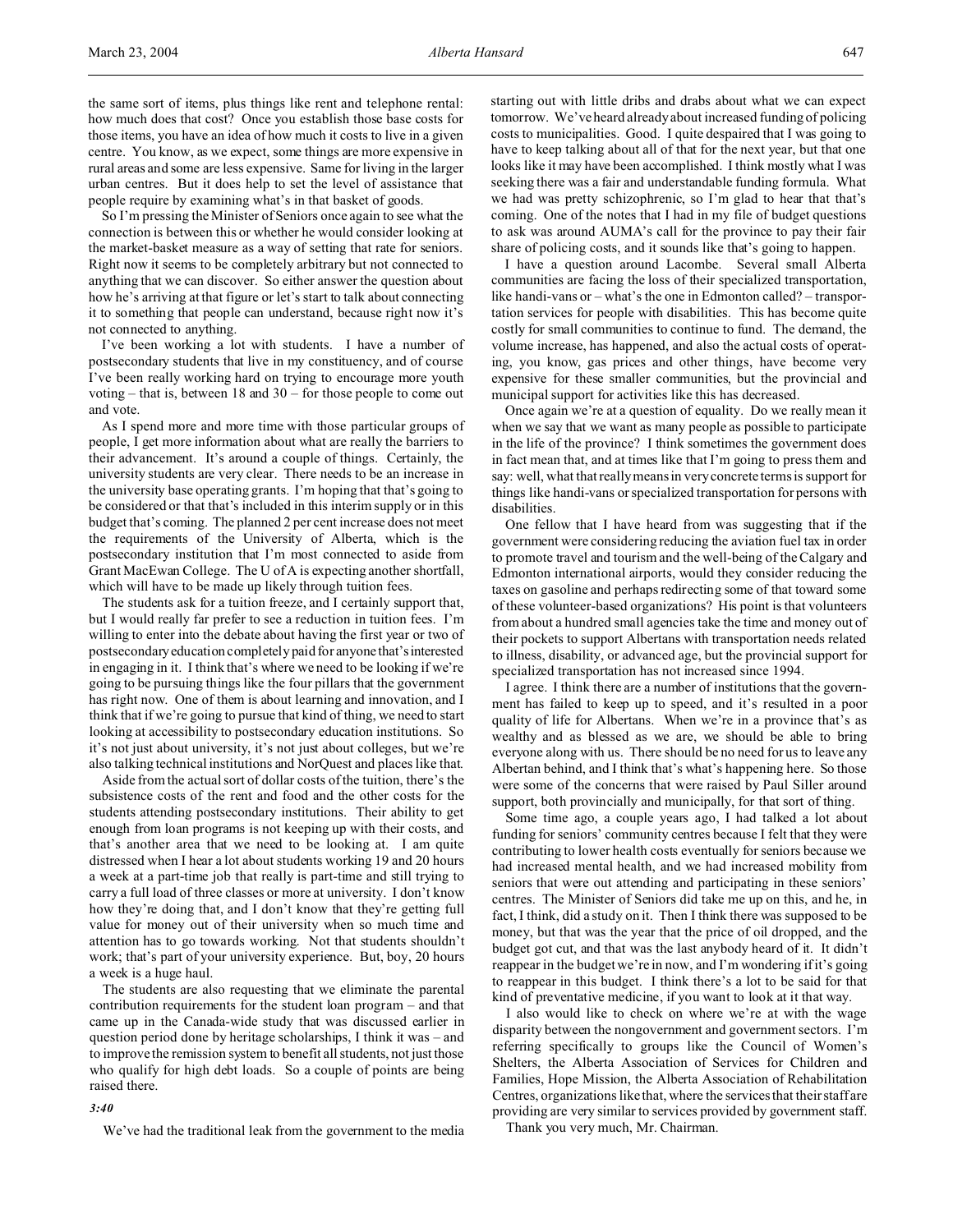the same sort of items, plus things like rent and telephone rental: how much does that cost? Once you establish those base costs for those items, you have an idea of how much it costs to live in a given centre. You know, as we expect, some things are more expensive in rural areas and some are less expensive. Same for living in the larger urban centres. But it does help to set the level of assistance that people require by examining what's in that basket of goods.

So I'm pressing the Minister of Seniors once again to see what the connection is between this or whether he would consider looking at the market-basket measure as a way of setting that rate for seniors. Right now it seems to be completely arbitrary but not connected to anything that we can discover. So either answer the question about how he's arriving at that figure or let's start to talk about connecting it to something that people can understand, because right now it's not connected to anything.

I've been working a lot with students. I have a number of postsecondary students that live in my constituency, and of course I've been really working hard on trying to encourage more youth voting – that is, between 18 and 30 – for those people to come out and vote.

As I spend more and more time with those particular groups of people, I get more information about what are really the barriers to their advancement. It's around a couple of things. Certainly, the university students are very clear. There needs to be an increase in the university base operating grants. I'm hoping that that's going to be considered or that that's included in this interim supply or in this budget that's coming. The planned 2 per cent increase does not meet the requirements of the University of Alberta, which is the postsecondary institution that I'm most connected to aside from Grant MacEwan College. The U of A is expecting another shortfall, which will have to be made up likely through tuition fees.

The students ask for a tuition freeze, and I certainly support that, but I would really far prefer to see a reduction in tuition fees. I'm willing to enter into the debate about having the first year or two of postsecondary education completely paid for anyone that's interested in engaging in it. I think that's where we need to be looking if we're going to be pursuing things like the four pillars that the government has right now. One of them is about learning and innovation, and I think that if we're going to pursue that kind of thing, we need to start looking at accessibility to postsecondary education institutions. So it's not just about university, it's not just about colleges, but we're also talking technical institutions and NorQuest and places like that.

Aside from the actual sort of dollar costs of the tuition, there's the subsistence costs of the rent and food and the other costs for the students attending postsecondary institutions. Their ability to get enough from loan programs is not keeping up with their costs, and that's another area that we need to be looking at. I am quite distressed when I hear a lot about students working 19 and 20 hours a week at a part-time job that really is part-time and still trying to carry a full load of three classes or more at university. I don't know how they're doing that, and I don't know that they're getting full value for money out of their university when so much time and attention has to go towards working. Not that students shouldn't work; that's part of your university experience. But, boy, 20 hours a week is a huge haul.

The students are also requesting that we eliminate the parental contribution requirements for the student loan program – and that came up in the Canada-wide study that was discussed earlier in question period done by heritage scholarships, I think it was – and to improve the remission system to benefit all students, not just those who qualify for high debt loads. So a couple of points are being raised there.

*3:40*

We've had the traditional leak from the government to the media starting out with little dribs and drabs about what we can expect tomorrow. We've heard already about increased funding of policing costs to municipalities. Good. I quite despaired that I was going to have to keep talking about all of that for the next year, but that one looks like it may have been accomplished. I think mostly what I was seeking there was a fair and understandable funding formula. What we had was pretty schizophrenic, so I'm glad to hear that that's coming. One of the notes that I had in my file of budget questions to ask was around AUMA's call for the province to pay their fair share of policing costs, and it sounds like that's going to happen.

I have a question around Lacombe. Several small Alberta communities are facing the loss of their specialized transportation, like handi-vans or – what's the one in Edmonton called? – transportation services for people with disabilities. This has become quite costly for small communities to continue to fund. The demand, the volume increase, has happened, and also the actual costs of operating, you know, gas prices and other things, have become very expensive for these smaller communities, but the provincial and municipal support for activities like this has decreased.

Once again we're at a question of equality. Do we really mean it when we say that we want as many people as possible to participate in the life of the province? I think sometimes the government does in fact mean that, and at times like that I'm going to press them and say: well, what that really means in very concrete terms is support for things like handi-vans or specialized transportation for persons with disabilities.

One fellow that I have heard from was suggesting that if the government were considering reducing the aviation fuel tax in order to promote travel and tourism and the well-being of the Calgary and Edmonton international airports, would they consider reducing the taxes on gasoline and perhaps redirecting some of that toward some of these volunteer-based organizations? His point is that volunteers from about a hundred small agencies take the time and money out of their pockets to support Albertans with transportation needs related to illness, disability, or advanced age, but the provincial support for specialized transportation has not increased since 1994.

I agree. I think there are a number of institutions that the government has failed to keep up to speed, and it's resulted in a poor quality of life for Albertans. When we're in a province that's as wealthy and as blessed as we are, we should be able to bring everyone along with us. There should be no need for us to leave any Albertan behind, and I think that's what's happening here. So those were some of the concerns that were raised by Paul Siller around support, both provincially and municipally, for that sort of thing.

Some time ago, a couple years ago, I had talked a lot about funding for seniors' community centres because I felt that they were contributing to lower health costs eventually for seniors because we had increased mental health, and we had increased mobility from seniors that were out attending and participating in these seniors' centres. The Minister of Seniors did take me up on this, and he, in fact, I think, did a study on it. Then I think there was supposed to be money, but that was the year that the price of oil dropped, and the budget got cut, and that was the last anybody heard of it. It didn't reappear in the budget we're in now, and I'm wondering if it's going to reappear in this budget. I think there's a lot to be said for that kind of preventative medicine, if you want to look at it that way.

I also would like to check on where we're at with the wage disparity between the nongovernment and government sectors. I'm referring specifically to groups like the Council of Women's Shelters, the Alberta Association of Services for Children and Families, Hope Mission, the Alberta Association of Rehabilitation Centres, organizations like that, where the services that their staff are providing are very similar to services provided by government staff.

Thank you very much, Mr. Chairman.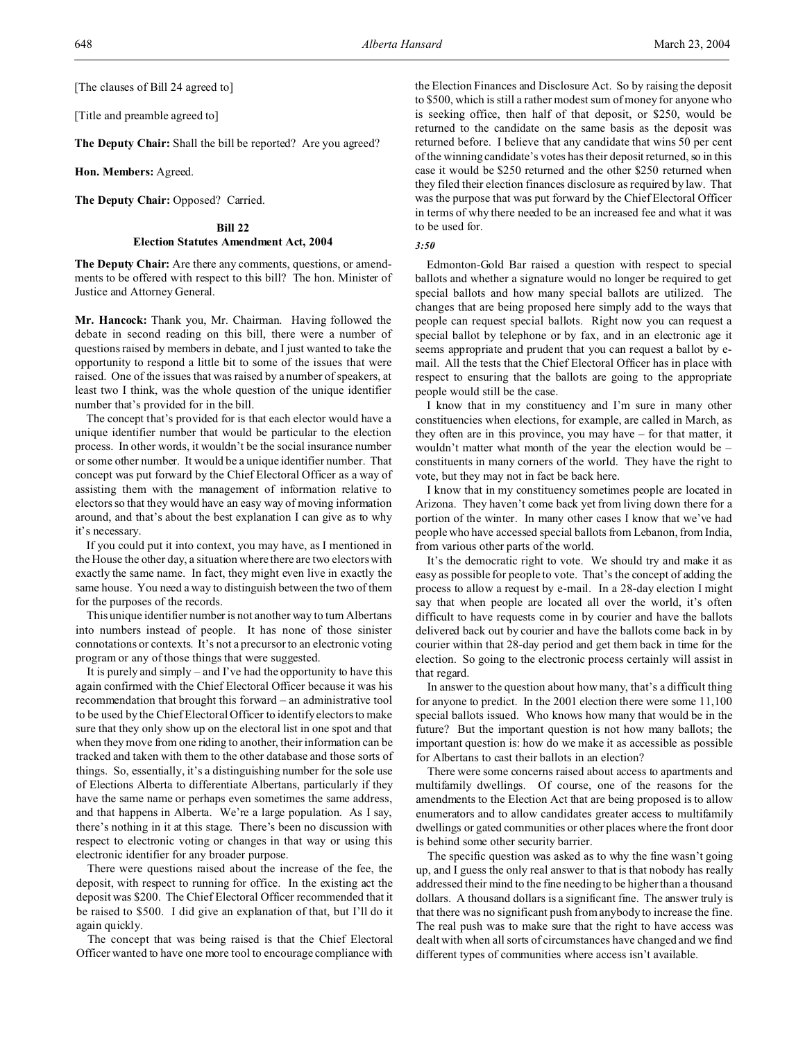[The clauses of Bill 24 agreed to]

[Title and preamble agreed to]

**The Deputy Chair:** Shall the bill be reported? Are you agreed?

**Hon. Members:** Agreed.

**The Deputy Chair:** Opposed? Carried.

## Bill 22
## Election Statutes Amendment Act, 2004

**The Deputy Chair:** Are there any comments, questions, or amendments to be offered with respect to this bill? The hon. Minister of Justice and Attorney General.

**Mr. Hancock:** Thank you, Mr. Chairman. Having followed the debate in second reading on this bill, there were a number of questions raised by members in debate, and I just wanted to take the opportunity to respond a little bit to some of the issues that were raised. One of the issues that was raised by a number of speakers, at least two I think, was the whole question of the unique identifier number that's provided for in the bill.

The concept that's provided for is that each elector would have a unique identifier number that would be particular to the election process. In other words, it wouldn't be the social insurance number or some other number. It would be a unique identifier number. That concept was put forward by the Chief Electoral Officer as a way of assisting them with the management of information relative to electors so that they would have an easy way of moving information around, and that's about the best explanation I can give as to why it's necessary.

If you could put it into context, you may have, as I mentioned in the House the other day, a situation where there are two electors with exactly the same name. In fact, they might even live in exactly the same house. You need a way to distinguish between the two of them for the purposes of the records.

This unique identifier number is not another way to turn Albertans into numbers instead of people. It has none of those sinister connotations or contexts. It's not a precursor to an electronic voting program or any of those things that were suggested.

It is purely and simply – and I've had the opportunity to have this again confirmed with the Chief Electoral Officer because it was his recommendation that brought this forward – an administrative tool to be used by the Chief Electoral Officer to identify electors to make sure that they only show up on the electoral list in one spot and that when they move from one riding to another, their information can be tracked and taken with them to the other database and those sorts of things. So, essentially, it's a distinguishing number for the sole use of Elections Alberta to differentiate Albertans, particularly if they have the same name or perhaps even sometimes the same address, and that happens in Alberta. We're a large population. As I say, there's nothing in it at this stage. There's been no discussion with respect to electronic voting or changes in that way or using this electronic identifier for any broader purpose.

There were questions raised about the increase of the fee, the deposit, with respect to running for office. In the existing act the deposit was $200. The Chief Electoral Officer recommended that it be raised to $500. I did give an explanation of that, but I'll do it again quickly.

The concept that was being raised is that the Chief Electoral Officer wanted to have one more tool to encourage compliance with the Election Finances and Disclosure Act. So by raising the deposit to $500, which is still a rather modest sum of money for anyone who is seeking office, then half of that deposit, or $250, would be returned to the candidate on the same basis as the deposit was returned before. I believe that any candidate that wins 50 per cent of the winning candidate's votes has their deposit returned, so in this case it would be $250 returned and the other $250 returned when they filed their election finances disclosure as required by law. That was the purpose that was put forward by the Chief Electoral Officer in terms of why there needed to be an increased fee and what it was to be used for.

*3:50*

Edmonton-Gold Bar raised a question with respect to special ballots and whether a signature would no longer be required to get special ballots and how many special ballots are utilized. The changes that are being proposed here simply add to the ways that people can request special ballots. Right now you can request a special ballot by telephone or by fax, and in an electronic age it seems appropriate and prudent that you can request a ballot by e-mail. All the tests that the Chief Electoral Officer has in place with respect to ensuring that the ballots are going to the appropriate people would still be the case.

I know that in my constituency and I'm sure in many other constituencies when elections, for example, are called in March, as they often are in this province, you may have – for that matter, it wouldn't matter what month of the year the election would be – constituents in many corners of the world. They have the right to vote, but they may not in fact be back here.

I know that in my constituency sometimes people are located in Arizona. They haven't come back yet from living down there for a portion of the winter. In many other cases I know that we've had people who have accessed special ballots from Lebanon, from India, from various other parts of the world.

It's the democratic right to vote. We should try and make it as easy as possible for people to vote. That's the concept of adding the process to allow a request by e-mail. In a 28-day election I might say that when people are located all over the world, it's often difficult to have requests come in by courier and have the ballots delivered back out by courier and have the ballots come back in by courier within that 28-day period and get them back in time for the election. So going to the electronic process certainly will assist in that regard.

In answer to the question about how many, that's a difficult thing for anyone to predict. In the 2001 election there were some 11,100 special ballots issued. Who knows how many that would be in the future? But the important question is not how many ballots; the important question is: how do we make it as accessible as possible for Albertans to cast their ballots in an election?

There were some concerns raised about access to apartments and multifamily dwellings. Of course, one of the reasons for the amendments to the Election Act that are being proposed is to allow enumerators and to allow candidates greater access to multifamily dwellings or gated communities or other places where the front door is behind some other security barrier.

The specific question was asked as to why the fine wasn't going up, and I guess the only real answer to that is that nobody has really addressed their mind to the fine needing to be higher than a thousand dollars. A thousand dollars is a significant fine. The answer truly is that there was no significant push from anybody to increase the fine. The real push was to make sure that the right to have access was dealt with when all sorts of circumstances have changed and we find different types of communities where access isn't available.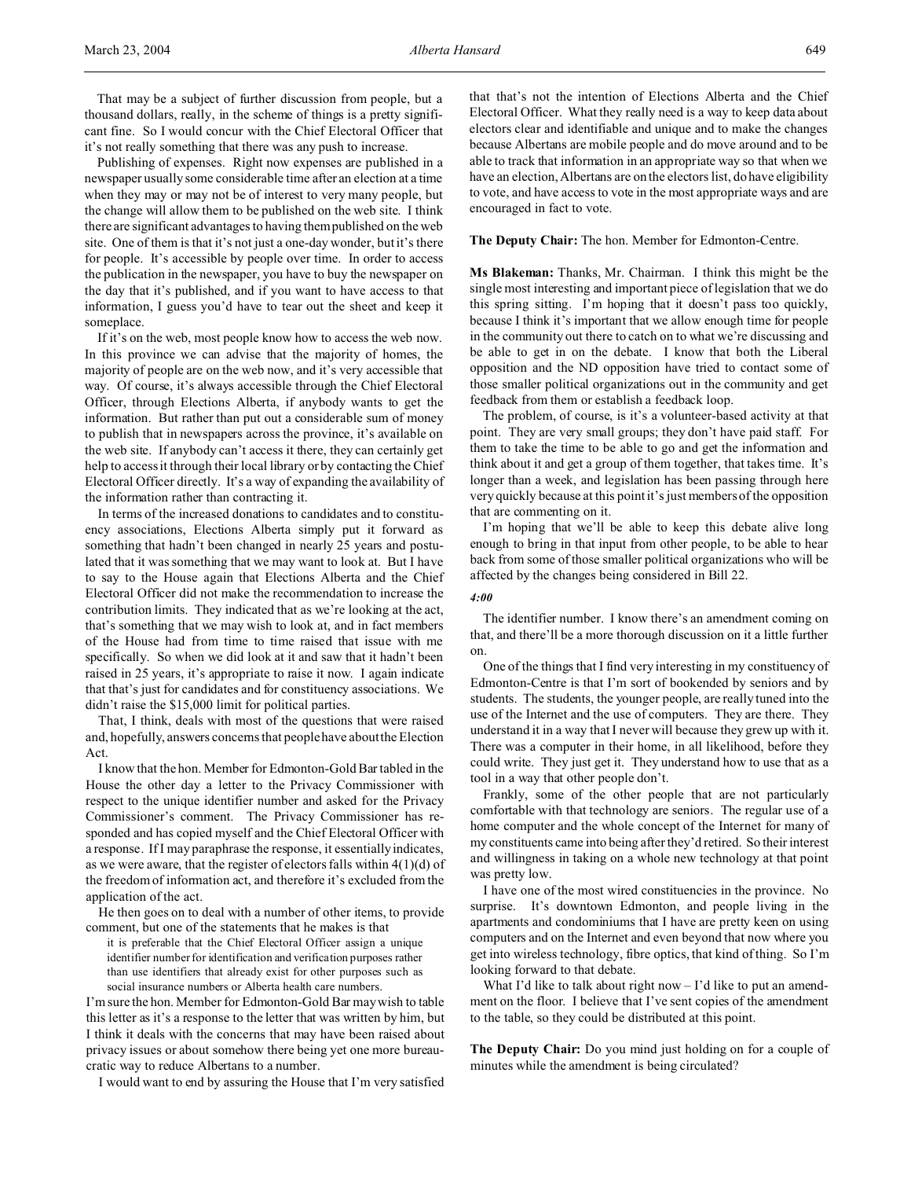That may be a subject of further discussion from people, but a thousand dollars, really, in the scheme of things is a pretty significant fine. So I would concur with the Chief Electoral Officer that it's not really something that there was any push to increase.

Publishing of expenses. Right now expenses are published in a newspaper usually some considerable time after an election at a time when they may or may not be of interest to very many people, but the change will allow them to be published on the web site. I think there are significant advantages to having them published on the web site. One of them is that it's not just a one-day wonder, but it's there for people. It's accessible by people over time. In order to access the publication in the newspaper, you have to buy the newspaper on the day that it's published, and if you want to have access to that information, I guess you'd have to tear out the sheet and keep it someplace.

If it's on the web, most people know how to access the web now. In this province we can advise that the majority of homes, the majority of people are on the web now, and it's very accessible that way. Of course, it's always accessible through the Chief Electoral Officer, through Elections Alberta, if anybody wants to get the information. But rather than put out a considerable sum of money to publish that in newspapers across the province, it's available on the web site. If anybody can't access it there, they can certainly get help to access it through their local library or by contacting the Chief Electoral Officer directly. It's a way of expanding the availability of the information rather than contracting it.

In terms of the increased donations to candidates and to constituency associations, Elections Alberta simply put it forward as something that hadn't been changed in nearly 25 years and postulated that it was something that we may want to look at. But I have to say to the House again that Elections Alberta and the Chief Electoral Officer did not make the recommendation to increase the contribution limits. They indicated that as we're looking at the act, that's something that we may wish to look at, and in fact members of the House had from time to time raised that issue with me specifically. So when we did look at it and saw that it hadn't been raised in 25 years, it's appropriate to raise it now. I again indicate that that's just for candidates and for constituency associations. We didn't raise the $15,000 limit for political parties.

That, I think, deals with most of the questions that were raised and, hopefully, answers concerns that people have about the Election Act.

I know that the hon. Member for Edmonton-Gold Bar tabled in the House the other day a letter to the Privacy Commissioner with respect to the unique identifier number and asked for the Privacy Commissioner's comment. The Privacy Commissioner has responded and has copied myself and the Chief Electoral Officer with a response. If I may paraphrase the response, it essentially indicates, as we were aware, that the register of electors falls within 4(1)(d) of the freedom of information act, and therefore it's excluded from the application of the act.

He then goes on to deal with a number of other items, to provide comment, but one of the statements that he makes is that

> it is preferable that the Chief Electoral Officer assign a unique identifier number for identification and verification purposes rather than use identifiers that already exist for other purposes such as social insurance numbers or Alberta health care numbers.

I'm sure the hon. Member for Edmonton-Gold Bar may wish to table this letter as it's a response to the letter that was written by him, but I think it deals with the concerns that may have been raised about privacy issues or about somehow there being yet one more bureaucratic way to reduce Albertans to a number.

I would want to end by assuring the House that I'm very satisfied that that's not the intention of Elections Alberta and the Chief Electoral Officer. What they really need is a way to keep data about electors clear and identifiable and unique and to make the changes because Albertans are mobile people and do move around and to be able to track that information in an appropriate way so that when we have an election, Albertans are on the electors list, do have eligibility to vote, and have access to vote in the most appropriate ways and are encouraged in fact to vote.

**The Deputy Chair:** The hon. Member for Edmonton-Centre.

**Ms Blakeman:** Thanks, Mr. Chairman. I think this might be the single most interesting and important piece of legislation that we do this spring sitting. I'm hoping that it doesn't pass too quickly, because I think it's important that we allow enough time for people in the community out there to catch on to what we're discussing and be able to get in on the debate. I know that both the Liberal opposition and the ND opposition have tried to contact some of those smaller political organizations out in the community and get feedback from them or establish a feedback loop.

The problem, of course, is it's a volunteer-based activity at that point. They are very small groups; they don't have paid staff. For them to take the time to be able to go and get the information and think about it and get a group of them together, that takes time. It's longer than a week, and legislation has been passing through here very quickly because at this point it's just members of the opposition that are commenting on it.

I'm hoping that we'll be able to keep this debate alive long enough to bring in that input from other people, to be able to hear back from some of those smaller political organizations who will be affected by the changes being considered in Bill 22.

*4:00*

The identifier number. I know there's an amendment coming on that, and there'll be a more thorough discussion on it a little further on.

One of the things that I find very interesting in my constituency of Edmonton-Centre is that I'm sort of bookended by seniors and by students. The students, the younger people, are really tuned into the use of the Internet and the use of computers. They are there. They understand it in a way that I never will because they grew up with it. There was a computer in their home, in all likelihood, before they could write. They just get it. They understand how to use that as a tool in a way that other people don't.

Frankly, some of the other people that are not particularly comfortable with that technology are seniors. The regular use of a home computer and the whole concept of the Internet for many of my constituents came into being after they'd retired. So their interest and willingness in taking on a whole new technology at that point was pretty low.

I have one of the most wired constituencies in the province. No surprise. It's downtown Edmonton, and people living in the apartments and condominiums that I have are pretty keen on using computers and on the Internet and even beyond that now where you get into wireless technology, fibre optics, that kind of thing. So I'm looking forward to that debate.

What I'd like to talk about right now – I'd like to put an amendment on the floor. I believe that I've sent copies of the amendment to the table, so they could be distributed at this point.

**The Deputy Chair:** Do you mind just holding on for a couple of minutes while the amendment is being circulated?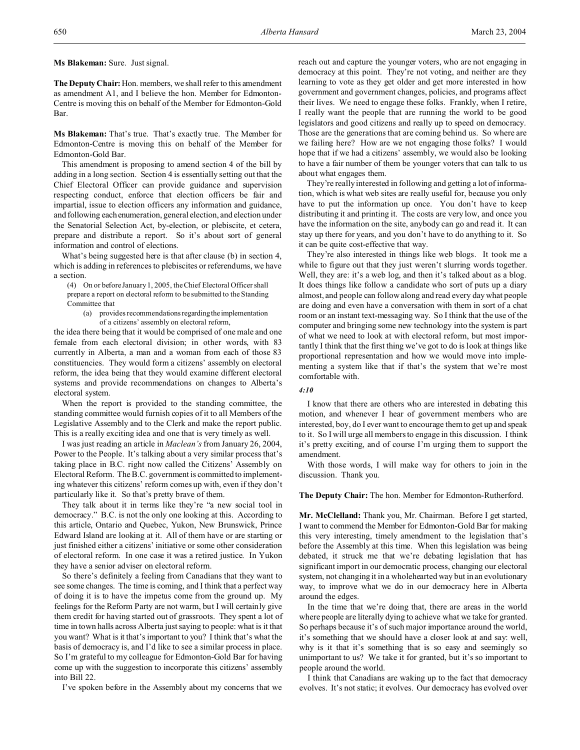**Ms Blakeman:** Sure. Just signal.

**The Deputy Chair:** Hon. members, we shall refer to this amendment as amendment A1, and I believe the hon. Member for Edmonton-Centre is moving this on behalf of the Member for Edmonton-Gold Bar.

**Ms Blakeman:** That's true. That's exactly true. The Member for Edmonton-Centre is moving this on behalf of the Member for Edmonton-Gold Bar.

This amendment is proposing to amend section 4 of the bill by adding in a long section. Section 4 is essentially setting out that the Chief Electoral Officer can provide guidance and supervision respecting conduct, enforce that election officers be fair and impartial, issue to election officers any information and guidance, and following each enumeration, general election, and election under the Senatorial Selection Act, by-election, or plebiscite, et cetera, prepare and distribute a report. So it's about sort of general information and control of elections.

What's being suggested here is that after clause (b) in section 4, which is adding in references to plebiscites or referendums, we have a section.

> (4) On or before January 1, 2005, the Chief Electoral Officer shall prepare a report on electoral reform to be submitted to the Standing Committee that
>
> (a) provides recommendations regarding the implementation of a citizens' assembly on electoral reform,

the idea there being that it would be comprised of one male and one female from each electoral division; in other words, with 83 currently in Alberta, a man and a woman from each of those 83 constituencies. They would form a citizens' assembly on electoral reform, the idea being that they would examine different electoral systems and provide recommendations on changes to Alberta's electoral system.

When the report is provided to the standing committee, the standing committee would furnish copies of it to all Members of the Legislative Assembly and to the Clerk and make the report public. This is a really exciting idea and one that is very timely as well.

I was just reading an article in *Maclean's* from January 26, 2004, Power to the People. It's talking about a very similar process that's taking place in B.C. right now called the Citizens' Assembly on Electoral Reform. The B.C. government is committed to implementing whatever this citizens' reform comes up with, even if they don't particularly like it. So that's pretty brave of them.

They talk about it in terms like they're "a new social tool in democracy." B.C. is not the only one looking at this. According to this article, Ontario and Quebec, Yukon, New Brunswick, Prince Edward Island are looking at it. All of them have or are starting or just finished either a citizens' initiative or some other consideration of electoral reform. In one case it was a retired justice. In Yukon they have a senior adviser on electoral reform.

So there's definitely a feeling from Canadians that they want to see some changes. The time is coming, and I think that a perfect way of doing it is to have the impetus come from the ground up. My feelings for the Reform Party are not warm, but I will certainly give them credit for having started out of grassroots. They spent a lot of time in town halls across Alberta just saying to people: what is it that you want? What is it that's important to you? I think that's what the basis of democracy is, and I'd like to see a similar process in place. So I'm grateful to my colleague for Edmonton-Gold Bar for having come up with the suggestion to incorporate this citizens' assembly into Bill 22.

I've spoken before in the Assembly about my concerns that we reach out and capture the younger voters, who are not engaging in democracy at this point. They're not voting, and neither are they learning to vote as they get older and get more interested in how government and government changes, policies, and programs affect their lives. We need to engage these folks. Frankly, when I retire, I really want the people that are running the world to be good legislators and good citizens and really up to speed on democracy. Those are the generations that are coming behind us. So where are we failing here? How are we not engaging those folks? I would hope that if we had a citizens' assembly, we would also be looking to have a fair number of them be younger voters that can talk to us about what engages them.

They're really interested in following and getting a lot of information, which is what web sites are really useful for, because you only have to put the information up once. You don't have to keep distributing it and printing it. The costs are very low, and once you have the information on the site, anybody can go and read it. It can stay up there for years, and you don't have to do anything to it. So it can be quite cost-effective that way.

They're also interested in things like web blogs. It took me a while to figure out that they just weren't slurring words together. Well, they are: it's a web log, and then it's talked about as a blog. It does things like follow a candidate who sort of puts up a diary almost, and people can follow along and read every day what people are doing and even have a conversation with them in sort of a chat room or an instant text-messaging way. So I think that the use of the computer and bringing some new technology into the system is part of what we need to look at with electoral reform, but most importantly I think that the first thing we've got to do is look at things like proportional representation and how we would move into implementing a system like that if that's the system that we're most comfortable with.

*4:10*

I know that there are others who are interested in debating this motion, and whenever I hear of government members who are interested, boy, do I ever want to encourage them to get up and speak to it. So I will urge all members to engage in this discussion. I think it's pretty exciting, and of course I'm urging them to support the amendment.

With those words, I will make way for others to join in the discussion. Thank you.

**The Deputy Chair:** The hon. Member for Edmonton-Rutherford.

**Mr. McClelland:** Thank you, Mr. Chairman. Before I get started, I want to commend the Member for Edmonton-Gold Bar for making this very interesting, timely amendment to the legislation that's before the Assembly at this time. When this legislation was being debated, it struck me that we're debating legislation that has significant import in our democratic process, changing our electoral system, not changing it in a wholehearted way but in an evolutionary way, to improve what we do in our democracy here in Alberta around the edges.

In the time that we're doing that, there are areas in the world where people are literally dying to achieve what we take for granted. So perhaps because it's of such major importance around the world, it's something that we should have a closer look at and say: well, why is it that it's something that is so easy and seemingly so unimportant to us? We take it for granted, but it's so important to people around the world.

I think that Canadians are waking up to the fact that democracy evolves. It's not static; it evolves. Our democracy has evolved over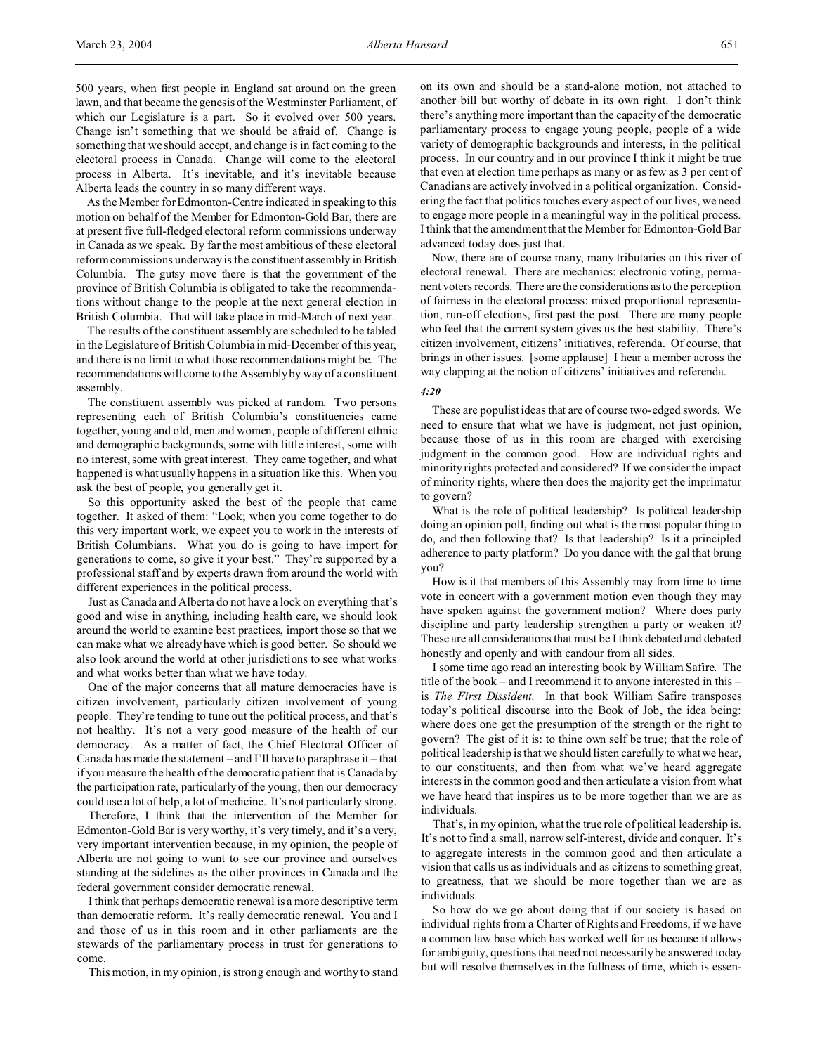500 years, when first people in England sat around on the green lawn, and that became the genesis of the Westminster Parliament, of which our Legislature is a part. So it evolved over 500 years. Change isn't something that we should be afraid of. Change is something that we should accept, and change is in fact coming to the electoral process in Canada. Change will come to the electoral process in Alberta. It's inevitable, and it's inevitable because Alberta leads the country in so many different ways.

As the Member for Edmonton-Centre indicated in speaking to this motion on behalf of the Member for Edmonton-Gold Bar, there are at present five full-fledged electoral reform commissions underway in Canada as we speak. By far the most ambitious of these electoral reform commissions underway is the constituent assembly in British Columbia. The gutsy move there is that the government of the province of British Columbia is obligated to take the recommendations without change to the people at the next general election in British Columbia. That will take place in mid-March of next year.

The results of the constituent assembly are scheduled to be tabled in the Legislature of British Columbia in mid-December of this year, and there is no limit to what those recommendations might be. The recommendations will come to the Assembly by way of a constituent assembly.

The constituent assembly was picked at random. Two persons representing each of British Columbia's constituencies came together, young and old, men and women, people of different ethnic and demographic backgrounds, some with little interest, some with no interest, some with great interest. They came together, and what happened is what usually happens in a situation like this. When you ask the best of people, you generally get it.

So this opportunity asked the best of the people that came together. It asked of them: "Look; when you come together to do this very important work, we expect you to work in the interests of British Columbians. What you do is going to have import for generations to come, so give it your best." They're supported by a professional staff and by experts drawn from around the world with different experiences in the political process.

Just as Canada and Alberta do not have a lock on everything that's good and wise in anything, including health care, we should look around the world to examine best practices, import those so that we can make what we already have which is good better. So should we also look around the world at other jurisdictions to see what works and what works better than what we have today.

One of the major concerns that all mature democracies have is citizen involvement, particularly citizen involvement of young people. They're tending to tune out the political process, and that's not healthy. It's not a very good measure of the health of our democracy. As a matter of fact, the Chief Electoral Officer of Canada has made the statement – and I'll have to paraphrase it – that if you measure the health of the democratic patient that is Canada by the participation rate, particularly of the young, then our democracy could use a lot of help, a lot of medicine. It's not particularly strong.

Therefore, I think that the intervention of the Member for Edmonton-Gold Bar is very worthy, it's very timely, and it's a very, very important intervention because, in my opinion, the people of Alberta are not going to want to see our province and ourselves standing at the sidelines as the other provinces in Canada and the federal government consider democratic renewal.

I think that perhaps democratic renewal is a more descriptive term than democratic reform. It's really democratic renewal. You and I and those of us in this room and in other parliaments are the stewards of the parliamentary process in trust for generations to come.

This motion, in my opinion, is strong enough and worthy to stand on its own and should be a stand-alone motion, not attached to another bill but worthy of debate in its own right. I don't think there's anything more important than the capacity of the democratic parliamentary process to engage young people, people of a wide variety of demographic backgrounds and interests, in the political process. In our country and in our province I think it might be true that even at election time perhaps as many or as few as 3 per cent of Canadians are actively involved in a political organization. Considering the fact that politics touches every aspect of our lives, we need to engage more people in a meaningful way in the political process. I think that the amendment that the Member for Edmonton-Gold Bar advanced today does just that.

Now, there are of course many, many tributaries on this river of electoral renewal. There are mechanics: electronic voting, permanent voters records. There are the considerations as to the perception of fairness in the electoral process: mixed proportional representation, run-off elections, first past the post. There are many people who feel that the current system gives us the best stability. There's citizen involvement, citizens' initiatives, referenda. Of course, that brings in other issues. [some applause] I hear a member across the way clapping at the notion of citizens' initiatives and referenda.

*4:20*

These are populist ideas that are of course two-edged swords. We need to ensure that what we have is judgment, not just opinion, because those of us in this room are charged with exercising judgment in the common good. How are individual rights and minority rights protected and considered? If we consider the impact of minority rights, where then does the majority get the imprimatur to govern?

What is the role of political leadership? Is political leadership doing an opinion poll, finding out what is the most popular thing to do, and then following that? Is that leadership? Is it a principled adherence to party platform? Do you dance with the gal that brung you?

How is it that members of this Assembly may from time to time vote in concert with a government motion even though they may have spoken against the government motion? Where does party discipline and party leadership strengthen a party or weaken it? These are all considerations that must be I think debated and debated honestly and openly and with candour from all sides.

I some time ago read an interesting book by William Safire. The title of the book – and I recommend it to anyone interested in this – is *The First Dissident*. In that book William Safire transposes today's political discourse into the Book of Job, the idea being: where does one get the presumption of the strength or the right to govern? The gist of it is: to thine own self be true; that the role of political leadership is that we should listen carefully to what we hear, to our constituents, and then from what we've heard aggregate interests in the common good and then articulate a vision from what we have heard that inspires us to be more together than we are as individuals.

That's, in my opinion, what the true role of political leadership is. It's not to find a small, narrow self-interest, divide and conquer. It's to aggregate interests in the common good and then articulate a vision that calls us as individuals and as citizens to something great, to greatness, that we should be more together than we are as individuals.

So how do we go about doing that if our society is based on individual rights from a Charter of Rights and Freedoms, if we have a common law base which has worked well for us because it allows for ambiguity, questions that need not necessarily be answered today but will resolve themselves in the fullness of time, which is essen-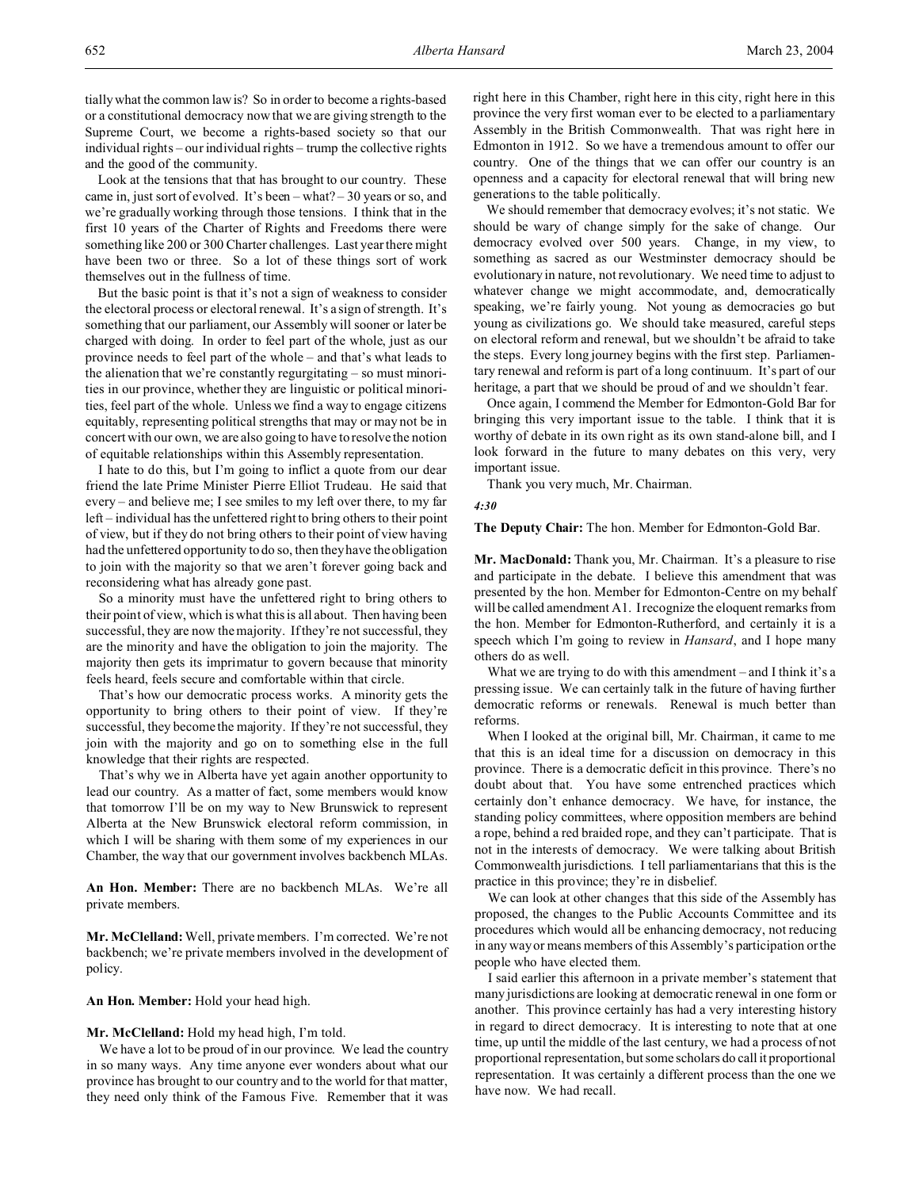tially what the common law is? So in order to become a rights-based or a constitutional democracy now that we are giving strength to the Supreme Court, we become a rights-based society so that our individual rights – our individual rights – trump the collective rights and the good of the community.

Look at the tensions that that has brought to our country. These came in, just sort of evolved. It's been – what? – 30 years or so, and we're gradually working through those tensions. I think that in the first 10 years of the Charter of Rights and Freedoms there were something like 200 or 300 Charter challenges. Last year there might have been two or three. So a lot of these things sort of work themselves out in the fullness of time.

But the basic point is that it's not a sign of weakness to consider the electoral process or electoral renewal. It's a sign of strength. It's something that our parliament, our Assembly will sooner or later be charged with doing. In order to feel part of the whole, just as our province needs to feel part of the whole – and that's what leads to the alienation that we're constantly regurgitating – so must minorities in our province, whether they are linguistic or political minorities, feel part of the whole. Unless we find a way to engage citizens equitably, representing political strengths that may or may not be in concert with our own, we are also going to have to resolve the notion of equitable relationships within this Assembly representation.

I hate to do this, but I'm going to inflict a quote from our dear friend the late Prime Minister Pierre Elliot Trudeau. He said that every – and believe me; I see smiles to my left over there, to my far left – individual has the unfettered right to bring others to their point of view, but if they do not bring others to their point of view having had the unfettered opportunity to do so, then they have the obligation to join with the majority so that we aren't forever going back and reconsidering what has already gone past.

So a minority must have the unfettered right to bring others to their point of view, which is what this is all about. Then having been successful, they are now the majority. If they're not successful, they are the minority and have the obligation to join the majority. The majority then gets its imprimatur to govern because that minority feels heard, feels secure and comfortable within that circle.

That's how our democratic process works. A minority gets the opportunity to bring others to their point of view. If they're successful, they become the majority. If they're not successful, they join with the majority and go on to something else in the full knowledge that their rights are respected.

That's why we in Alberta have yet again another opportunity to lead our country. As a matter of fact, some members would know that tomorrow I'll be on my way to New Brunswick to represent Alberta at the New Brunswick electoral reform commission, in which I will be sharing with them some of my experiences in our Chamber, the way that our government involves backbench MLAs.

**An Hon. Member:** There are no backbench MLAs. We're all private members.

**Mr. McClelland:** Well, private members. I'm corrected. We're not backbench; we're private members involved in the development of policy.

**An Hon. Member:** Hold your head high.

**Mr. McClelland:** Hold my head high, I'm told.

We have a lot to be proud of in our province. We lead the country in so many ways. Any time anyone ever wonders about what our province has brought to our country and to the world for that matter, they need only think of the Famous Five. Remember that it was right here in this Chamber, right here in this city, right here in this province the very first woman ever to be elected to a parliamentary Assembly in the British Commonwealth. That was right here in Edmonton in 1912. So we have a tremendous amount to offer our country. One of the things that we can offer our country is an openness and a capacity for electoral renewal that will bring new generations to the table politically.

We should remember that democracy evolves; it's not static. We should be wary of change simply for the sake of change. Our democracy evolved over 500 years. Change, in my view, to something as sacred as our Westminster democracy should be evolutionary in nature, not revolutionary. We need time to adjust to whatever change we might accommodate, and, democratically speaking, we're fairly young. Not young as democracies go but young as civilizations go. We should take measured, careful steps on electoral reform and renewal, but we shouldn't be afraid to take the steps. Every long journey begins with the first step. Parliamentary renewal and reform is part of a long continuum. It's part of our heritage, a part that we should be proud of and we shouldn't fear.

Once again, I commend the Member for Edmonton-Gold Bar for bringing this very important issue to the table. I think that it is worthy of debate in its own right as its own stand-alone bill, and I look forward in the future to many debates on this very, very important issue.

Thank you very much, Mr. Chairman.

*4:30*

**The Deputy Chair:** The hon. Member for Edmonton-Gold Bar.

**Mr. MacDonald:** Thank you, Mr. Chairman. It's a pleasure to rise and participate in the debate. I believe this amendment that was presented by the hon. Member for Edmonton-Centre on my behalf will be called amendment A1. I recognize the eloquent remarks from the hon. Member for Edmonton-Rutherford, and certainly it is a speech which I'm going to review in *Hansard*, and I hope many others do as well.

What we are trying to do with this amendment – and I think it's a pressing issue. We can certainly talk in the future of having further democratic reforms or renewals. Renewal is much better than reforms.

When I looked at the original bill, Mr. Chairman, it came to me that this is an ideal time for a discussion on democracy in this province. There is a democratic deficit in this province. There's no doubt about that. You have some entrenched practices which certainly don't enhance democracy. We have, for instance, the standing policy committees, where opposition members are behind a rope, behind a red braided rope, and they can't participate. That is not in the interests of democracy. We were talking about British Commonwealth jurisdictions. I tell parliamentarians that this is the practice in this province; they're in disbelief.

We can look at other changes that this side of the Assembly has proposed, the changes to the Public Accounts Committee and its procedures which would all be enhancing democracy, not reducing in any way or means members of this Assembly's participation or the people who have elected them.

I said earlier this afternoon in a private member's statement that many jurisdictions are looking at democratic renewal in one form or another. This province certainly has had a very interesting history in regard to direct democracy. It is interesting to note that at one time, up until the middle of the last century, we had a process of not proportional representation, but some scholars do call it proportional representation. It was certainly a different process than the one we have now. We had recall.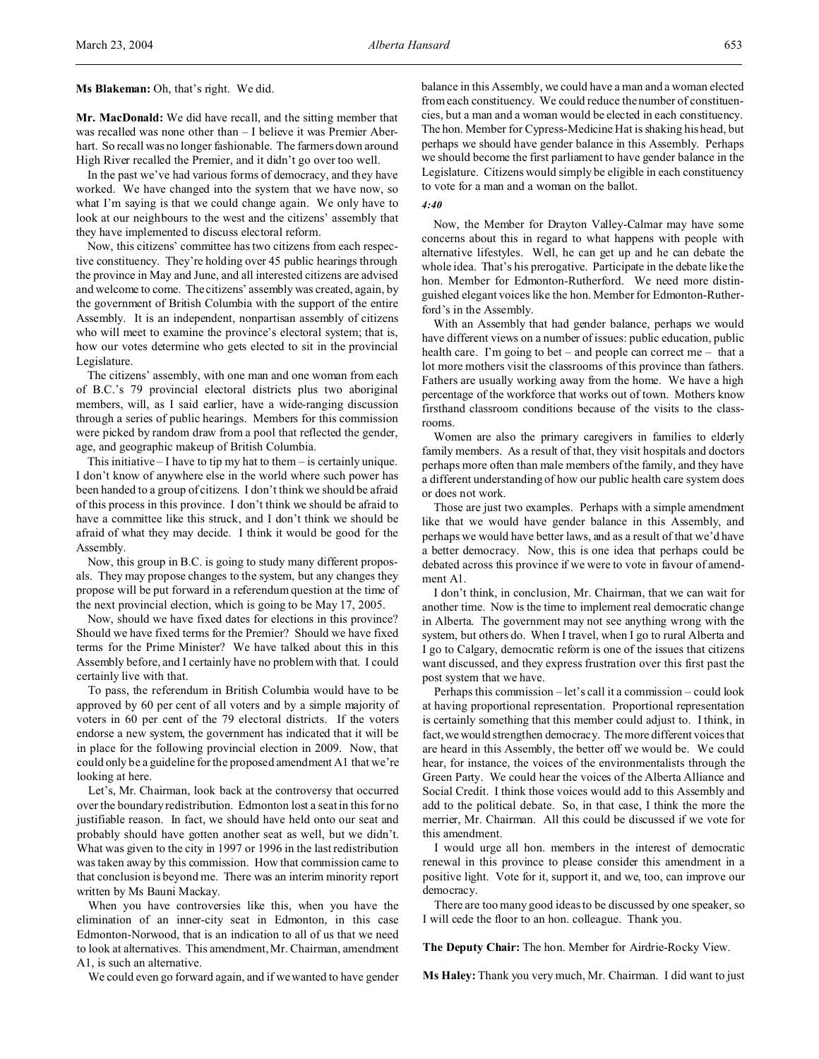**Ms Blakeman:** Oh, that's right. We did.

**Mr. MacDonald:** We did have recall, and the sitting member that was recalled was none other than – I believe it was Premier Aberhart. So recall was no longer fashionable. The farmers down around High River recalled the Premier, and it didn't go over too well.

In the past we've had various forms of democracy, and they have worked. We have changed into the system that we have now, so what I'm saying is that we could change again. We only have to look at our neighbours to the west and the citizens' assembly that they have implemented to discuss electoral reform.

Now, this citizens' committee has two citizens from each respective constituency. They're holding over 45 public hearings through the province in May and June, and all interested citizens are advised and welcome to come. The citizens' assembly was created, again, by the government of British Columbia with the support of the entire Assembly. It is an independent, nonpartisan assembly of citizens who will meet to examine the province's electoral system; that is, how our votes determine who gets elected to sit in the provincial Legislature.

The citizens' assembly, with one man and one woman from each of B.C.'s 79 provincial electoral districts plus two aboriginal members, will, as I said earlier, have a wide-ranging discussion through a series of public hearings. Members for this commission were picked by random draw from a pool that reflected the gender, age, and geographic makeup of British Columbia.

This initiative – I have to tip my hat to them – is certainly unique. I don't know of anywhere else in the world where such power has been handed to a group of citizens. I don't think we should be afraid of this process in this province. I don't think we should be afraid to have a committee like this struck, and I don't think we should be afraid of what they may decide. I think it would be good for the Assembly.

Now, this group in B.C. is going to study many different proposals. They may propose changes to the system, but any changes they propose will be put forward in a referendum question at the time of the next provincial election, which is going to be May 17, 2005.

Now, should we have fixed dates for elections in this province? Should we have fixed terms for the Premier? Should we have fixed terms for the Prime Minister? We have talked about this in this Assembly before, and I certainly have no problem with that. I could certainly live with that.

To pass, the referendum in British Columbia would have to be approved by 60 per cent of all voters and by a simple majority of voters in 60 per cent of the 79 electoral districts. If the voters endorse a new system, the government has indicated that it will be in place for the following provincial election in 2009. Now, that could only be a guideline for the proposed amendment A1 that we're looking at here.

Let's, Mr. Chairman, look back at the controversy that occurred over the boundary redistribution. Edmonton lost a seat in this for no justifiable reason. In fact, we should have held onto our seat and probably should have gotten another seat as well, but we didn't. What was given to the city in 1997 or 1996 in the last redistribution was taken away by this commission. How that commission came to that conclusion is beyond me. There was an interim minority report written by Ms Bauni Mackay.

When you have controversies like this, when you have the elimination of an inner-city seat in Edmonton, in this case Edmonton-Norwood, that is an indication to all of us that we need to look at alternatives. This amendment, Mr. Chairman, amendment A1, is such an alternative.

We could even go forward again, and if we wanted to have gender balance in this Assembly, we could have a man and a woman elected from each constituency. We could reduce the number of constituencies, but a man and a woman would be elected in each constituency. The hon. Member for Cypress-Medicine Hat is shaking his head, but perhaps we should have gender balance in this Assembly. Perhaps we should become the first parliament to have gender balance in the Legislature. Citizens would simply be eligible in each constituency to vote for a man and a woman on the ballot.

*4:40*

Now, the Member for Drayton Valley-Calmar may have some concerns about this in regard to what happens with people with alternative lifestyles. Well, he can get up and he can debate the whole idea. That's his prerogative. Participate in the debate like the hon. Member for Edmonton-Rutherford. We need more distinguished elegant voices like the hon. Member for Edmonton-Rutherford's in the Assembly.

With an Assembly that had gender balance, perhaps we would have different views on a number of issues: public education, public health care. I'm going to bet – and people can correct me – that a lot more mothers visit the classrooms of this province than fathers. Fathers are usually working away from the home. We have a high percentage of the workforce that works out of town. Mothers know firsthand classroom conditions because of the visits to the classrooms.

Women are also the primary caregivers in families to elderly family members. As a result of that, they visit hospitals and doctors perhaps more often than male members of the family, and they have a different understanding of how our public health care system does or does not work.

Those are just two examples. Perhaps with a simple amendment like that we would have gender balance in this Assembly, and perhaps we would have better laws, and as a result of that we'd have a better democracy. Now, this is one idea that perhaps could be debated across this province if we were to vote in favour of amendment A1.

I don't think, in conclusion, Mr. Chairman, that we can wait for another time. Now is the time to implement real democratic change in Alberta. The government may not see anything wrong with the system, but others do. When I travel, when I go to rural Alberta and I go to Calgary, democratic reform is one of the issues that citizens want discussed, and they express frustration over this first past the post system that we have.

Perhaps this commission – let's call it a commission – could look at having proportional representation. Proportional representation is certainly something that this member could adjust to. I think, in fact, we would strengthen democracy. The more different voices that are heard in this Assembly, the better off we would be. We could hear, for instance, the voices of the environmentalists through the Green Party. We could hear the voices of the Alberta Alliance and Social Credit. I think those voices would add to this Assembly and add to the political debate. So, in that case, I think the more the merrier, Mr. Chairman. All this could be discussed if we vote for this amendment.

I would urge all hon. members in the interest of democratic renewal in this province to please consider this amendment in a positive light. Vote for it, support it, and we, too, can improve our democracy.

There are too many good ideas to be discussed by one speaker, so I will cede the floor to an hon. colleague. Thank you.

**The Deputy Chair:** The hon. Member for Airdrie-Rocky View.

**Ms Haley:** Thank you very much, Mr. Chairman. I did want to just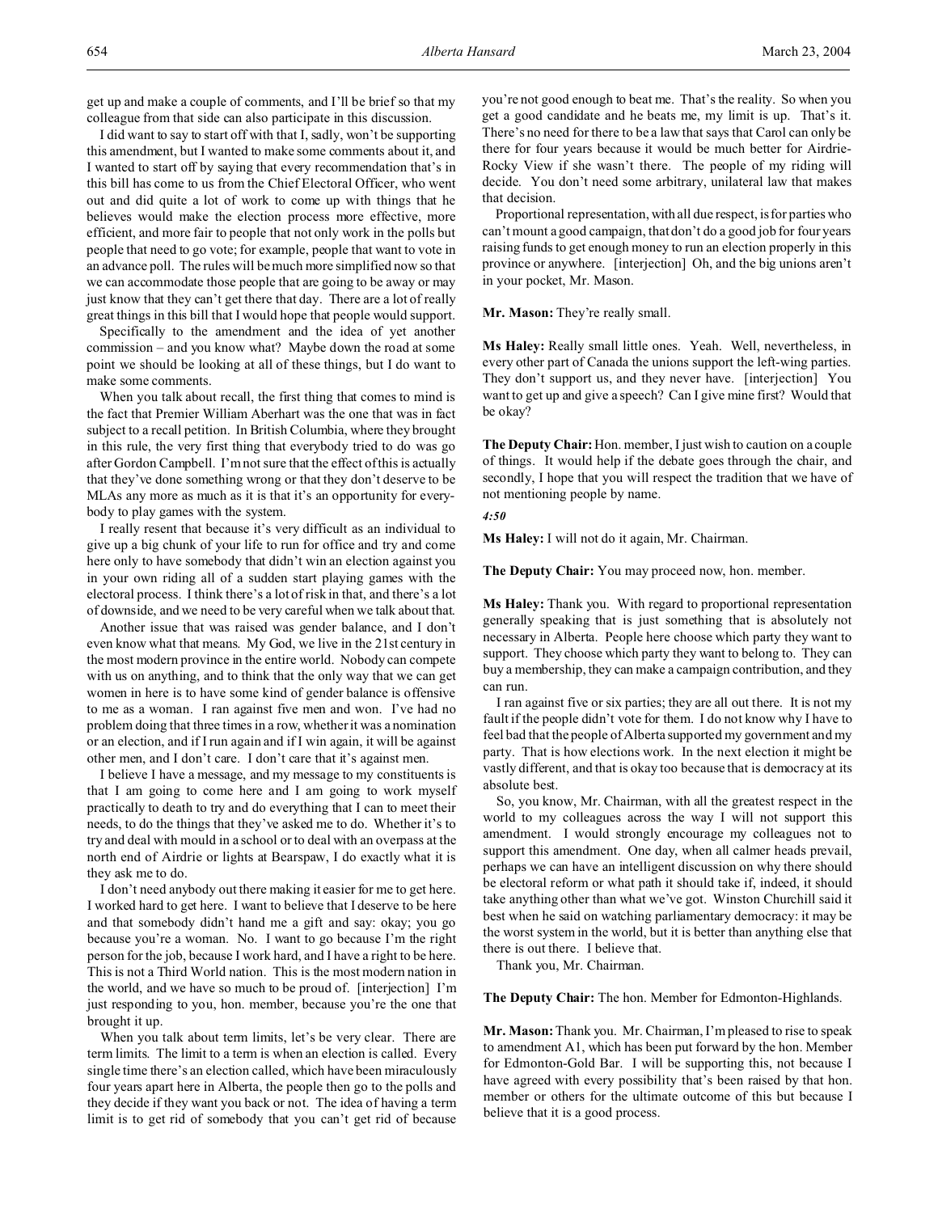get up and make a couple of comments, and I'll be brief so that my colleague from that side can also participate in this discussion.

I did want to say to start off with that I, sadly, won't be supporting this amendment, but I wanted to make some comments about it, and I wanted to start off by saying that every recommendation that's in this bill has come to us from the Chief Electoral Officer, who went out and did quite a lot of work to come up with things that he believes would make the election process more effective, more efficient, and more fair to people that not only work in the polls but people that need to go vote; for example, people that want to vote in an advance poll. The rules will be much more simplified now so that we can accommodate those people that are going to be away or may just know that they can't get there that day. There are a lot of really great things in this bill that I would hope that people would support.

Specifically to the amendment and the idea of yet another commission – and you know what? Maybe down the road at some point we should be looking at all of these things, but I do want to make some comments.

When you talk about recall, the first thing that comes to mind is the fact that Premier William Aberhart was the one that was in fact subject to a recall petition. In British Columbia, where they brought in this rule, the very first thing that everybody tried to do was go after Gordon Campbell. I'm not sure that the effect of this is actually that they've done something wrong or that they don't deserve to be MLAs any more as much as it is that it's an opportunity for everybody to play games with the system.

I really resent that because it's very difficult as an individual to give up a big chunk of your life to run for office and try and come here only to have somebody that didn't win an election against you in your own riding all of a sudden start playing games with the electoral process. I think there's a lot of risk in that, and there's a lot of downside, and we need to be very careful when we talk about that.

Another issue that was raised was gender balance, and I don't even know what that means. My God, we live in the 21st century in the most modern province in the entire world. Nobody can compete with us on anything, and to think that the only way that we can get women in here is to have some kind of gender balance is offensive to me as a woman. I ran against five men and won. I've had no problem doing that three times in a row, whether it was a nomination or an election, and if I run again and if I win again, it will be against other men, and I don't care. I don't care that it's against men.

I believe I have a message, and my message to my constituents is that I am going to come here and I am going to work myself practically to death to try and do everything that I can to meet their needs, to do the things that they've asked me to do. Whether it's to try and deal with mould in a school or to deal with an overpass at the north end of Airdrie or lights at Bearspaw, I do exactly what it is they ask me to do.

I don't need anybody out there making it easier for me to get here. I worked hard to get here. I want to believe that I deserve to be here and that somebody didn't hand me a gift and say: okay; you go because you're a woman. No. I want to go because I'm the right person for the job, because I work hard, and I have a right to be here. This is not a Third World nation. This is the most modern nation in the world, and we have so much to be proud of. [interjection] I'm just responding to you, hon. member, because you're the one that brought it up.

When you talk about term limits, let's be very clear. There are term limits. The limit to a term is when an election is called. Every single time there's an election called, which have been miraculously four years apart here in Alberta, the people then go to the polls and they decide if they want you back or not. The idea of having a term limit is to get rid of somebody that you can't get rid of because you're not good enough to beat me. That's the reality. So when you get a good candidate and he beats me, my limit is up. That's it. There's no need for there to be a law that says that Carol can only be there for four years because it would be much better for Airdrie-Rocky View if she wasn't there. The people of my riding will decide. You don't need some arbitrary, unilateral law that makes that decision.

Proportional representation, with all due respect, is for parties who can't mount a good campaign, that don't do a good job for four years raising funds to get enough money to run an election properly in this province or anywhere. [interjection] Oh, and the big unions aren't in your pocket, Mr. Mason.

**Mr. Mason:** They're really small.

**Ms Haley:** Really small little ones. Yeah. Well, nevertheless, in every other part of Canada the unions support the left-wing parties. They don't support us, and they never have. [interjection] You want to get up and give a speech? Can I give mine first? Would that be okay?

**The Deputy Chair:** Hon. member, I just wish to caution on a couple of things. It would help if the debate goes through the chair, and secondly, I hope that you will respect the tradition that we have of not mentioning people by name.

*4:50*

**Ms Haley:** I will not do it again, Mr. Chairman.

**The Deputy Chair:** You may proceed now, hon. member.

**Ms Haley:** Thank you. With regard to proportional representation generally speaking that is just something that is absolutely not necessary in Alberta. People here choose which party they want to support. They choose which party they want to belong to. They can buy a membership, they can make a campaign contribution, and they can run.

I ran against five or six parties; they are all out there. It is not my fault if the people didn't vote for them. I do not know why I have to feel bad that the people of Alberta supported my government and my party. That is how elections work. In the next election it might be vastly different, and that is okay too because that is democracy at its absolute best.

So, you know, Mr. Chairman, with all the greatest respect in the world to my colleagues across the way I will not support this amendment. I would strongly encourage my colleagues not to support this amendment. One day, when all calmer heads prevail, perhaps we can have an intelligent discussion on why there should be electoral reform or what path it should take if, indeed, it should take anything other than what we've got. Winston Churchill said it best when he said on watching parliamentary democracy: it may be the worst system in the world, but it is better than anything else that there is out there. I believe that.

Thank you, Mr. Chairman.

**The Deputy Chair:** The hon. Member for Edmonton-Highlands.

**Mr. Mason:** Thank you. Mr. Chairman, I'm pleased to rise to speak to amendment A1, which has been put forward by the hon. Member for Edmonton-Gold Bar. I will be supporting this, not because I have agreed with every possibility that's been raised by that hon. member or others for the ultimate outcome of this but because I believe that it is a good process.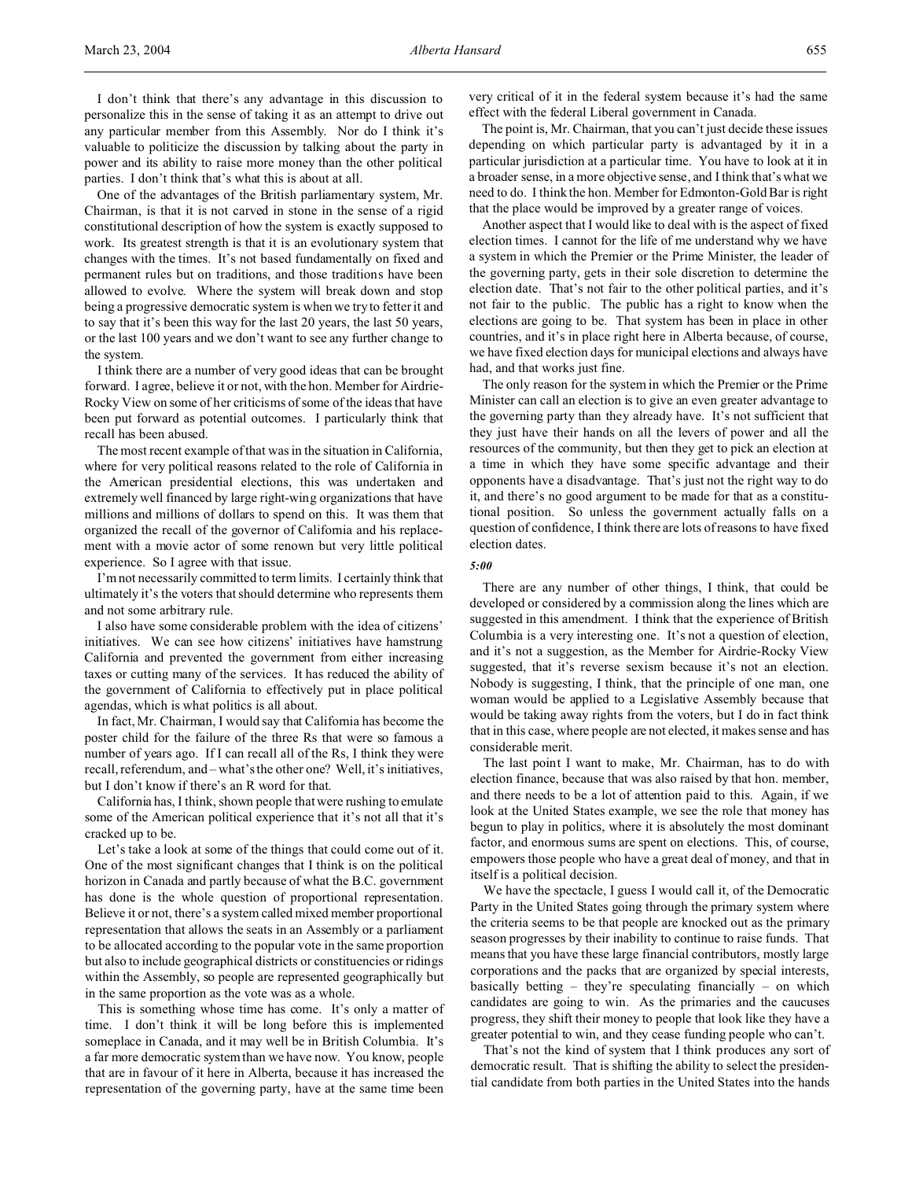I don't think that there's any advantage in this discussion to personalize this in the sense of taking it as an attempt to drive out any particular member from this Assembly. Nor do I think it's valuable to politicize the discussion by talking about the party in power and its ability to raise more money than the other political parties. I don't think that's what this is about at all.

One of the advantages of the British parliamentary system, Mr. Chairman, is that it is not carved in stone in the sense of a rigid constitutional description of how the system is exactly supposed to work. Its greatest strength is that it is an evolutionary system that changes with the times. It's not based fundamentally on fixed and permanent rules but on traditions, and those traditions have been allowed to evolve. Where the system will break down and stop being a progressive democratic system is when we try to fetter it and to say that it's been this way for the last 20 years, the last 50 years, or the last 100 years and we don't want to see any further change to the system.

I think there are a number of very good ideas that can be brought forward. I agree, believe it or not, with the hon. Member for Airdrie-Rocky View on some of her criticisms of some of the ideas that have been put forward as potential outcomes. I particularly think that recall has been abused.

The most recent example of that was in the situation in California, where for very political reasons related to the role of California in the American presidential elections, this was undertaken and extremely well financed by large right-wing organizations that have millions and millions of dollars to spend on this. It was them that organized the recall of the governor of California and his replacement with a movie actor of some renown but very little political experience. So I agree with that issue.

I'm not necessarily committed to term limits. I certainly think that ultimately it's the voters that should determine who represents them and not some arbitrary rule.

I also have some considerable problem with the idea of citizens' initiatives. We can see how citizens' initiatives have hamstrung California and prevented the government from either increasing taxes or cutting many of the services. It has reduced the ability of the government of California to effectively put in place political agendas, which is what politics is all about.

In fact, Mr. Chairman, I would say that California has become the poster child for the failure of the three Rs that were so famous a number of years ago. If I can recall all of the Rs, I think they were recall, referendum, and – what's the other one? Well, it's initiatives, but I don't know if there's an R word for that.

California has, I think, shown people that were rushing to emulate some of the American political experience that it's not all that it's cracked up to be.

Let's take a look at some of the things that could come out of it. One of the most significant changes that I think is on the political horizon in Canada and partly because of what the B.C. government has done is the whole question of proportional representation. Believe it or not, there's a system called mixed member proportional representation that allows the seats in an Assembly or a parliament to be allocated according to the popular vote in the same proportion but also to include geographical districts or constituencies or ridings within the Assembly, so people are represented geographically but in the same proportion as the vote was as a whole.

This is something whose time has come. It's only a matter of time. I don't think it will be long before this is implemented someplace in Canada, and it may well be in British Columbia. It's a far more democratic system than we have now. You know, people that are in favour of it here in Alberta, because it has increased the representation of the governing party, have at the same time been very critical of it in the federal system because it's had the same effect with the federal Liberal government in Canada.

The point is, Mr. Chairman, that you can't just decide these issues depending on which particular party is advantaged by it in a particular jurisdiction at a particular time. You have to look at it in a broader sense, in a more objective sense, and I think that's what we need to do. I think the hon. Member for Edmonton-Gold Bar is right that the place would be improved by a greater range of voices.

Another aspect that I would like to deal with is the aspect of fixed election times. I cannot for the life of me understand why we have a system in which the Premier or the Prime Minister, the leader of the governing party, gets in their sole discretion to determine the election date. That's not fair to the other political parties, and it's not fair to the public. The public has a right to know when the elections are going to be. That system has been in place in other countries, and it's in place right here in Alberta because, of course, we have fixed election days for municipal elections and always have had, and that works just fine.

The only reason for the system in which the Premier or the Prime Minister can call an election is to give an even greater advantage to the governing party than they already have. It's not sufficient that they just have their hands on all the levers of power and all the resources of the community, but then they get to pick an election at a time in which they have some specific advantage and their opponents have a disadvantage. That's just not the right way to do it, and there's no good argument to be made for that as a constitutional position. So unless the government actually falls on a question of confidence, I think there are lots of reasons to have fixed election dates.

*5:00*

There are any number of other things, I think, that could be developed or considered by a commission along the lines which are suggested in this amendment. I think that the experience of British Columbia is a very interesting one. It's not a question of election, and it's not a suggestion, as the Member for Airdrie-Rocky View suggested, that it's reverse sexism because it's not an election. Nobody is suggesting, I think, that the principle of one man, one woman would be applied to a Legislative Assembly because that would be taking away rights from the voters, but I do in fact think that in this case, where people are not elected, it makes sense and has considerable merit.

The last point I want to make, Mr. Chairman, has to do with election finance, because that was also raised by that hon. member, and there needs to be a lot of attention paid to this. Again, if we look at the United States example, we see the role that money has begun to play in politics, where it is absolutely the most dominant factor, and enormous sums are spent on elections. This, of course, empowers those people who have a great deal of money, and that in itself is a political decision.

We have the spectacle, I guess I would call it, of the Democratic Party in the United States going through the primary system where the criteria seems to be that people are knocked out as the primary season progresses by their inability to continue to raise funds. That means that you have these large financial contributors, mostly large corporations and the packs that are organized by special interests, basically betting – they're speculating financially – on which candidates are going to win. As the primaries and the caucuses progress, they shift their money to people that look like they have a greater potential to win, and they cease funding people who can't.

That's not the kind of system that I think produces any sort of democratic result. That is shifting the ability to select the presidential candidate from both parties in the United States into the hands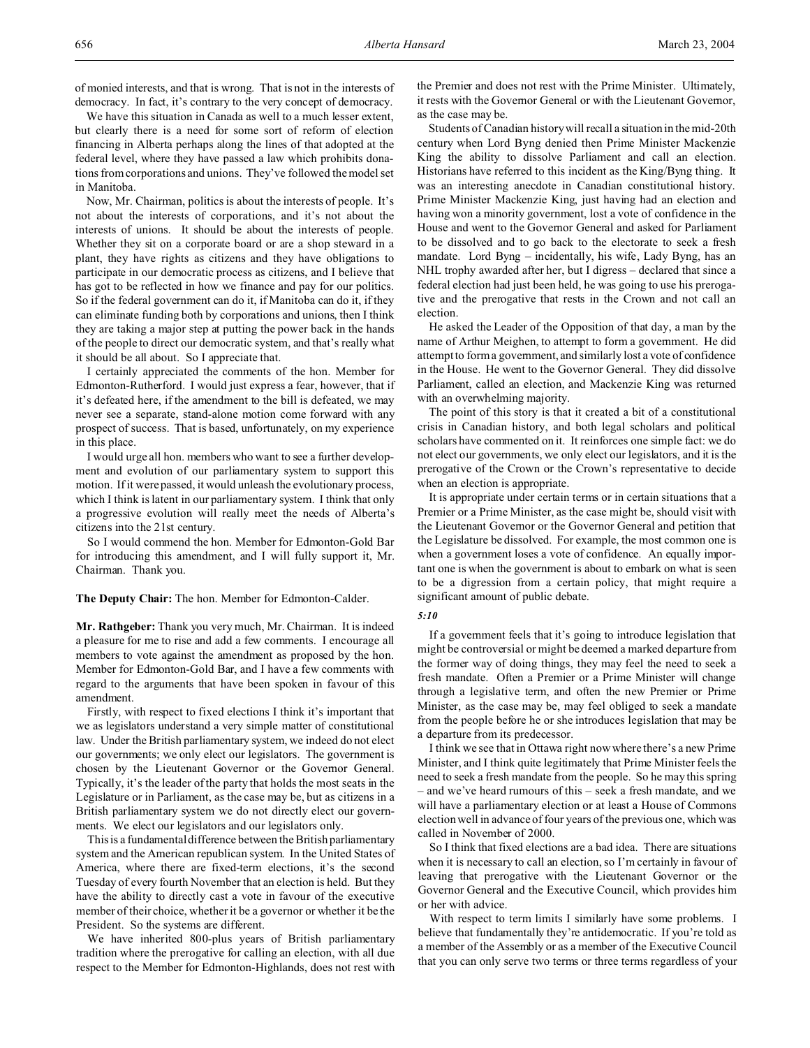of monied interests, and that is wrong. That is not in the interests of democracy. In fact, it's contrary to the very concept of democracy.

We have this situation in Canada as well to a much lesser extent, but clearly there is a need for some sort of reform of election financing in Alberta perhaps along the lines of that adopted at the federal level, where they have passed a law which prohibits donations from corporations and unions. They've followed the model set in Manitoba.

Now, Mr. Chairman, politics is about the interests of people. It's not about the interests of corporations, and it's not about the interests of unions. It should be about the interests of people. Whether they sit on a corporate board or are a shop steward in a plant, they have rights as citizens and they have obligations to participate in our democratic process as citizens, and I believe that has got to be reflected in how we finance and pay for our politics. So if the federal government can do it, if Manitoba can do it, if they can eliminate funding both by corporations and unions, then I think they are taking a major step at putting the power back in the hands of the people to direct our democratic system, and that's really what it should be all about. So I appreciate that.

I certainly appreciated the comments of the hon. Member for Edmonton-Rutherford. I would just express a fear, however, that if it's defeated here, if the amendment to the bill is defeated, we may never see a separate, stand-alone motion come forward with any prospect of success. That is based, unfortunately, on my experience in this place.

I would urge all hon. members who want to see a further development and evolution of our parliamentary system to support this motion. If it were passed, it would unleash the evolutionary process, which I think is latent in our parliamentary system. I think that only a progressive evolution will really meet the needs of Alberta's citizens into the 21st century.

So I would commend the hon. Member for Edmonton-Gold Bar for introducing this amendment, and I will fully support it, Mr. Chairman. Thank you.

**The Deputy Chair:** The hon. Member for Edmonton-Calder.

**Mr. Rathgeber:** Thank you very much, Mr. Chairman. It is indeed a pleasure for me to rise and add a few comments. I encourage all members to vote against the amendment as proposed by the hon. Member for Edmonton-Gold Bar, and I have a few comments with regard to the arguments that have been spoken in favour of this amendment.

Firstly, with respect to fixed elections I think it's important that we as legislators understand a very simple matter of constitutional law. Under the British parliamentary system, we indeed do not elect our governments; we only elect our legislators. The government is chosen by the Lieutenant Governor or the Governor General. Typically, it's the leader of the party that holds the most seats in the Legislature or in Parliament, as the case may be, but as citizens in a British parliamentary system we do not directly elect our governments. We elect our legislators and our legislators only.

This is a fundamental difference between the British parliamentary system and the American republican system. In the United States of America, where there are fixed-term elections, it's the second Tuesday of every fourth November that an election is held. But they have the ability to directly cast a vote in favour of the executive member of their choice, whether it be a governor or whether it be the President. So the systems are different.

We have inherited 800-plus years of British parliamentary tradition where the prerogative for calling an election, with all due respect to the Member for Edmonton-Highlands, does not rest with the Premier and does not rest with the Prime Minister. Ultimately, it rests with the Governor General or with the Lieutenant Governor, as the case may be.

Students of Canadian history will recall a situation in the mid-20th century when Lord Byng denied then Prime Minister Mackenzie King the ability to dissolve Parliament and call an election. Historians have referred to this incident as the King/Byng thing. It was an interesting anecdote in Canadian constitutional history. Prime Minister Mackenzie King, just having had an election and having won a minority government, lost a vote of confidence in the House and went to the Governor General and asked for Parliament to be dissolved and to go back to the electorate to seek a fresh mandate. Lord Byng – incidentally, his wife, Lady Byng, has an NHL trophy awarded after her, but I digress – declared that since a federal election had just been held, he was going to use his prerogative and the prerogative that rests in the Crown and not call an election.

He asked the Leader of the Opposition of that day, a man by the name of Arthur Meighen, to attempt to form a government. He did attempt to form a government, and similarly lost a vote of confidence in the House. He went to the Governor General. They did dissolve Parliament, called an election, and Mackenzie King was returned with an overwhelming majority.

The point of this story is that it created a bit of a constitutional crisis in Canadian history, and both legal scholars and political scholars have commented on it. It reinforces one simple fact: we do not elect our governments, we only elect our legislators, and it is the prerogative of the Crown or the Crown's representative to decide when an election is appropriate.

It is appropriate under certain terms or in certain situations that a Premier or a Prime Minister, as the case might be, should visit with the Lieutenant Governor or the Governor General and petition that the Legislature be dissolved. For example, the most common one is when a government loses a vote of confidence. An equally important one is when the government is about to embark on what is seen to be a digression from a certain policy, that might require a significant amount of public debate.

*5:10*

If a government feels that it's going to introduce legislation that might be controversial or might be deemed a marked departure from the former way of doing things, they may feel the need to seek a fresh mandate. Often a Premier or a Prime Minister will change through a legislative term, and often the new Premier or Prime Minister, as the case may be, may feel obliged to seek a mandate from the people before he or she introduces legislation that may be a departure from its predecessor.

I think we see that in Ottawa right now where there's a new Prime Minister, and I think quite legitimately that Prime Minister feels the need to seek a fresh mandate from the people. So he may this spring – and we've heard rumours of this – seek a fresh mandate, and we will have a parliamentary election or at least a House of Commons election well in advance of four years of the previous one, which was called in November of 2000.

So I think that fixed elections are a bad idea. There are situations when it is necessary to call an election, so I'm certainly in favour of leaving that prerogative with the Lieutenant Governor or the Governor General and the Executive Council, which provides him or her with advice.

With respect to term limits I similarly have some problems. I believe that fundamentally they're antidemocratic. If you're told as a member of the Assembly or as a member of the Executive Council that you can only serve two terms or three terms regardless of your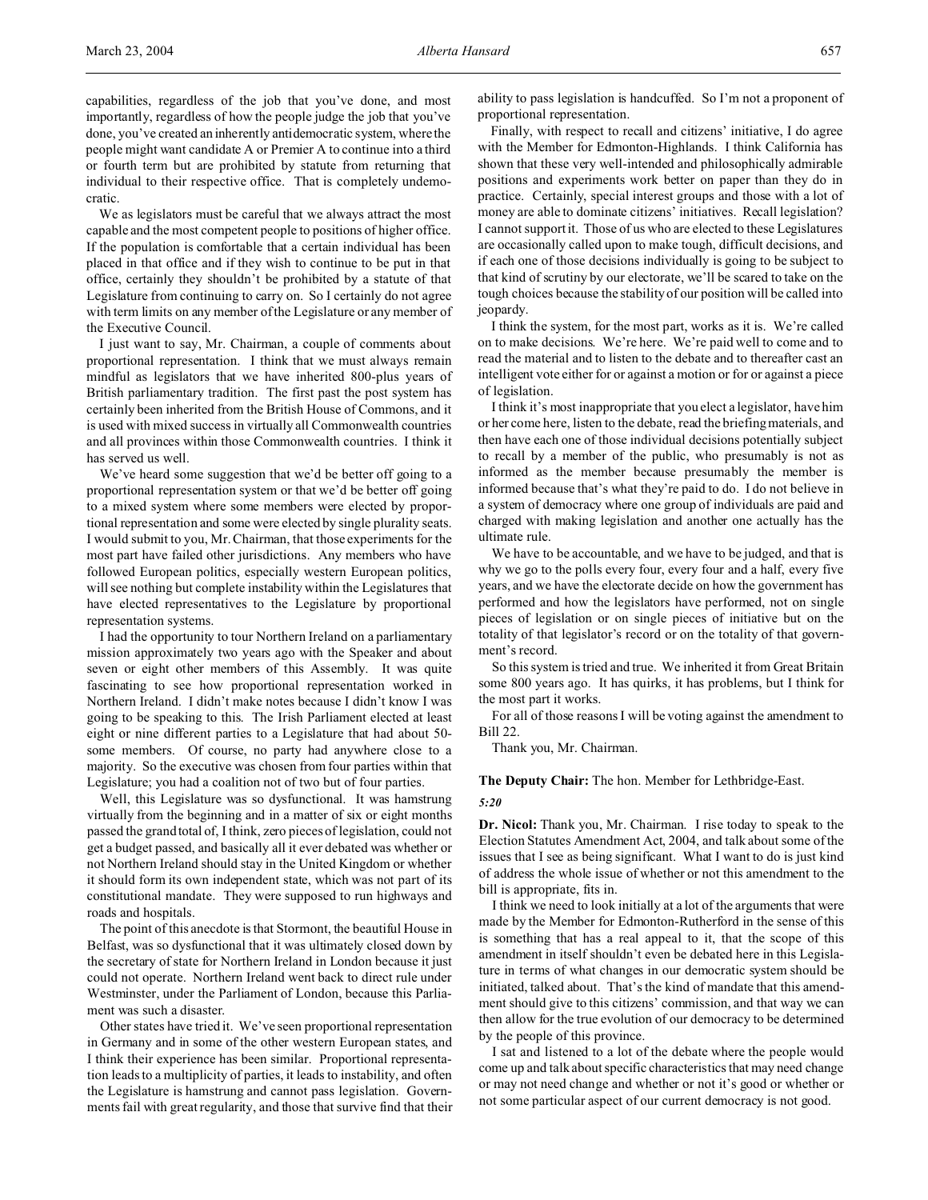capabilities, regardless of the job that you've done, and most importantly, regardless of how the people judge the job that you've done, you've created an inherently antidemocratic system, where the people might want candidate A or Premier A to continue into a third or fourth term but are prohibited by statute from returning that individual to their respective office. That is completely undemocratic.

We as legislators must be careful that we always attract the most capable and the most competent people to positions of higher office. If the population is comfortable that a certain individual has been placed in that office and if they wish to continue to be put in that office, certainly they shouldn't be prohibited by a statute of that Legislature from continuing to carry on. So I certainly do not agree with term limits on any member of the Legislature or any member of the Executive Council.

I just want to say, Mr. Chairman, a couple of comments about proportional representation. I think that we must always remain mindful as legislators that we have inherited 800-plus years of British parliamentary tradition. The first past the post system has certainly been inherited from the British House of Commons, and it is used with mixed success in virtually all Commonwealth countries and all provinces within those Commonwealth countries. I think it has served us well.

We've heard some suggestion that we'd be better off going to a proportional representation system or that we'd be better off going to a mixed system where some members were elected by proportional representation and some were elected by single plurality seats. I would submit to you, Mr. Chairman, that those experiments for the most part have failed other jurisdictions. Any members who have followed European politics, especially western European politics, will see nothing but complete instability within the Legislatures that have elected representatives to the Legislature by proportional representation systems.

I had the opportunity to tour Northern Ireland on a parliamentary mission approximately two years ago with the Speaker and about seven or eight other members of this Assembly. It was quite fascinating to see how proportional representation worked in Northern Ireland. I didn't make notes because I didn't know I was going to be speaking to this. The Irish Parliament elected at least eight or nine different parties to a Legislature that had about 50-some members. Of course, no party had anywhere close to a majority. So the executive was chosen from four parties within that Legislature; you had a coalition not of two but of four parties.

Well, this Legislature was so dysfunctional. It was hamstrung virtually from the beginning and in a matter of six or eight months passed the grand total of, I think, zero pieces of legislation, could not get a budget passed, and basically all it ever debated was whether or not Northern Ireland should stay in the United Kingdom or whether it should form its own independent state, which was not part of its constitutional mandate. They were supposed to run highways and roads and hospitals.

The point of this anecdote is that Stormont, the beautiful House in Belfast, was so dysfunctional that it was ultimately closed down by the secretary of state for Northern Ireland in London because it just could not operate. Northern Ireland went back to direct rule under Westminster, under the Parliament of London, because this Parliament was such a disaster.

Other states have tried it. We've seen proportional representation in Germany and in some of the other western European states, and I think their experience has been similar. Proportional representation leads to a multiplicity of parties, it leads to instability, and often the Legislature is hamstrung and cannot pass legislation. Governments fail with great regularity, and those that survive find that their ability to pass legislation is handcuffed. So I'm not a proponent of proportional representation.

Finally, with respect to recall and citizens' initiative, I do agree with the Member for Edmonton-Highlands. I think California has shown that these very well-intended and philosophically admirable positions and experiments work better on paper than they do in practice. Certainly, special interest groups and those with a lot of money are able to dominate citizens' initiatives. Recall legislation? I cannot support it. Those of us who are elected to these Legislatures are occasionally called upon to make tough, difficult decisions, and if each one of those decisions individually is going to be subject to that kind of scrutiny by our electorate, we'll be scared to take on the tough choices because the stability of our position will be called into jeopardy.

I think the system, for the most part, works as it is. We're called on to make decisions. We're here. We're paid well to come and to read the material and to listen to the debate and to thereafter cast an intelligent vote either for or against a motion or for or against a piece of legislation.

I think it's most inappropriate that you elect a legislator, have him or her come here, listen to the debate, read the briefing materials, and then have each one of those individual decisions potentially subject to recall by a member of the public, who presumably is not as informed as the member because presumably the member is informed because that's what they're paid to do. I do not believe in a system of democracy where one group of individuals are paid and charged with making legislation and another one actually has the ultimate rule.

We have to be accountable, and we have to be judged, and that is why we go to the polls every four, every four and a half, every five years, and we have the electorate decide on how the government has performed and how the legislators have performed, not on single pieces of legislation or on single pieces of initiative but on the totality of that legislator's record or on the totality of that government's record.

So this system is tried and true. We inherited it from Great Britain some 800 years ago. It has quirks, it has problems, but I think for the most part it works.

For all of those reasons I will be voting against the amendment to Bill 22.

Thank you, Mr. Chairman.

**The Deputy Chair:** The hon. Member for Lethbridge-East.

*5:20*

**Dr. Nicol:** Thank you, Mr. Chairman. I rise today to speak to the Election Statutes Amendment Act, 2004, and talk about some of the issues that I see as being significant. What I want to do is just kind of address the whole issue of whether or not this amendment to the bill is appropriate, fits in.

I think we need to look initially at a lot of the arguments that were made by the Member for Edmonton-Rutherford in the sense of this is something that has a real appeal to it, that the scope of this amendment in itself shouldn't even be debated here in this Legislature in terms of what changes in our democratic system should be initiated, talked about. That's the kind of mandate that this amendment should give to this citizens' commission, and that way we can then allow for the true evolution of our democracy to be determined by the people of this province.

I sat and listened to a lot of the debate where the people would come up and talk about specific characteristics that may need change or may not need change and whether or not it's good or whether or not some particular aspect of our current democracy is not good.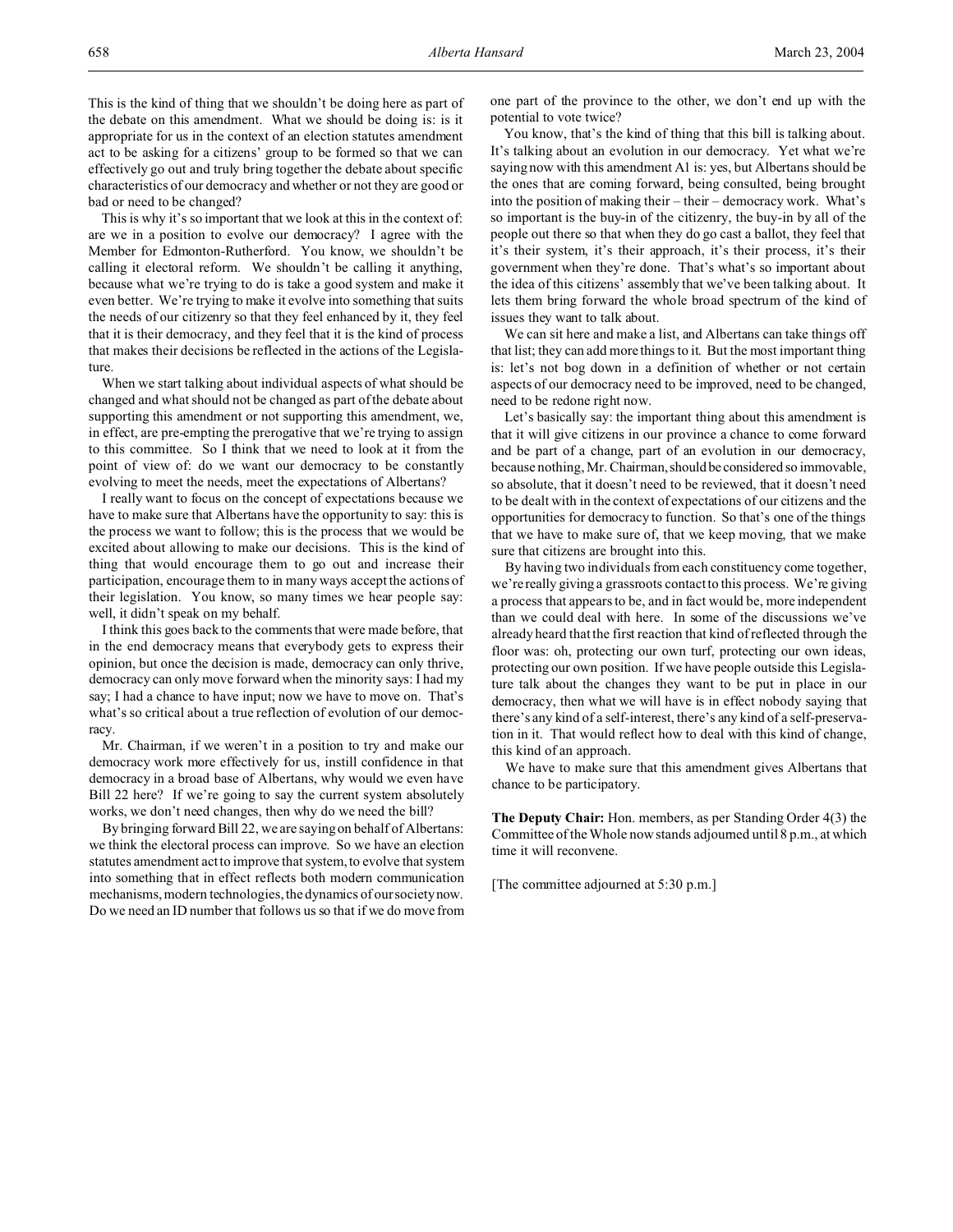This is the kind of thing that we shouldn't be doing here as part of the debate on this amendment. What we should be doing is: is it appropriate for us in the context of an election statutes amendment act to be asking for a citizens' group to be formed so that we can effectively go out and truly bring together the debate about specific characteristics of our democracy and whether or not they are good or bad or need to be changed?

This is why it's so important that we look at this in the context of: are we in a position to evolve our democracy? I agree with the Member for Edmonton-Rutherford. You know, we shouldn't be calling it electoral reform. We shouldn't be calling it anything, because what we're trying to do is take a good system and make it even better. We're trying to make it evolve into something that suits the needs of our citizenry so that they feel enhanced by it, they feel that it is their democracy, and they feel that it is the kind of process that makes their decisions be reflected in the actions of the Legislature.

When we start talking about individual aspects of what should be changed and what should not be changed as part of the debate about supporting this amendment or not supporting this amendment, we, in effect, are pre-empting the prerogative that we're trying to assign to this committee. So I think that we need to look at it from the point of view of: do we want our democracy to be constantly evolving to meet the needs, meet the expectations of Albertans?

I really want to focus on the concept of expectations because we have to make sure that Albertans have the opportunity to say: this is the process we want to follow; this is the process that we would be excited about allowing to make our decisions. This is the kind of thing that would encourage them to go out and increase their participation, encourage them to in many ways accept the actions of their legislation. You know, so many times we hear people say: well, it didn't speak on my behalf.

I think this goes back to the comments that were made before, that in the end democracy means that everybody gets to express their opinion, but once the decision is made, democracy can only thrive, democracy can only move forward when the minority says: I had my say; I had a chance to have input; now we have to move on. That's what's so critical about a true reflection of evolution of our democracy.

Mr. Chairman, if we weren't in a position to try and make our democracy work more effectively for us, instill confidence in that democracy in a broad base of Albertans, why would we even have Bill 22 here? If we're going to say the current system absolutely works, we don't need changes, then why do we need the bill?

By bringing forward Bill 22, we are saying on behalf of Albertans: we think the electoral process can improve. So we have an election statutes amendment act to improve that system, to evolve that system into something that in effect reflects both modern communication mechanisms, modern technologies, the dynamics of our society now. Do we need an ID number that follows us so that if we do move from one part of the province to the other, we don't end up with the potential to vote twice?

You know, that's the kind of thing that this bill is talking about. It's talking about an evolution in our democracy. Yet what we're saying now with this amendment A1 is: yes, but Albertans should be the ones that are coming forward, being consulted, being brought into the position of making their – their – democracy work. What's so important is the buy-in of the citizenry, the buy-in by all of the people out there so that when they do go cast a ballot, they feel that it's their system, it's their approach, it's their process, it's their government when they're done. That's what's so important about the idea of this citizens' assembly that we've been talking about. It lets them bring forward the whole broad spectrum of the kind of issues they want to talk about.

We can sit here and make a list, and Albertans can take things off that list; they can add more things to it. But the most important thing is: let's not bog down in a definition of whether or not certain aspects of our democracy need to be improved, need to be changed, need to be redone right now.

Let's basically say: the important thing about this amendment is that it will give citizens in our province a chance to come forward and be part of a change, part of an evolution in our democracy, because nothing, Mr. Chairman, should be considered so immovable, so absolute, that it doesn't need to be reviewed, that it doesn't need to be dealt with in the context of expectations of our citizens and the opportunities for democracy to function. So that's one of the things that we have to make sure of, that we keep moving, that we make sure that citizens are brought into this.

By having two individuals from each constituency come together, we're really giving a grassroots contact to this process. We're giving a process that appears to be, and in fact would be, more independent than we could deal with here. In some of the discussions we've already heard that the first reaction that kind of reflected through the floor was: oh, protecting our own turf, protecting our own ideas, protecting our own position. If we have people outside this Legislature talk about the changes they want to be put in place in our democracy, then what we will have is in effect nobody saying that there's any kind of a self-interest, there's any kind of a self-preservation in it. That would reflect how to deal with this kind of change, this kind of an approach.

We have to make sure that this amendment gives Albertans that chance to be participatory.

**The Deputy Chair:** Hon. members, as per Standing Order 4(3) the Committee of the Whole now stands adjourned until 8 p.m., at which time it will reconvene.

[The committee adjourned at 5:30 p.m.]